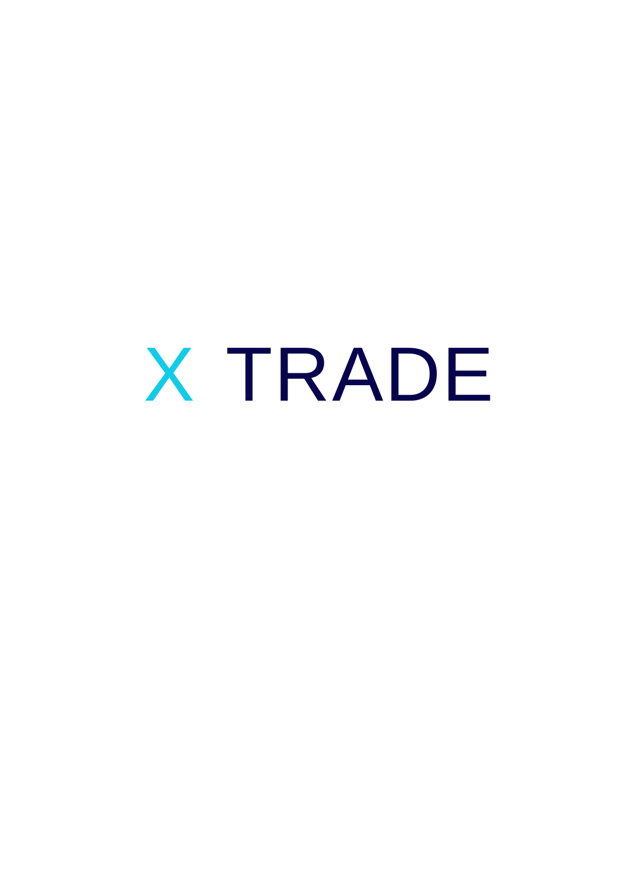# X TRADE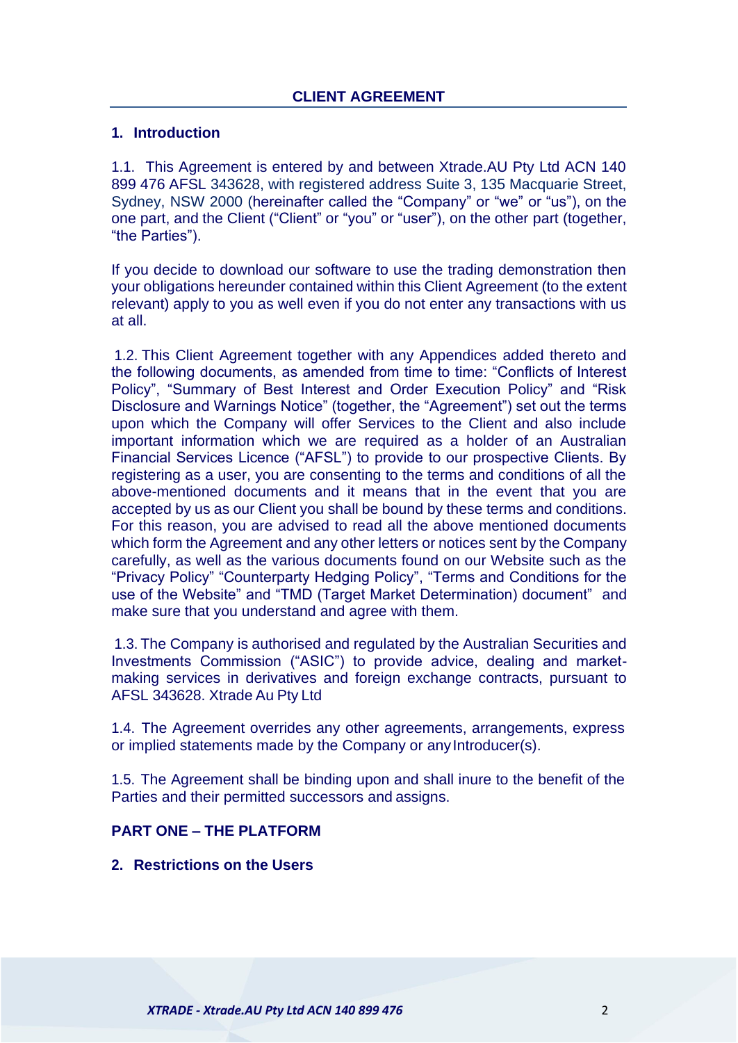# CLIENT AGREEMENT

## 1. Introduction

1.1. This Agreement is entered by and between Xtrade.AU Pty Ltd ACN 140 899 476 AFSL 343628, with registered address Suite 3, 135 Macquarie Street, Sydney, NSW 2000 (hereinafter called the "Company" or "we" or "us"), on the one part, and the Client ("Client" or "you" or "user"), on the other part (together, "the Parties").

If you decide to download our software to use the trading demonstration then your obligations hereunder contained within this Client Agreement (to the extent relevant) apply to you as well even if you do not enter any transactions with us at all.

1.2. This Client Agreement together with any Appendices added thereto and the following documents, as amended from time to time: "Conflicts of Interest Policy", "Summary of Best Interest and Order Execution Policy" and "Risk Disclosure and Warnings Notice" (together, the "Agreement") set out the terms upon which the Company will offer Services to the Client and also include important information which we are required as a holder of an Australian Financial Services Licence ("AFSL") to provide to our prospective Clients. By registering as a user, you are consenting to the terms and conditions of all the above-mentioned documents and it means that in the event that you are accepted by us as our Client you shall be bound by these terms and conditions. For this reason, you are advised to read all the above mentioned documents which form the Agreement and any other letters or notices sent by the Company carefully, as well as the various documents found on our Website such as the "Privacy Policy" "Counterparty Hedging Policy", "Terms and Conditions for the use of the Website" and "TMD (Target Market Determination) document" and make sure that you understand and agree with them.

1.3. The Company is authorised and regulated by the Australian Securities and Investments Commission ("ASIC") to provide advice, dealing and market-making services in derivatives and foreign exchange contracts, pursuant to AFSL 343628. Xtrade Au Pty Ltd

1.4. The Agreement overrides any other agreements, arrangements, express or implied statements made by the Company or any Introducer(s).

1.5. The Agreement shall be binding upon and shall inure to the benefit of the Parties and their permitted successors and assigns.

## PART ONE – THE PLATFORM

## 2. Restrictions on the Users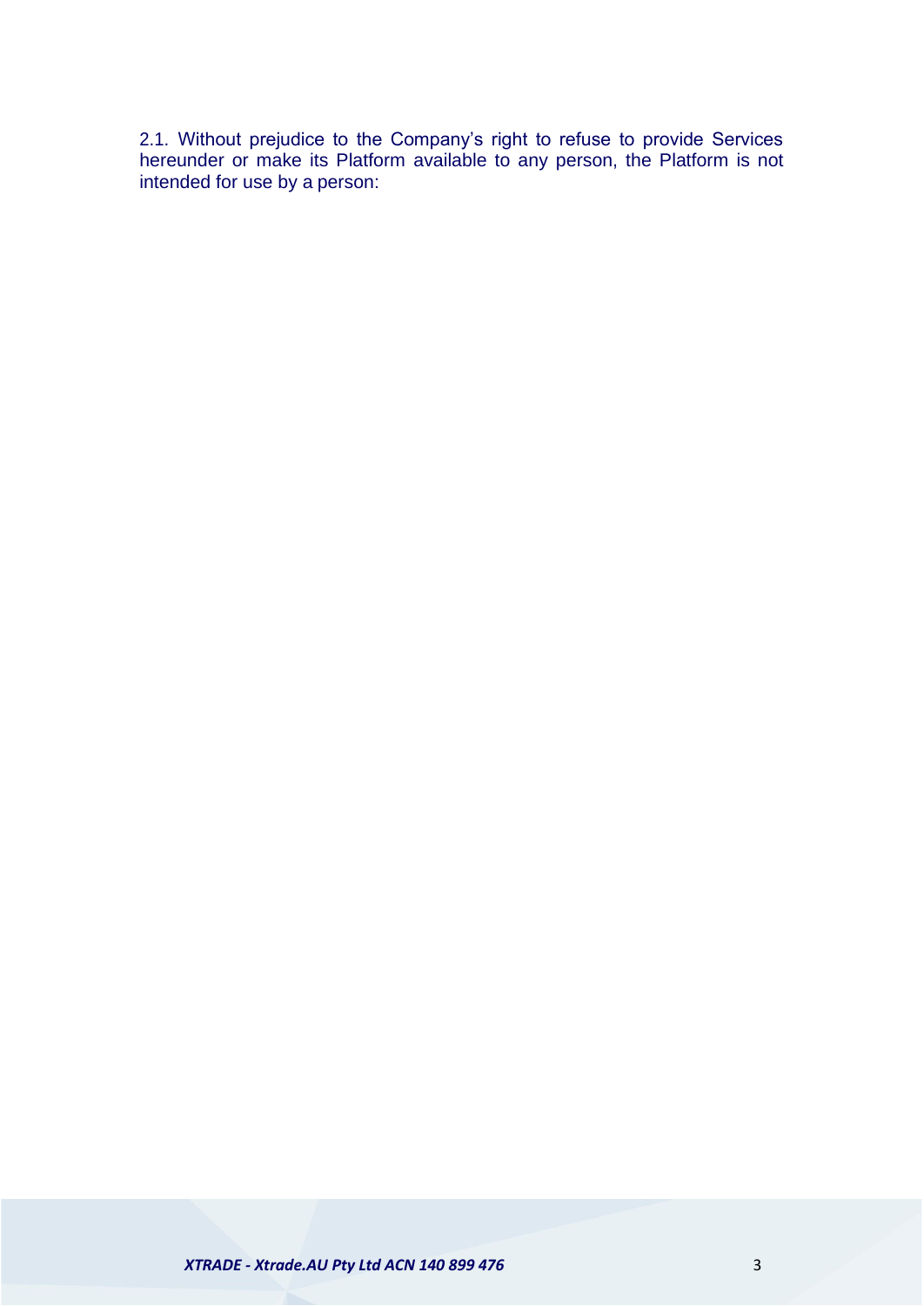2.1. Without prejudice to the Company's right to refuse to provide Services hereunder or make its Platform available to any person, the Platform is not intended for use by a person: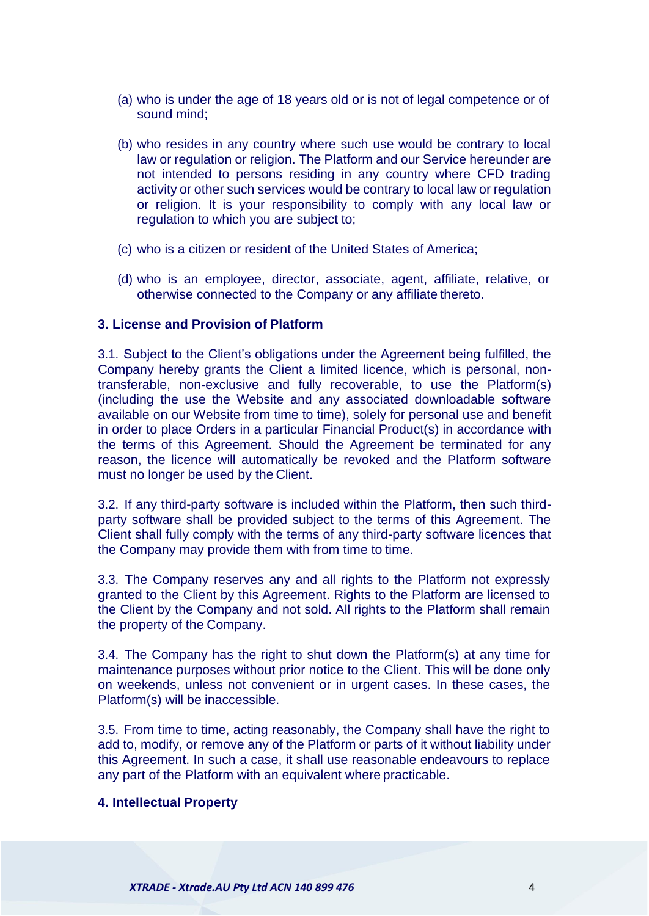(a) who is under the age of 18 years old or is not of legal competence or of sound mind;

(b) who resides in any country where such use would be contrary to local law or regulation or religion. The Platform and our Service hereunder are not intended to persons residing in any country where CFD trading activity or other such services would be contrary to local law or regulation or religion. It is your responsibility to comply with any local law or regulation to which you are subject to;

(c) who is a citizen or resident of the United States of America;

(d) who is an employee, director, associate, agent, affiliate, relative, or otherwise connected to the Company or any affiliate thereto.

### 3. License and Provision of Platform

3.1. Subject to the Client's obligations under the Agreement being fulfilled, the Company hereby grants the Client a limited licence, which is personal, non-transferable, non-exclusive and fully recoverable, to use the Platform(s) (including the use the Website and any associated downloadable software available on our Website from time to time), solely for personal use and benefit in order to place Orders in a particular Financial Product(s) in accordance with the terms of this Agreement. Should the Agreement be terminated for any reason, the licence will automatically be revoked and the Platform software must no longer be used by the Client.

3.2. If any third-party software is included within the Platform, then such third-party software shall be provided subject to the terms of this Agreement. The Client shall fully comply with the terms of any third-party software licences that the Company may provide them with from time to time.

3.3. The Company reserves any and all rights to the Platform not expressly granted to the Client by this Agreement. Rights to the Platform are licensed to the Client by the Company and not sold. All rights to the Platform shall remain the property of the Company.

3.4. The Company has the right to shut down the Platform(s) at any time for maintenance purposes without prior notice to the Client. This will be done only on weekends, unless not convenient or in urgent cases. In these cases, the Platform(s) will be inaccessible.

3.5. From time to time, acting reasonably, the Company shall have the right to add to, modify, or remove any of the Platform or parts of it without liability under this Agreement. In such a case, it shall use reasonable endeavours to replace any part of the Platform with an equivalent where practicable.

### 4. Intellectual Property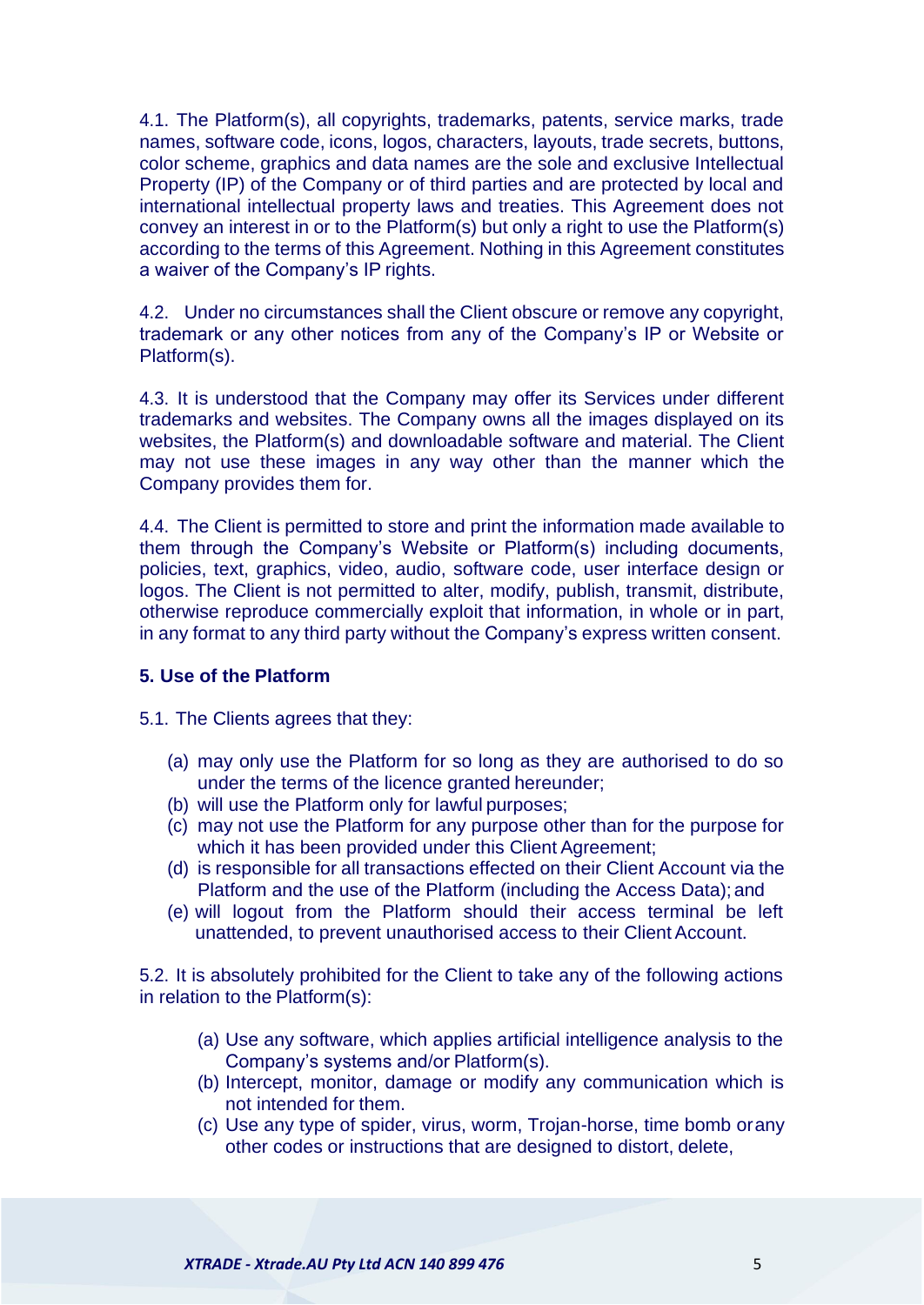4.1. The Platform(s), all copyrights, trademarks, patents, service marks, trade names, software code, icons, logos, characters, layouts, trade secrets, buttons, color scheme, graphics and data names are the sole and exclusive Intellectual Property (IP) of the Company or of third parties and are protected by local and international intellectual property laws and treaties. This Agreement does not convey an interest in or to the Platform(s) but only a right to use the Platform(s) according to the terms of this Agreement. Nothing in this Agreement constitutes a waiver of the Company's IP rights.

4.2. Under no circumstances shall the Client obscure or remove any copyright, trademark or any other notices from any of the Company's IP or Website or Platform(s).

4.3. It is understood that the Company may offer its Services under different trademarks and websites. The Company owns all the images displayed on its websites, the Platform(s) and downloadable software and material. The Client may not use these images in any way other than the manner which the Company provides them for.

4.4. The Client is permitted to store and print the information made available to them through the Company's Website or Platform(s) including documents, policies, text, graphics, video, audio, software code, user interface design or logos. The Client is not permitted to alter, modify, publish, transmit, distribute, otherwise reproduce commercially exploit that information, in whole or in part, in any format to any third party without the Company's express written consent.

**5. Use of the Platform**

5.1. The Clients agrees that they:

(a) may only use the Platform for so long as they are authorised to do so under the terms of the licence granted hereunder;
(b) will use the Platform only for lawful purposes;
(c) may not use the Platform for any purpose other than for the purpose for which it has been provided under this Client Agreement;
(d) is responsible for all transactions effected on their Client Account via the Platform and the use of the Platform (including the Access Data); and
(e) will logout from the Platform should their access terminal be left unattended, to prevent unauthorised access to their Client Account.

5.2. It is absolutely prohibited for the Client to take any of the following actions in relation to the Platform(s):

(a) Use any software, which applies artificial intelligence analysis to the Company's systems and/or Platform(s).
(b) Intercept, monitor, damage or modify any communication which is not intended for them.
(c) Use any type of spider, virus, worm, Trojan-horse, time bomb or any other codes or instructions that are designed to distort, delete,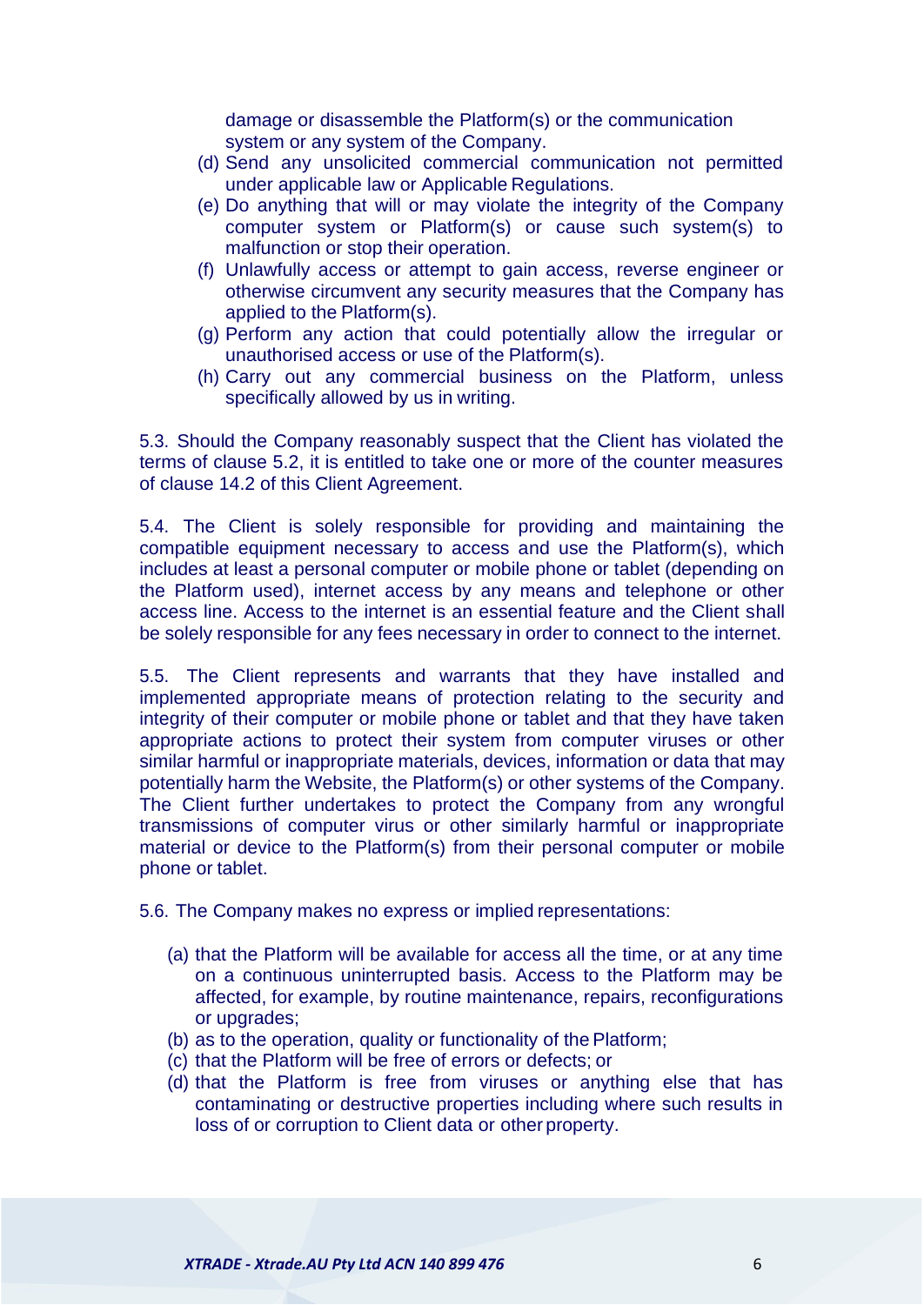damage or disassemble the Platform(s) or the communication system or any system of the Company.

(d) Send any unsolicited commercial communication not permitted under applicable law or Applicable Regulations.

(e) Do anything that will or may violate the integrity of the Company computer system or Platform(s) or cause such system(s) to malfunction or stop their operation.

(f) Unlawfully access or attempt to gain access, reverse engineer or otherwise circumvent any security measures that the Company has applied to the Platform(s).

(g) Perform any action that could potentially allow the irregular or unauthorised access or use of the Platform(s).

(h) Carry out any commercial business on the Platform, unless specifically allowed by us in writing.

5.3. Should the Company reasonably suspect that the Client has violated the terms of clause 5.2, it is entitled to take one or more of the counter measures of clause 14.2 of this Client Agreement.

5.4. The Client is solely responsible for providing and maintaining the compatible equipment necessary to access and use the Platform(s), which includes at least a personal computer or mobile phone or tablet (depending on the Platform used), internet access by any means and telephone or other access line. Access to the internet is an essential feature and the Client shall be solely responsible for any fees necessary in order to connect to the internet.

5.5. The Client represents and warrants that they have installed and implemented appropriate means of protection relating to the security and integrity of their computer or mobile phone or tablet and that they have taken appropriate actions to protect their system from computer viruses or other similar harmful or inappropriate materials, devices, information or data that may potentially harm the Website, the Platform(s) or other systems of the Company. The Client further undertakes to protect the Company from any wrongful transmissions of computer virus or other similarly harmful or inappropriate material or device to the Platform(s) from their personal computer or mobile phone or tablet.

5.6. The Company makes no express or implied representations:

(a) that the Platform will be available for access all the time, or at any time on a continuous uninterrupted basis. Access to the Platform may be affected, for example, by routine maintenance, repairs, reconfigurations or upgrades;

(b) as to the operation, quality or functionality of the Platform;

(c) that the Platform will be free of errors or defects; or

(d) that the Platform is free from viruses or anything else that has contaminating or destructive properties including where such results in loss of or corruption to Client data or other property.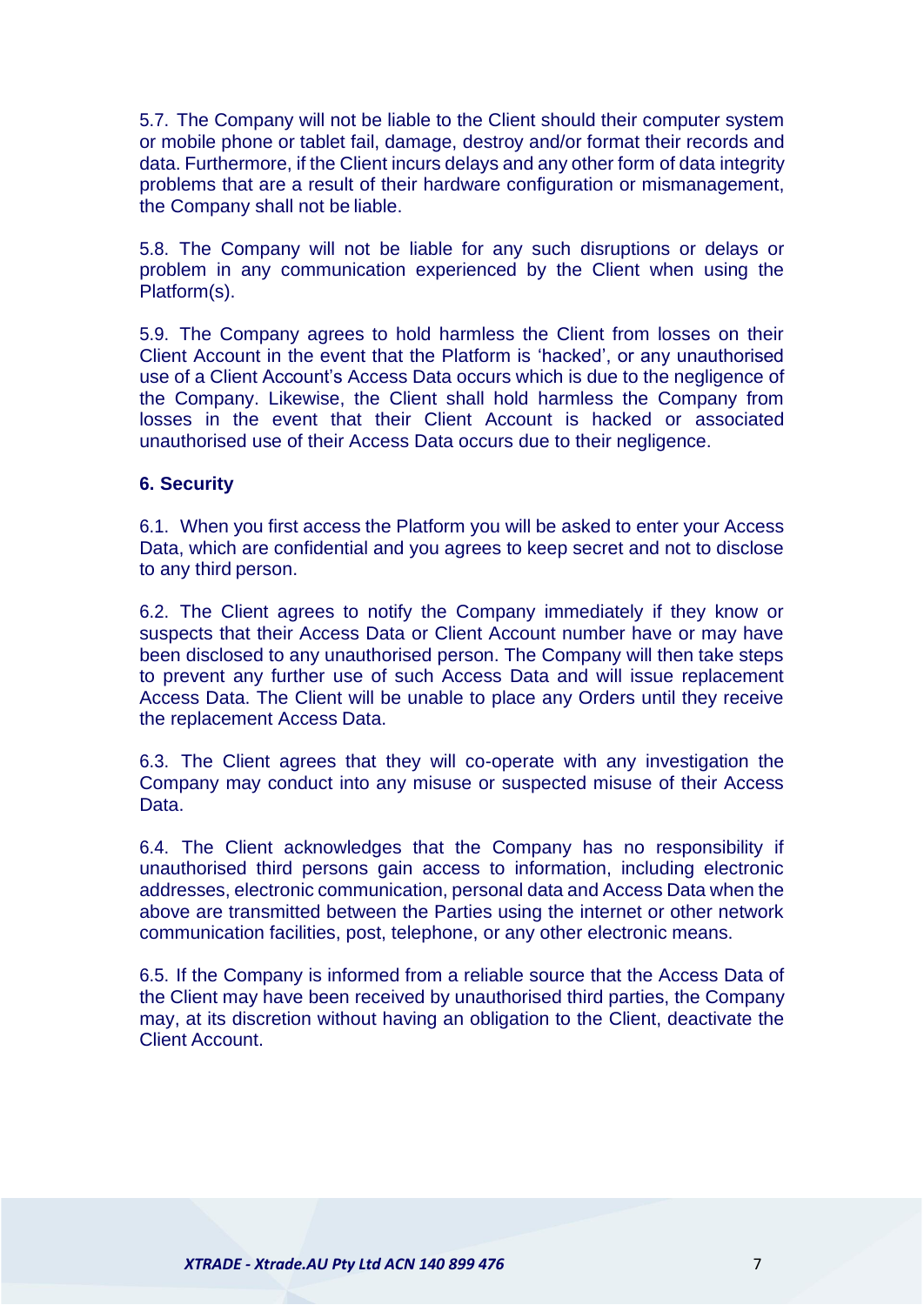5.7. The Company will not be liable to the Client should their computer system or mobile phone or tablet fail, damage, destroy and/or format their records and data. Furthermore, if the Client incurs delays and any other form of data integrity problems that are a result of their hardware configuration or mismanagement, the Company shall not be liable.

5.8. The Company will not be liable for any such disruptions or delays or problem in any communication experienced by the Client when using the Platform(s).

5.9. The Company agrees to hold harmless the Client from losses on their Client Account in the event that the Platform is 'hacked', or any unauthorised use of a Client Account's Access Data occurs which is due to the negligence of the Company. Likewise, the Client shall hold harmless the Company from losses in the event that their Client Account is hacked or associated unauthorised use of their Access Data occurs due to their negligence.

**6. Security**

6.1. When you first access the Platform you will be asked to enter your Access Data, which are confidential and you agrees to keep secret and not to disclose to any third person.

6.2. The Client agrees to notify the Company immediately if they know or suspects that their Access Data or Client Account number have or may have been disclosed to any unauthorised person. The Company will then take steps to prevent any further use of such Access Data and will issue replacement Access Data. The Client will be unable to place any Orders until they receive the replacement Access Data.

6.3. The Client agrees that they will co-operate with any investigation the Company may conduct into any misuse or suspected misuse of their Access Data.

6.4. The Client acknowledges that the Company has no responsibility if unauthorised third persons gain access to information, including electronic addresses, electronic communication, personal data and Access Data when the above are transmitted between the Parties using the internet or other network communication facilities, post, telephone, or any other electronic means.

6.5. If the Company is informed from a reliable source that the Access Data of the Client may have been received by unauthorised third parties, the Company may, at its discretion without having an obligation to the Client, deactivate the Client Account.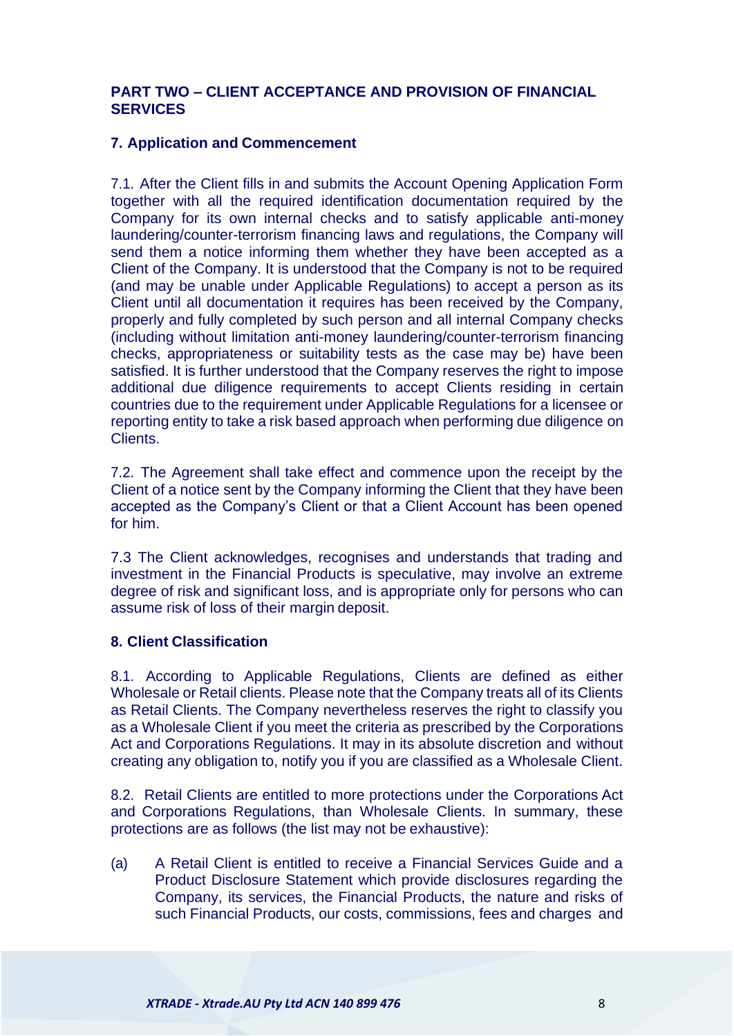## PART TWO – CLIENT ACCEPTANCE AND PROVISION OF FINANCIAL SERVICES

### 7. Application and Commencement

7.1. After the Client fills in and submits the Account Opening Application Form together with all the required identification documentation required by the Company for its own internal checks and to satisfy applicable anti-money laundering/counter-terrorism financing laws and regulations, the Company will send them a notice informing them whether they have been accepted as a Client of the Company. It is understood that the Company is not to be required (and may be unable under Applicable Regulations) to accept a person as its Client until all documentation it requires has been received by the Company, properly and fully completed by such person and all internal Company checks (including without limitation anti-money laundering/counter-terrorism financing checks, appropriateness or suitability tests as the case may be) have been satisfied. It is further understood that the Company reserves the right to impose additional due diligence requirements to accept Clients residing in certain countries due to the requirement under Applicable Regulations for a licensee or reporting entity to take a risk based approach when performing due diligence on Clients.

7.2. The Agreement shall take effect and commence upon the receipt by the Client of a notice sent by the Company informing the Client that they have been accepted as the Company's Client or that a Client Account has been opened for him.

7.3 The Client acknowledges, recognises and understands that trading and investment in the Financial Products is speculative, may involve an extreme degree of risk and significant loss, and is appropriate only for persons who can assume risk of loss of their margin deposit.

### 8. Client Classification

8.1. According to Applicable Regulations, Clients are defined as either Wholesale or Retail clients. Please note that the Company treats all of its Clients as Retail Clients. The Company nevertheless reserves the right to classify you as a Wholesale Client if you meet the criteria as prescribed by the Corporations Act and Corporations Regulations. It may in its absolute discretion and without creating any obligation to, notify you if you are classified as a Wholesale Client.

8.2. Retail Clients are entitled to more protections under the Corporations Act and Corporations Regulations, than Wholesale Clients. In summary, these protections are as follows (the list may not be exhaustive):

(a) A Retail Client is entitled to receive a Financial Services Guide and a Product Disclosure Statement which provide disclosures regarding the Company, its services, the Financial Products, the nature and risks of such Financial Products, our costs, commissions, fees and charges and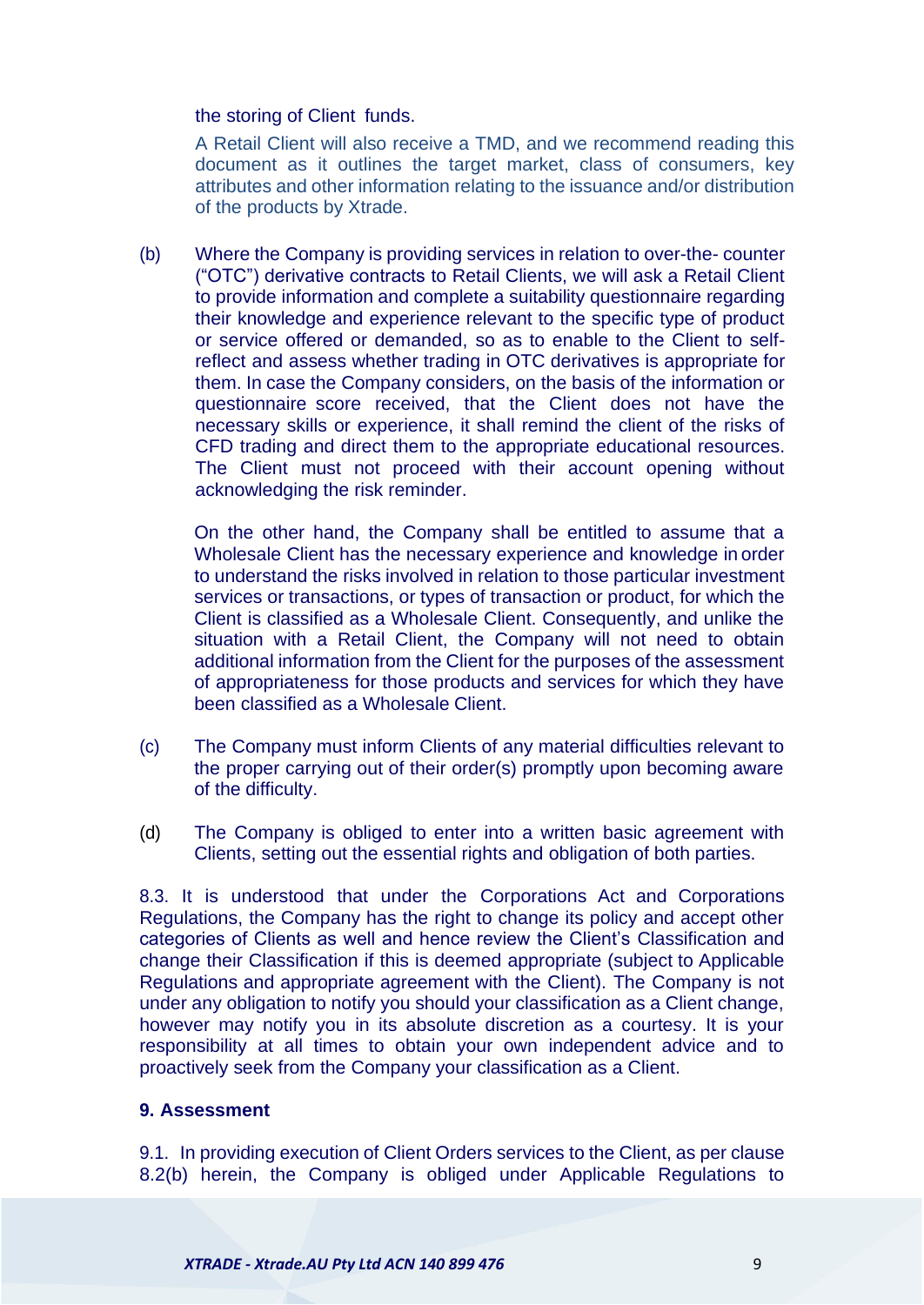the storing of Client funds.

A Retail Client will also receive a TMD, and we recommend reading this document as it outlines the target market, class of consumers, key attributes and other information relating to the issuance and/or distribution of the products by Xtrade.

(b) Where the Company is providing services in relation to over-the- counter ("OTC") derivative contracts to Retail Clients, we will ask a Retail Client to provide information and complete a suitability questionnaire regarding their knowledge and experience relevant to the specific type of product or service offered or demanded, so as to enable to the Client to self-reflect and assess whether trading in OTC derivatives is appropriate for them. In case the Company considers, on the basis of the information or questionnaire score received, that the Client does not have the necessary skills or experience, it shall remind the client of the risks of CFD trading and direct them to the appropriate educational resources. The Client must not proceed with their account opening without acknowledging the risk reminder.

On the other hand, the Company shall be entitled to assume that a Wholesale Client has the necessary experience and knowledge in order to understand the risks involved in relation to those particular investment services or transactions, or types of transaction or product, for which the Client is classified as a Wholesale Client. Consequently, and unlike the situation with a Retail Client, the Company will not need to obtain additional information from the Client for the purposes of the assessment of appropriateness for those products and services for which they have been classified as a Wholesale Client.

(c) The Company must inform Clients of any material difficulties relevant to the proper carrying out of their order(s) promptly upon becoming aware of the difficulty.

(d) The Company is obliged to enter into a written basic agreement with Clients, setting out the essential rights and obligation of both parties.

8.3. It is understood that under the Corporations Act and Corporations Regulations, the Company has the right to change its policy and accept other categories of Clients as well and hence review the Client's Classification and change their Classification if this is deemed appropriate (subject to Applicable Regulations and appropriate agreement with the Client). The Company is not under any obligation to notify you should your classification as a Client change, however may notify you in its absolute discretion as a courtesy. It is your responsibility at all times to obtain your own independent advice and to proactively seek from the Company your classification as a Client.

## 9. Assessment

9.1. In providing execution of Client Orders services to the Client, as per clause 8.2(b) herein, the Company is obliged under Applicable Regulations to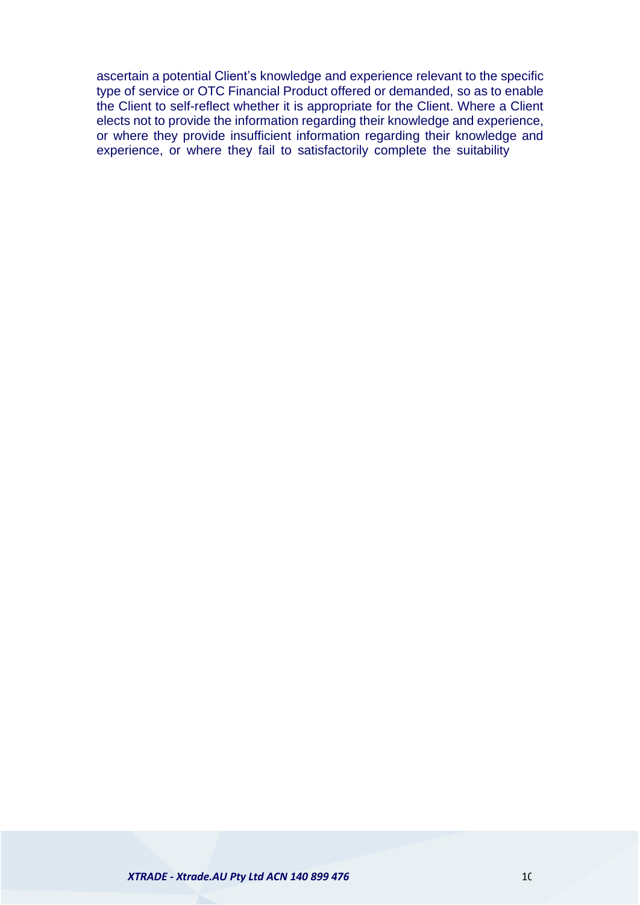ascertain a potential Client’s knowledge and experience relevant to the specific type of service or OTC Financial Product offered or demanded, so as to enable the Client to self-reflect whether it is appropriate for the Client. Where a Client elects not to provide the information regarding their knowledge and experience, or where they provide insufficient information regarding their knowledge and experience, or where they fail to satisfactorily complete the suitability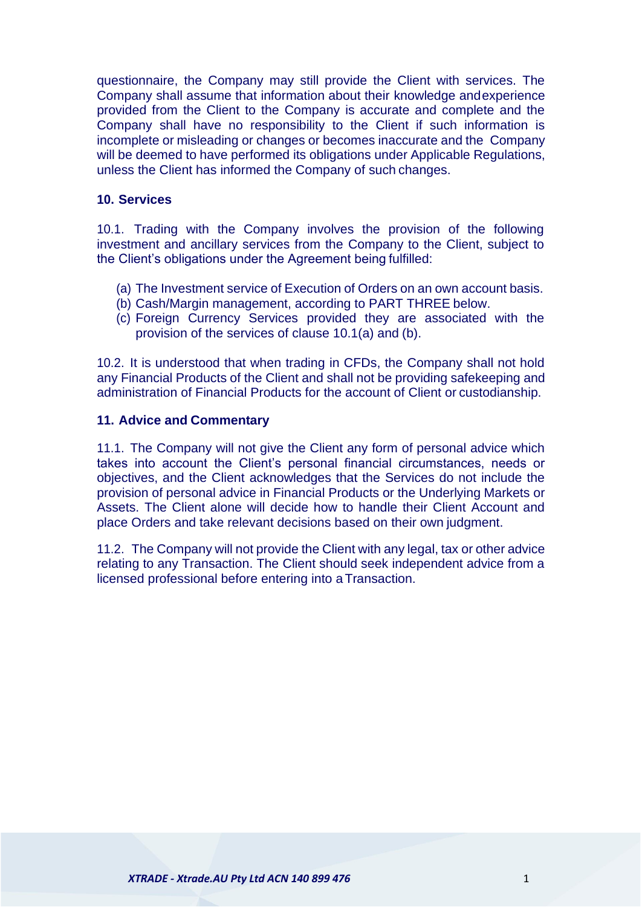questionnaire, the Company may still provide the Client with services. The Company shall assume that information about their knowledge and experience provided from the Client to the Company is accurate and complete and the Company shall have no responsibility to the Client if such information is incomplete or misleading or changes or becomes inaccurate and the Company will be deemed to have performed its obligations under Applicable Regulations, unless the Client has informed the Company of such changes.

### 10. Services

10.1. Trading with the Company involves the provision of the following investment and ancillary services from the Company to the Client, subject to the Client's obligations under the Agreement being fulfilled:

(a) The Investment service of Execution of Orders on an own account basis.
(b) Cash/Margin management, according to PART THREE below.
(c) Foreign Currency Services provided they are associated with the provision of the services of clause 10.1(a) and (b).

10.2. It is understood that when trading in CFDs, the Company shall not hold any Financial Products of the Client and shall not be providing safekeeping and administration of Financial Products for the account of Client or custodianship.

### 11. Advice and Commentary

11.1. The Company will not give the Client any form of personal advice which takes into account the Client's personal financial circumstances, needs or objectives, and the Client acknowledges that the Services do not include the provision of personal advice in Financial Products or the Underlying Markets or Assets. The Client alone will decide how to handle their Client Account and place Orders and take relevant decisions based on their own judgment.

11.2. The Company will not provide the Client with any legal, tax or other advice relating to any Transaction. The Client should seek independent advice from a licensed professional before entering into a Transaction.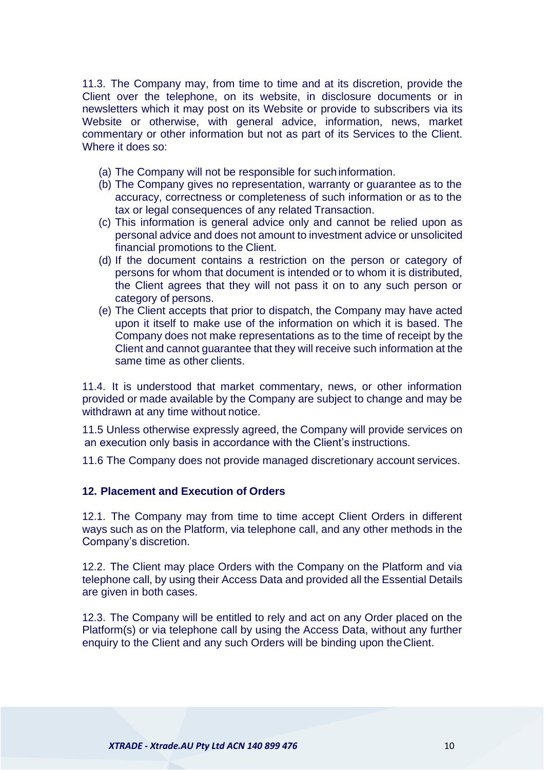11.3. The Company may, from time to time and at its discretion, provide the Client over the telephone, on its website, in disclosure documents or in newsletters which it may post on its Website or provide to subscribers via its Website or otherwise, with general advice, information, news, market commentary or other information but not as part of its Services to the Client. Where it does so:

(a) The Company will not be responsible for such information.
(b) The Company gives no representation, warranty or guarantee as to the accuracy, correctness or completeness of such information or as to the tax or legal consequences of any related Transaction.
(c) This information is general advice only and cannot be relied upon as personal advice and does not amount to investment advice or unsolicited financial promotions to the Client.
(d) If the document contains a restriction on the person or category of persons for whom that document is intended or to whom it is distributed, the Client agrees that they will not pass it on to any such person or category of persons.
(e) The Client accepts that prior to dispatch, the Company may have acted upon it itself to make use of the information on which it is based. The Company does not make representations as to the time of receipt by the Client and cannot guarantee that they will receive such information at the same time as other clients.

11.4. It is understood that market commentary, news, or other information provided or made available by the Company are subject to change and may be withdrawn at any time without notice.

11.5 Unless otherwise expressly agreed, the Company will provide services on an execution only basis in accordance with the Client's instructions.

11.6 The Company does not provide managed discretionary account services.

## 12. Placement and Execution of Orders

12.1. The Company may from time to time accept Client Orders in different ways such as on the Platform, via telephone call, and any other methods in the Company's discretion.

12.2. The Client may place Orders with the Company on the Platform and via telephone call, by using their Access Data and provided all the Essential Details are given in both cases.

12.3. The Company will be entitled to rely and act on any Order placed on the Platform(s) or via telephone call by using the Access Data, without any further enquiry to the Client and any such Orders will be binding upon the Client.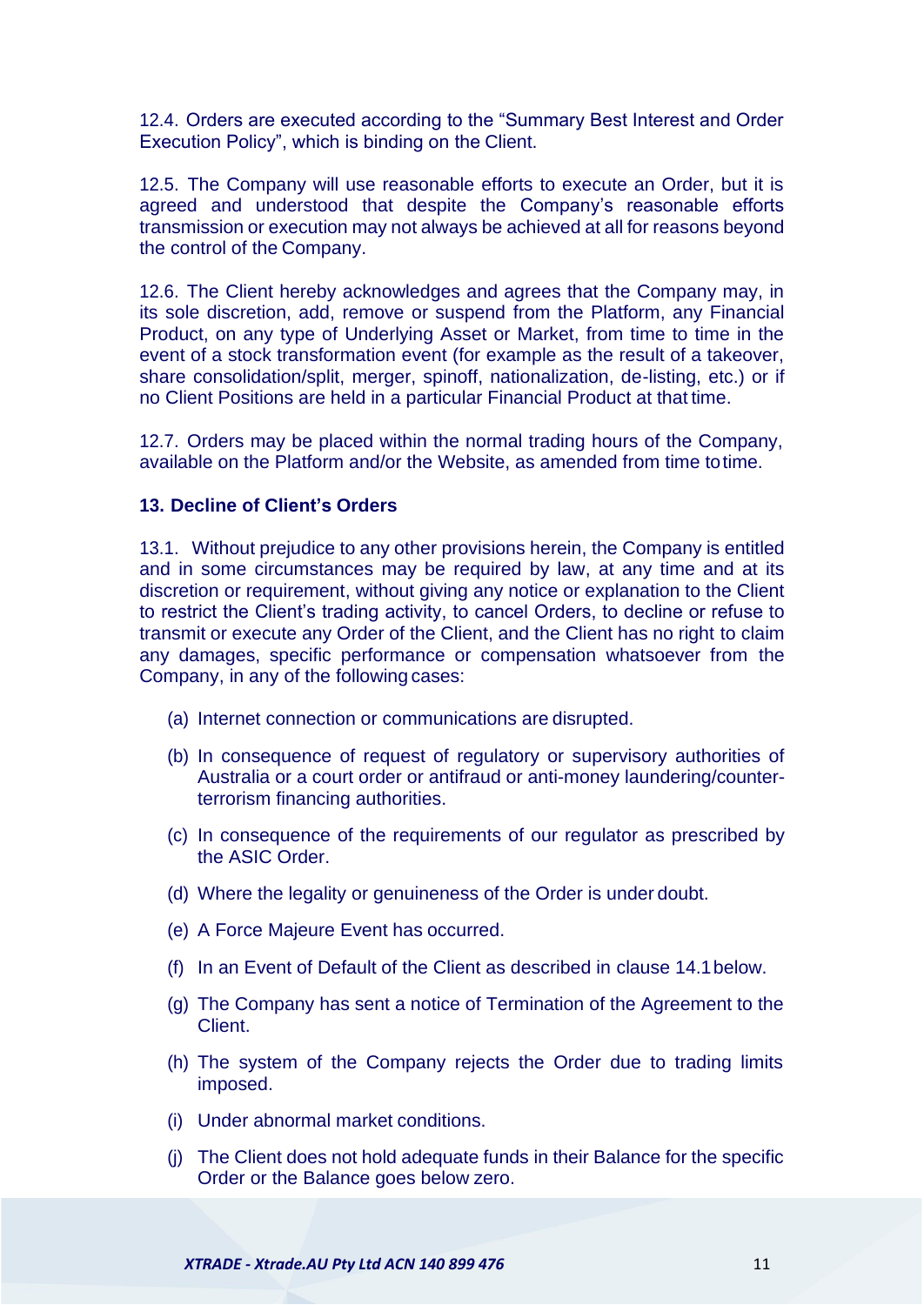12.4. Orders are executed according to the "Summary Best Interest and Order Execution Policy", which is binding on the Client.

12.5. The Company will use reasonable efforts to execute an Order, but it is agreed and understood that despite the Company's reasonable efforts transmission or execution may not always be achieved at all for reasons beyond the control of the Company.

12.6. The Client hereby acknowledges and agrees that the Company may, in its sole discretion, add, remove or suspend from the Platform, any Financial Product, on any type of Underlying Asset or Market, from time to time in the event of a stock transformation event (for example as the result of a takeover, share consolidation/split, merger, spinoff, nationalization, de-listing, etc.) or if no Client Positions are held in a particular Financial Product at that time.

12.7. Orders may be placed within the normal trading hours of the Company, available on the Platform and/or the Website, as amended from time to time.

### 13. Decline of Client's Orders

13.1. Without prejudice to any other provisions herein, the Company is entitled and in some circumstances may be required by law, at any time and at its discretion or requirement, without giving any notice or explanation to the Client to restrict the Client's trading activity, to cancel Orders, to decline or refuse to transmit or execute any Order of the Client, and the Client has no right to claim any damages, specific performance or compensation whatsoever from the Company, in any of the following cases:

(a) Internet connection or communications are disrupted.

(b) In consequence of request of regulatory or supervisory authorities of Australia or a court order or antifraud or anti-money laundering/counter-terrorism financing authorities.

(c) In consequence of the requirements of our regulator as prescribed by the ASIC Order.

(d) Where the legality or genuineness of the Order is under doubt.

(e) A Force Majeure Event has occurred.

(f) In an Event of Default of the Client as described in clause 14.1 below.

(g) The Company has sent a notice of Termination of the Agreement to the Client.

(h) The system of the Company rejects the Order due to trading limits imposed.

(i) Under abnormal market conditions.

(j) The Client does not hold adequate funds in their Balance for the specific Order or the Balance goes below zero.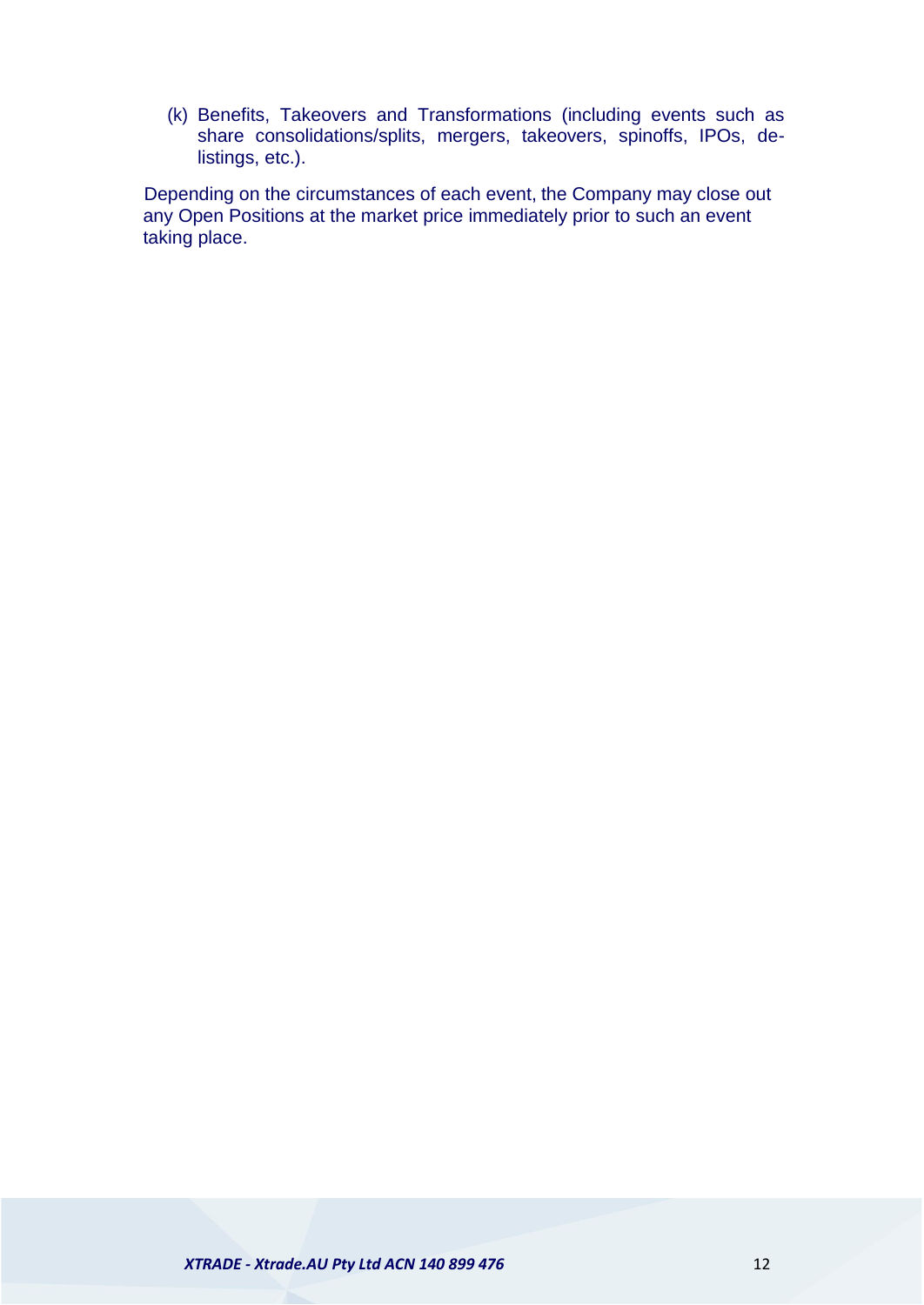(k) Benefits, Takeovers and Transformations (including events such as share consolidations/splits, mergers, takeovers, spinoffs, IPOs, de-listings, etc.).

Depending on the circumstances of each event, the Company may close out any Open Positions at the market price immediately prior to such an event taking place.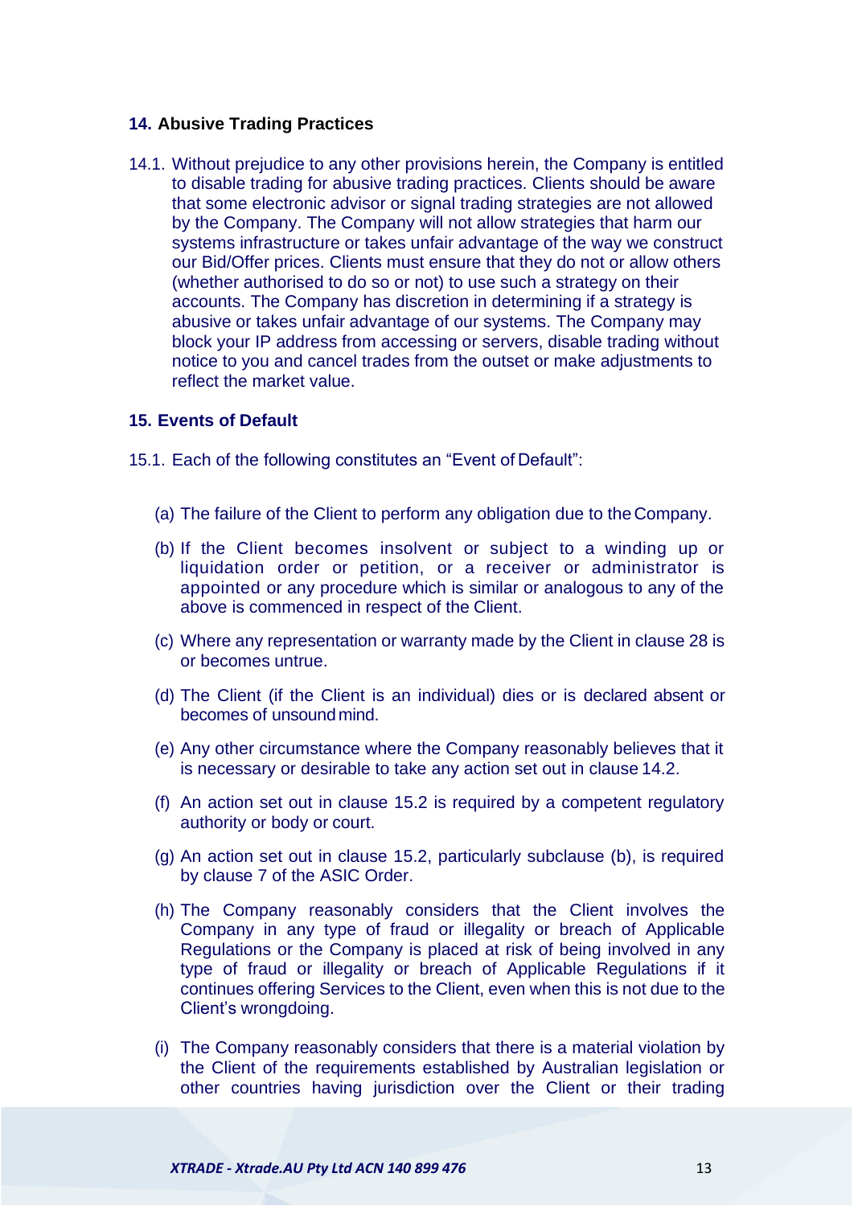## 14. Abusive Trading Practices

14.1. Without prejudice to any other provisions herein, the Company is entitled to disable trading for abusive trading practices. Clients should be aware that some electronic advisor or signal trading strategies are not allowed by the Company. The Company will not allow strategies that harm our systems infrastructure or takes unfair advantage of the way we construct our Bid/Offer prices. Clients must ensure that they do not or allow others (whether authorised to do so or not) to use such a strategy on their accounts. The Company has discretion in determining if a strategy is abusive or takes unfair advantage of our systems. The Company may block your IP address from accessing or servers, disable trading without notice to you and cancel trades from the outset or make adjustments to reflect the market value.

## 15. Events of Default

15.1. Each of the following constitutes an "Event of Default":

(a) The failure of the Client to perform any obligation due to the Company.

(b) If the Client becomes insolvent or subject to a winding up or liquidation order or petition, or a receiver or administrator is appointed or any procedure which is similar or analogous to any of the above is commenced in respect of the Client.

(c) Where any representation or warranty made by the Client in clause 28 is or becomes untrue.

(d) The Client (if the Client is an individual) dies or is declared absent or becomes of unsound mind.

(e) Any other circumstance where the Company reasonably believes that it is necessary or desirable to take any action set out in clause 14.2.

(f) An action set out in clause 15.2 is required by a competent regulatory authority or body or court.

(g) An action set out in clause 15.2, particularly subclause (b), is required by clause 7 of the ASIC Order.

(h) The Company reasonably considers that the Client involves the Company in any type of fraud or illegality or breach of Applicable Regulations or the Company is placed at risk of being involved in any type of fraud or illegality or breach of Applicable Regulations if it continues offering Services to the Client, even when this is not due to the Client's wrongdoing.

(i) The Company reasonably considers that there is a material violation by the Client of the requirements established by Australian legislation or other countries having jurisdiction over the Client or their trading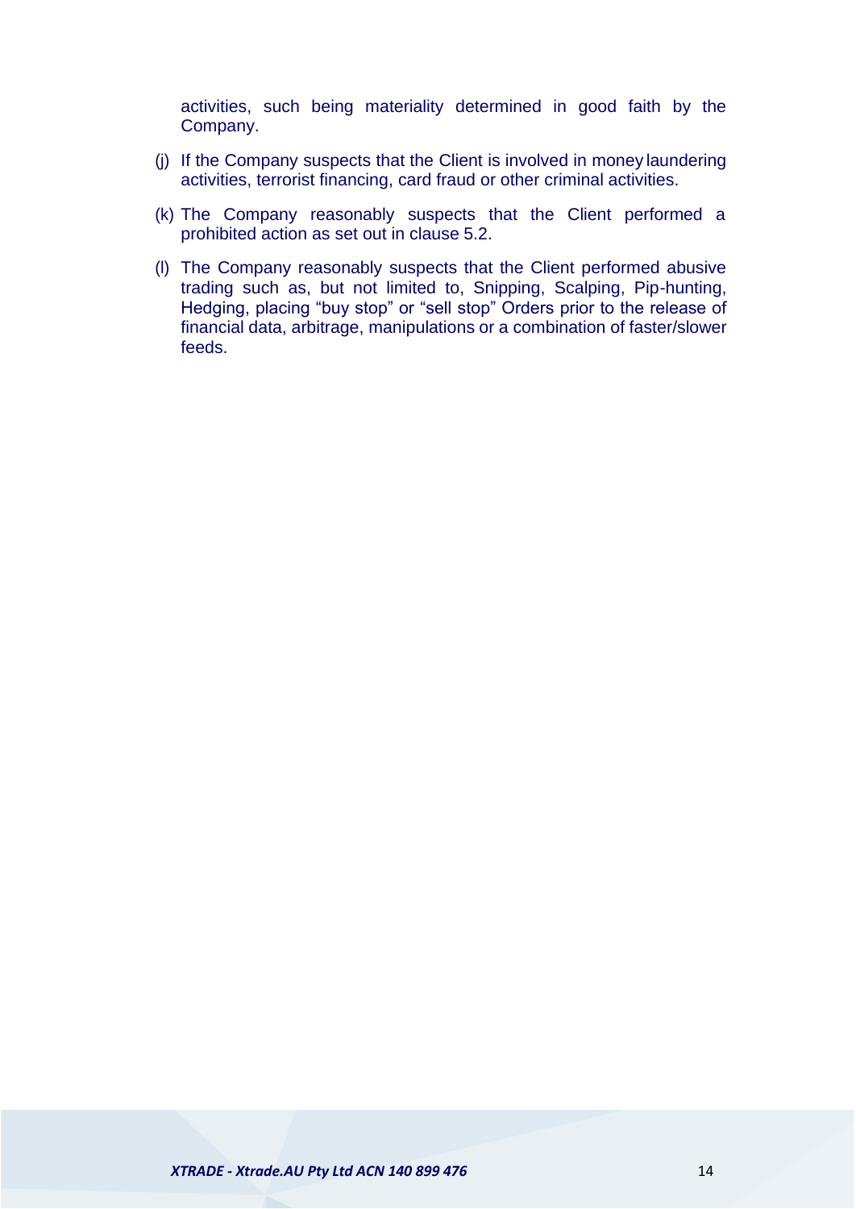activities, such being materiality determined in good faith by the Company.

(j) If the Company suspects that the Client is involved in money laundering activities, terrorist financing, card fraud or other criminal activities.

(k) The Company reasonably suspects that the Client performed a prohibited action as set out in clause 5.2.

(l) The Company reasonably suspects that the Client performed abusive trading such as, but not limited to, Snipping, Scalping, Pip-hunting, Hedging, placing “buy stop” or “sell stop” Orders prior to the release of financial data, arbitrage, manipulations or a combination of faster/slower feeds.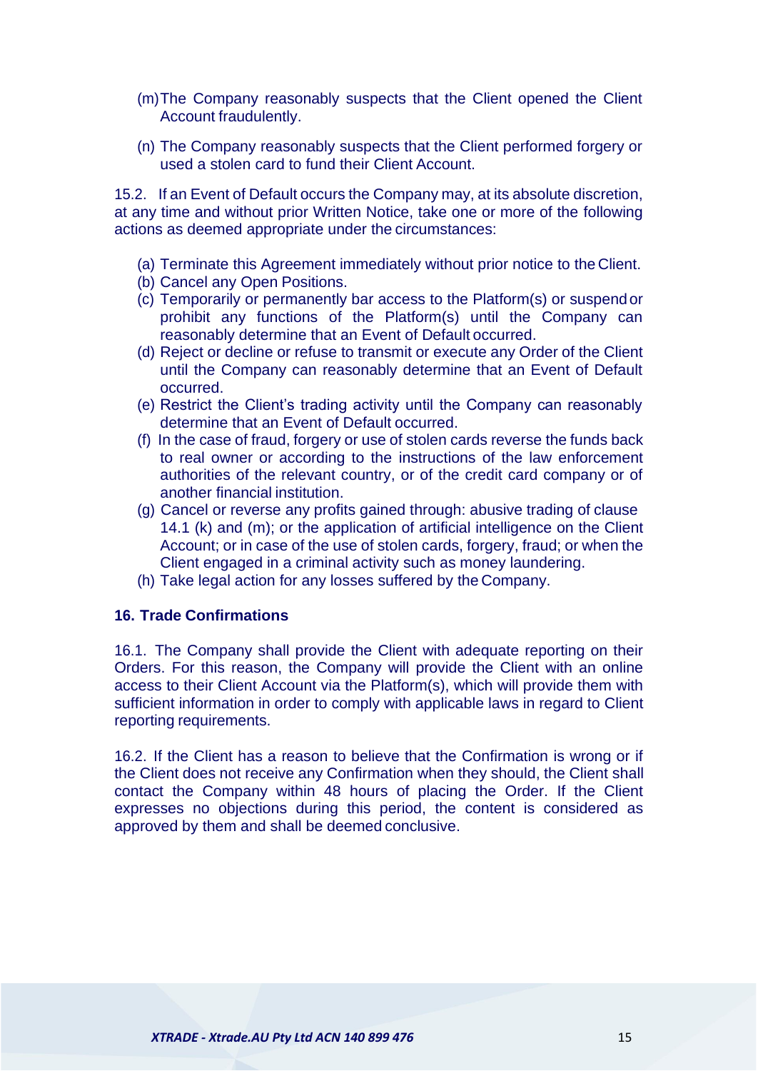(m) The Company reasonably suspects that the Client opened the Client Account fraudulently.

(n) The Company reasonably suspects that the Client performed forgery or used a stolen card to fund their Client Account.

15.2. If an Event of Default occurs the Company may, at its absolute discretion, at any time and without prior Written Notice, take one or more of the following actions as deemed appropriate under the circumstances:

(a) Terminate this Agreement immediately without prior notice to the Client.
(b) Cancel any Open Positions.
(c) Temporarily or permanently bar access to the Platform(s) or suspend or prohibit any functions of the Platform(s) until the Company can reasonably determine that an Event of Default occurred.
(d) Reject or decline or refuse to transmit or execute any Order of the Client until the Company can reasonably determine that an Event of Default occurred.
(e) Restrict the Client's trading activity until the Company can reasonably determine that an Event of Default occurred.
(f) In the case of fraud, forgery or use of stolen cards reverse the funds back to real owner or according to the instructions of the law enforcement authorities of the relevant country, or of the credit card company or of another financial institution.
(g) Cancel or reverse any profits gained through: abusive trading of clause 14.1 (k) and (m); or the application of artificial intelligence on the Client Account; or in case of the use of stolen cards, forgery, fraud; or when the Client engaged in a criminal activity such as money laundering.
(h) Take legal action for any losses suffered by the Company.

## 16. Trade Confirmations

16.1. The Company shall provide the Client with adequate reporting on their Orders. For this reason, the Company will provide the Client with an online access to their Client Account via the Platform(s), which will provide them with sufficient information in order to comply with applicable laws in regard to Client reporting requirements.

16.2. If the Client has a reason to believe that the Confirmation is wrong or if the Client does not receive any Confirmation when they should, the Client shall contact the Company within 48 hours of placing the Order. If the Client expresses no objections during this period, the content is considered as approved by them and shall be deemed conclusive.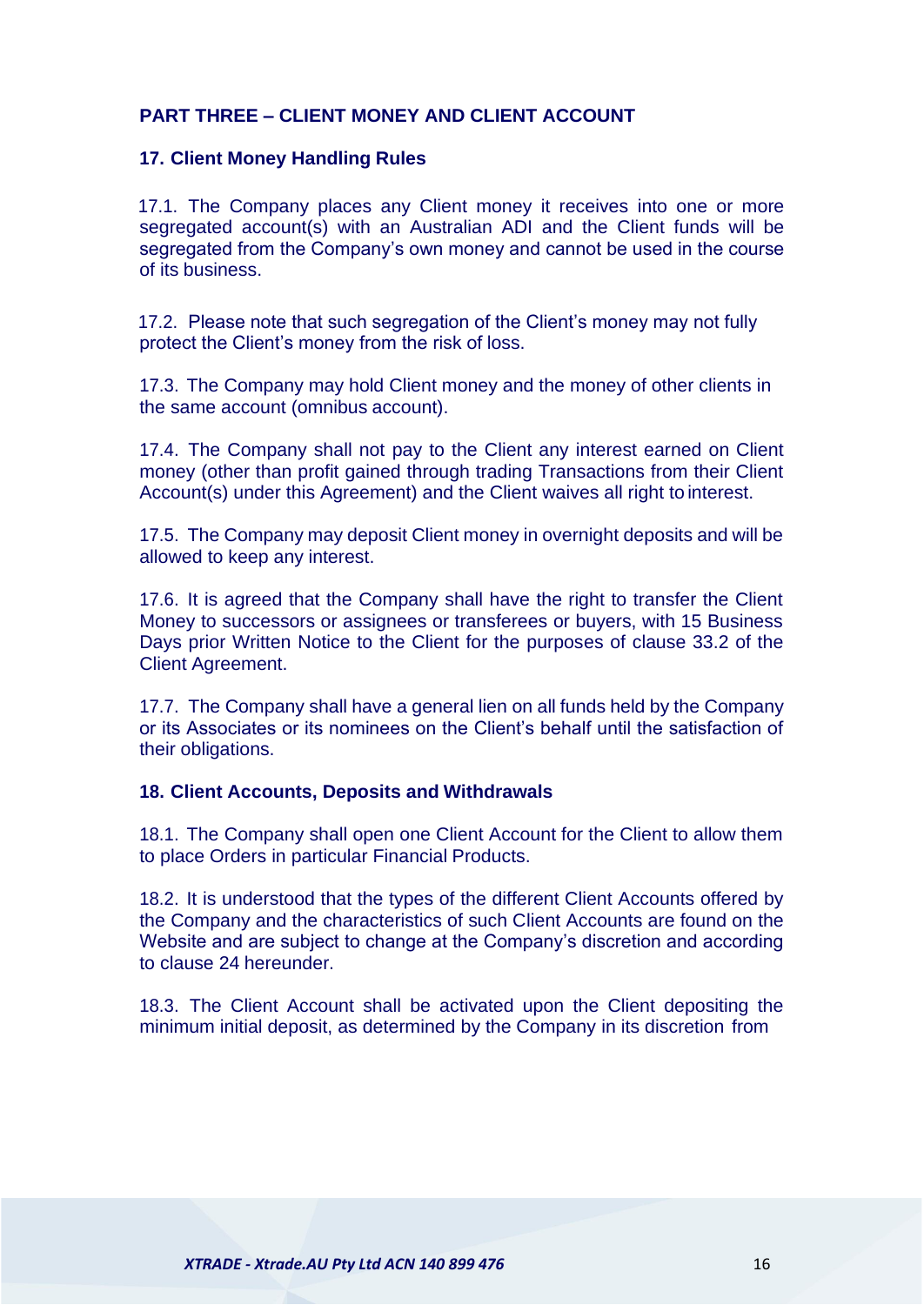## PART THREE – CLIENT MONEY AND CLIENT ACCOUNT

### 17. Client Money Handling Rules

17.1. The Company places any Client money it receives into one or more segregated account(s) with an Australian ADI and the Client funds will be segregated from the Company's own money and cannot be used in the course of its business.

17.2. Please note that such segregation of the Client's money may not fully protect the Client's money from the risk of loss.

17.3. The Company may hold Client money and the money of other clients in the same account (omnibus account).

17.4. The Company shall not pay to the Client any interest earned on Client money (other than profit gained through trading Transactions from their Client Account(s) under this Agreement) and the Client waives all right to interest.

17.5. The Company may deposit Client money in overnight deposits and will be allowed to keep any interest.

17.6. It is agreed that the Company shall have the right to transfer the Client Money to successors or assignees or transferees or buyers, with 15 Business Days prior Written Notice to the Client for the purposes of clause 33.2 of the Client Agreement.

17.7. The Company shall have a general lien on all funds held by the Company or its Associates or its nominees on the Client's behalf until the satisfaction of their obligations.

### 18. Client Accounts, Deposits and Withdrawals

18.1. The Company shall open one Client Account for the Client to allow them to place Orders in particular Financial Products.

18.2. It is understood that the types of the different Client Accounts offered by the Company and the characteristics of such Client Accounts are found on the Website and are subject to change at the Company's discretion and according to clause 24 hereunder.

18.3. The Client Account shall be activated upon the Client depositing the minimum initial deposit, as determined by the Company in its discretion from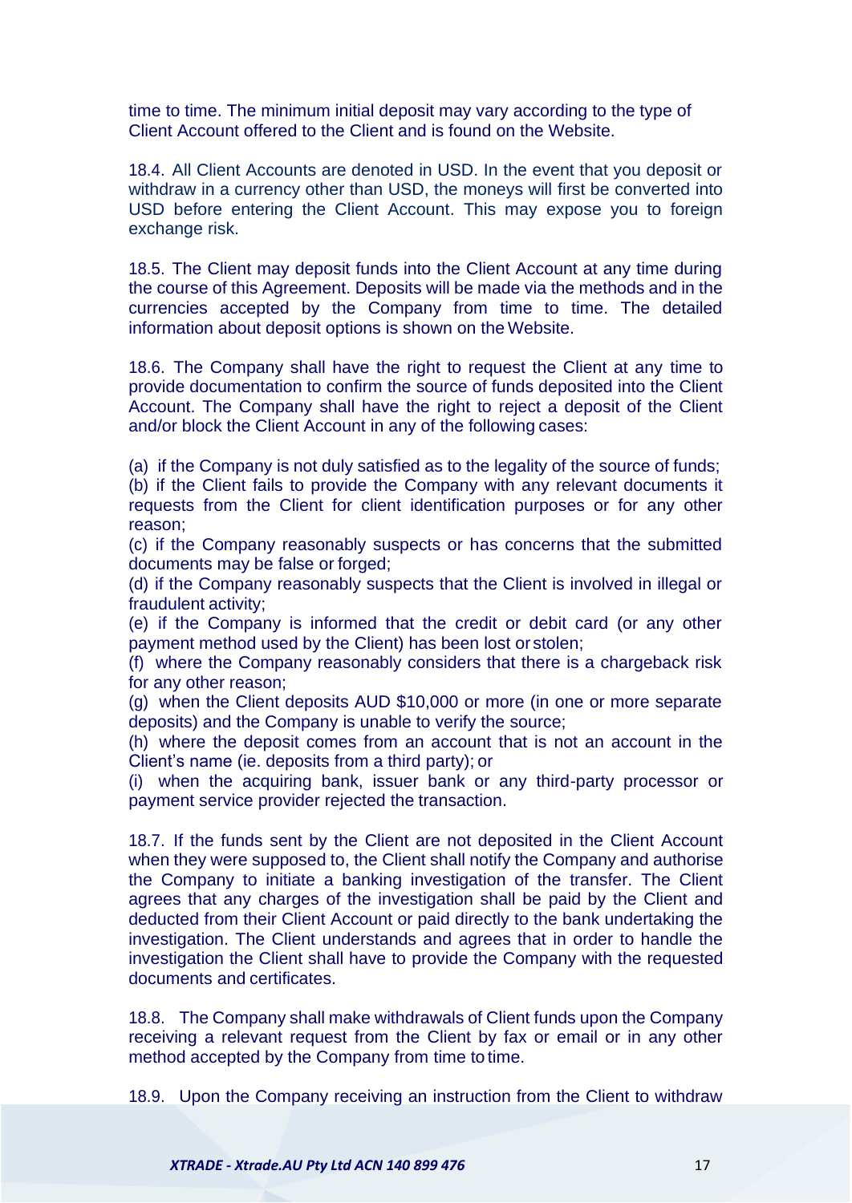time to time. The minimum initial deposit may vary according to the type of Client Account offered to the Client and is found on the Website.

18.4. All Client Accounts are denoted in USD. In the event that you deposit or withdraw in a currency other than USD, the moneys will first be converted into USD before entering the Client Account. This may expose you to foreign exchange risk.

18.5. The Client may deposit funds into the Client Account at any time during the course of this Agreement. Deposits will be made via the methods and in the currencies accepted by the Company from time to time. The detailed information about deposit options is shown on the Website.

18.6. The Company shall have the right to request the Client at any time to provide documentation to confirm the source of funds deposited into the Client Account. The Company shall have the right to reject a deposit of the Client and/or block the Client Account in any of the following cases:

(a) if the Company is not duly satisfied as to the legality of the source of funds;
(b) if the Client fails to provide the Company with any relevant documents it requests from the Client for client identification purposes or for any other reason;
(c) if the Company reasonably suspects or has concerns that the submitted documents may be false or forged;
(d) if the Company reasonably suspects that the Client is involved in illegal or fraudulent activity;
(e) if the Company is informed that the credit or debit card (or any other payment method used by the Client) has been lost or stolen;
(f) where the Company reasonably considers that there is a chargeback risk for any other reason;
(g) when the Client deposits AUD $10,000 or more (in one or more separate deposits) and the Company is unable to verify the source;
(h) where the deposit comes from an account that is not an account in the Client's name (ie. deposits from a third party); or
(i) when the acquiring bank, issuer bank or any third-party processor or payment service provider rejected the transaction.

18.7. If the funds sent by the Client are not deposited in the Client Account when they were supposed to, the Client shall notify the Company and authorise the Company to initiate a banking investigation of the transfer. The Client agrees that any charges of the investigation shall be paid by the Client and deducted from their Client Account or paid directly to the bank undertaking the investigation. The Client understands and agrees that in order to handle the investigation the Client shall have to provide the Company with the requested documents and certificates.

18.8. The Company shall make withdrawals of Client funds upon the Company receiving a relevant request from the Client by fax or email or in any other method accepted by the Company from time to time.

18.9. Upon the Company receiving an instruction from the Client to withdraw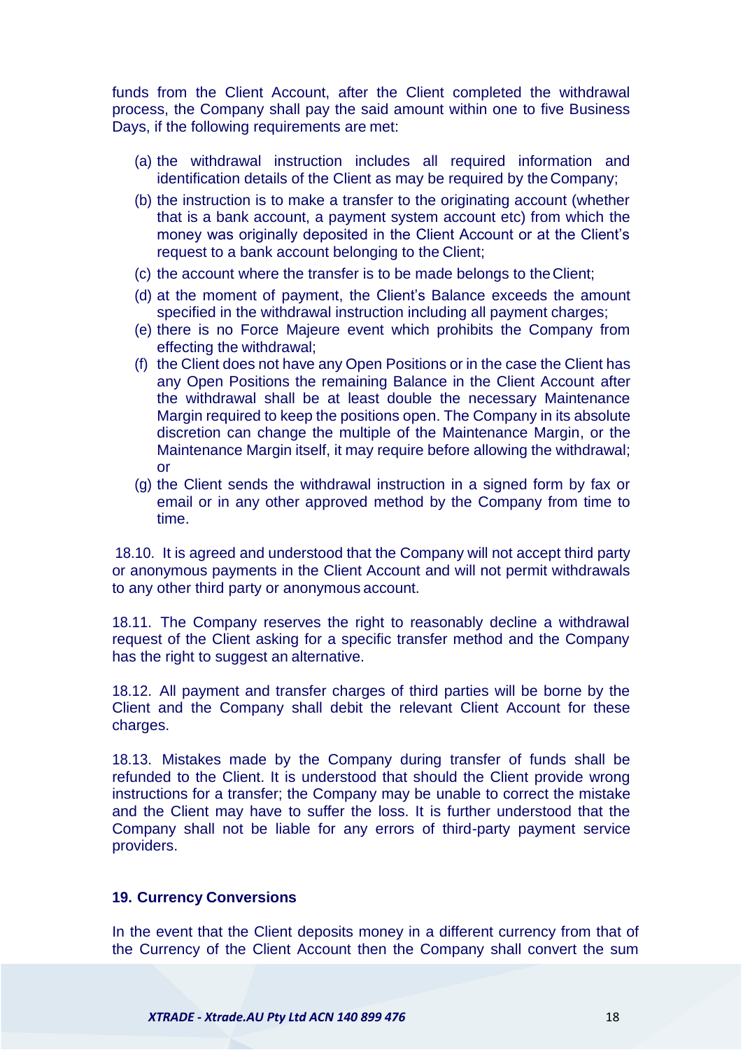funds from the Client Account, after the Client completed the withdrawal process, the Company shall pay the said amount within one to five Business Days, if the following requirements are met:

(a) the withdrawal instruction includes all required information and identification details of the Client as may be required by the Company;

(b) the instruction is to make a transfer to the originating account (whether that is a bank account, a payment system account etc) from which the money was originally deposited in the Client Account or at the Client's request to a bank account belonging to the Client;

(c) the account where the transfer is to be made belongs to the Client;

(d) at the moment of payment, the Client's Balance exceeds the amount specified in the withdrawal instruction including all payment charges;

(e) there is no Force Majeure event which prohibits the Company from effecting the withdrawal;

(f) the Client does not have any Open Positions or in the case the Client has any Open Positions the remaining Balance in the Client Account after the withdrawal shall be at least double the necessary Maintenance Margin required to keep the positions open. The Company in its absolute discretion can change the multiple of the Maintenance Margin, or the Maintenance Margin itself, it may require before allowing the withdrawal; or

(g) the Client sends the withdrawal instruction in a signed form by fax or email or in any other approved method by the Company from time to time.

18.10. It is agreed and understood that the Company will not accept third party or anonymous payments in the Client Account and will not permit withdrawals to any other third party or anonymous account.

18.11. The Company reserves the right to reasonably decline a withdrawal request of the Client asking for a specific transfer method and the Company has the right to suggest an alternative.

18.12. All payment and transfer charges of third parties will be borne by the Client and the Company shall debit the relevant Client Account for these charges.

18.13. Mistakes made by the Company during transfer of funds shall be refunded to the Client. It is understood that should the Client provide wrong instructions for a transfer; the Company may be unable to correct the mistake and the Client may have to suffer the loss. It is further understood that the Company shall not be liable for any errors of third-party payment service providers.

## 19. Currency Conversions

In the event that the Client deposits money in a different currency from that of the Currency of the Client Account then the Company shall convert the sum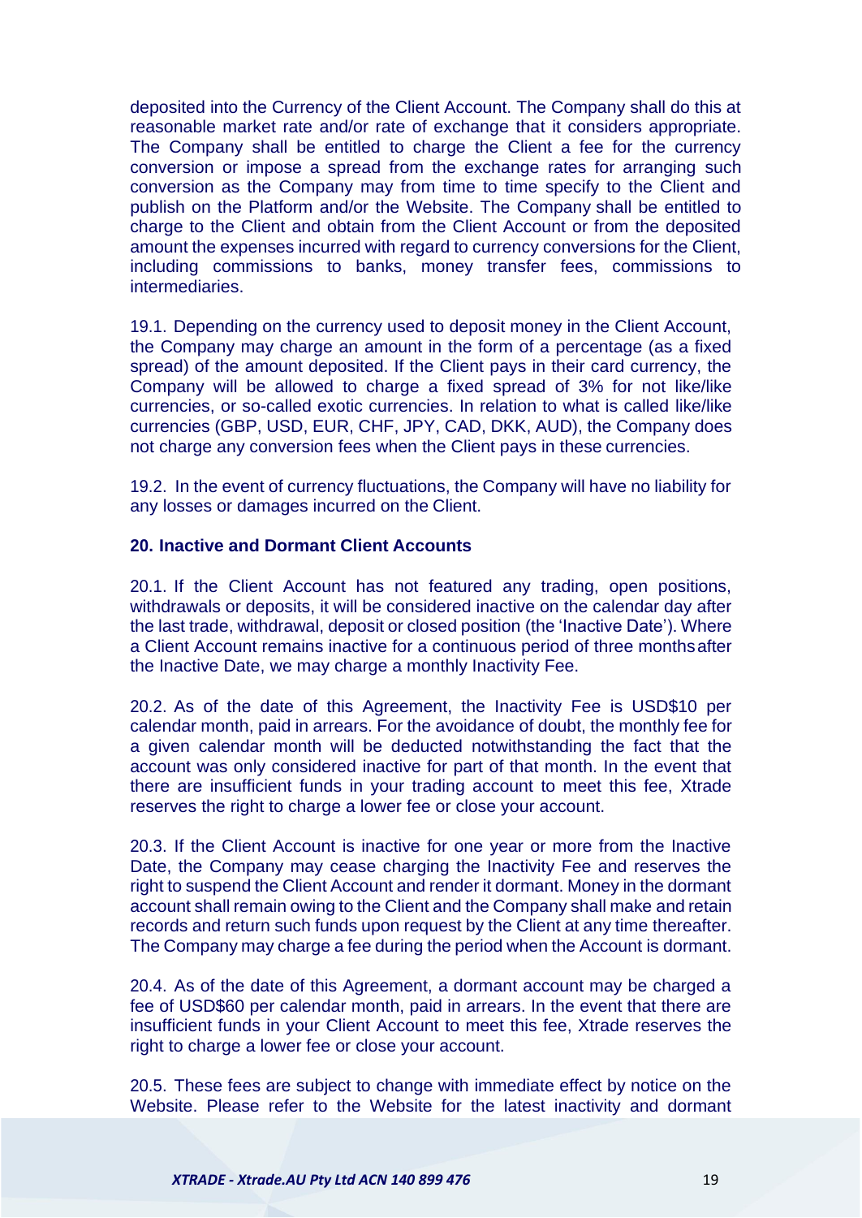deposited into the Currency of the Client Account. The Company shall do this at reasonable market rate and/or rate of exchange that it considers appropriate. The Company shall be entitled to charge the Client a fee for the currency conversion or impose a spread from the exchange rates for arranging such conversion as the Company may from time to time specify to the Client and publish on the Platform and/or the Website. The Company shall be entitled to charge to the Client and obtain from the Client Account or from the deposited amount the expenses incurred with regard to currency conversions for the Client, including commissions to banks, money transfer fees, commissions to intermediaries.

19.1. Depending on the currency used to deposit money in the Client Account, the Company may charge an amount in the form of a percentage (as a fixed spread) of the amount deposited. If the Client pays in their card currency, the Company will be allowed to charge a fixed spread of 3% for not like/like currencies, or so-called exotic currencies. In relation to what is called like/like currencies (GBP, USD, EUR, CHF, JPY, CAD, DKK, AUD), the Company does not charge any conversion fees when the Client pays in these currencies.

19.2. In the event of currency fluctuations, the Company will have no liability for any losses or damages incurred on the Client.

**20. Inactive and Dormant Client Accounts**

20.1. If the Client Account has not featured any trading, open positions, withdrawals or deposits, it will be considered inactive on the calendar day after the last trade, withdrawal, deposit or closed position (the 'Inactive Date'). Where a Client Account remains inactive for a continuous period of three months after the Inactive Date, we may charge a monthly Inactivity Fee.

20.2. As of the date of this Agreement, the Inactivity Fee is USD$10 per calendar month, paid in arrears. For the avoidance of doubt, the monthly fee for a given calendar month will be deducted notwithstanding the fact that the account was only considered inactive for part of that month. In the event that there are insufficient funds in your trading account to meet this fee, Xtrade reserves the right to charge a lower fee or close your account.

20.3. If the Client Account is inactive for one year or more from the Inactive Date, the Company may cease charging the Inactivity Fee and reserves the right to suspend the Client Account and render it dormant. Money in the dormant account shall remain owing to the Client and the Company shall make and retain records and return such funds upon request by the Client at any time thereafter. The Company may charge a fee during the period when the Account is dormant.

20.4. As of the date of this Agreement, a dormant account may be charged a fee of USD$60 per calendar month, paid in arrears. In the event that there are insufficient funds in your Client Account to meet this fee, Xtrade reserves the right to charge a lower fee or close your account.

20.5. These fees are subject to change with immediate effect by notice on the Website. Please refer to the Website for the latest inactivity and dormant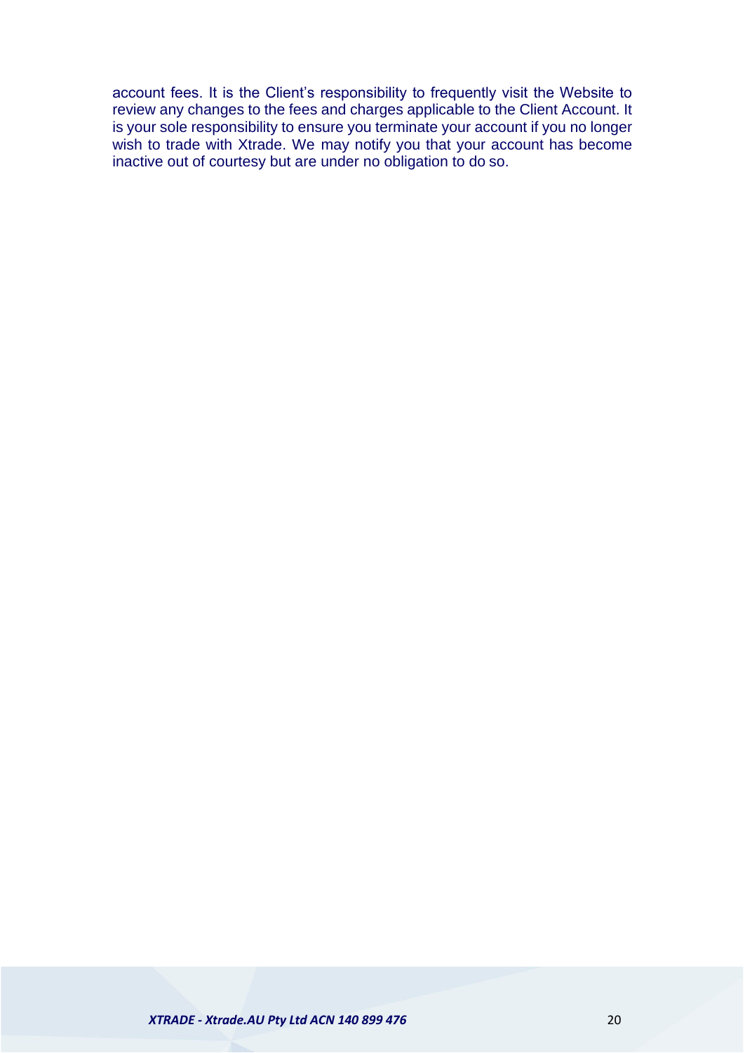account fees. It is the Client’s responsibility to frequently visit the Website to review any changes to the fees and charges applicable to the Client Account. It is your sole responsibility to ensure you terminate your account if you no longer wish to trade with Xtrade. We may notify you that your account has become inactive out of courtesy but are under no obligation to do so.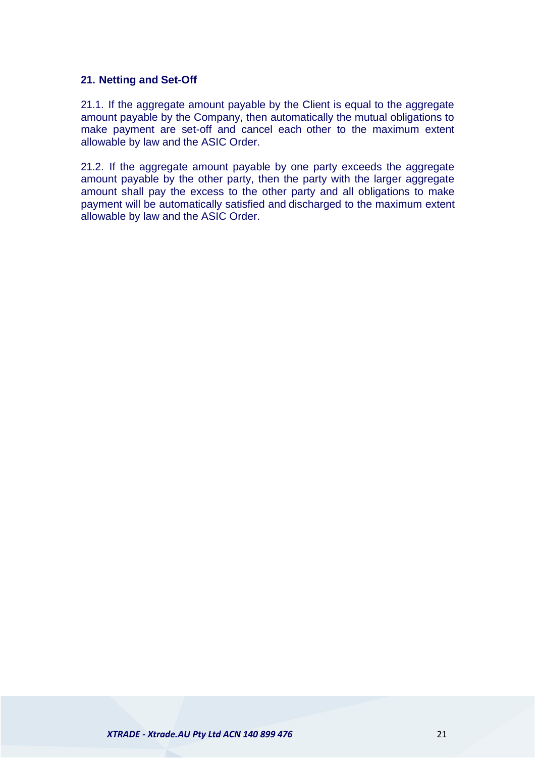## 21. Netting and Set-Off

21.1. If the aggregate amount payable by the Client is equal to the aggregate amount payable by the Company, then automatically the mutual obligations to make payment are set-off and cancel each other to the maximum extent allowable by law and the ASIC Order.

21.2. If the aggregate amount payable by one party exceeds the aggregate amount payable by the other party, then the party with the larger aggregate amount shall pay the excess to the other party and all obligations to make payment will be automatically satisfied and discharged to the maximum extent allowable by law and the ASIC Order.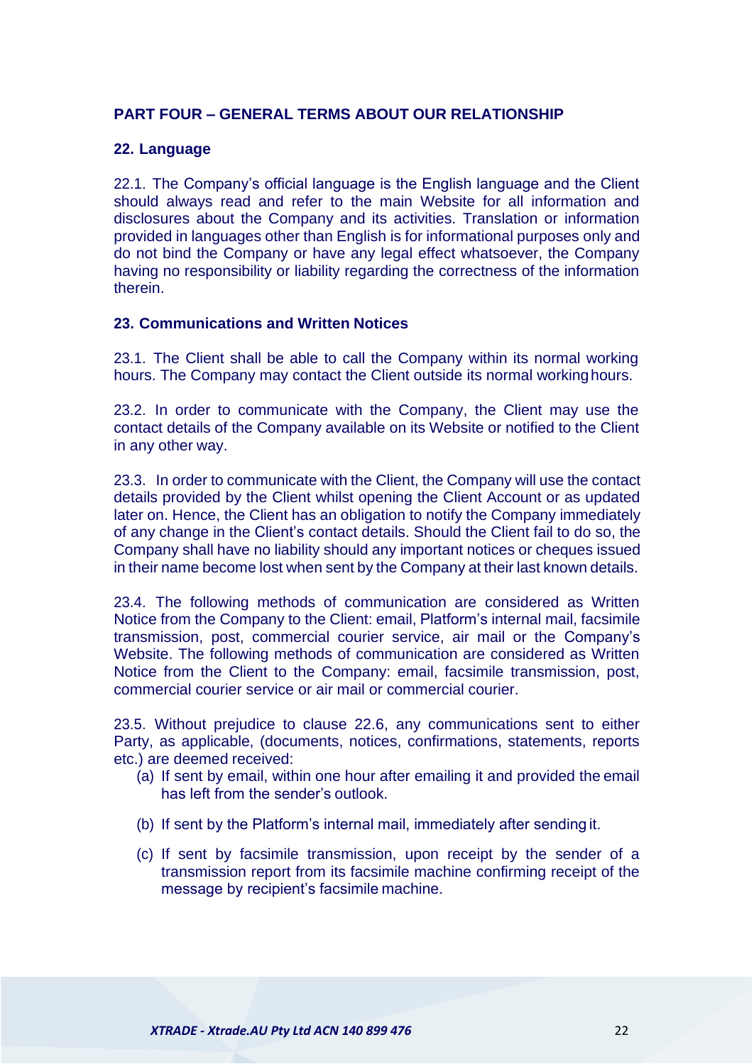## PART FOUR – GENERAL TERMS ABOUT OUR RELATIONSHIP

### 22. Language

22.1. The Company's official language is the English language and the Client should always read and refer to the main Website for all information and disclosures about the Company and its activities. Translation or information provided in languages other than English is for informational purposes only and do not bind the Company or have any legal effect whatsoever, the Company having no responsibility or liability regarding the correctness of the information therein.

### 23. Communications and Written Notices

23.1. The Client shall be able to call the Company within its normal working hours. The Company may contact the Client outside its normal working hours.

23.2. In order to communicate with the Company, the Client may use the contact details of the Company available on its Website or notified to the Client in any other way.

23.3. In order to communicate with the Client, the Company will use the contact details provided by the Client whilst opening the Client Account or as updated later on. Hence, the Client has an obligation to notify the Company immediately of any change in the Client's contact details. Should the Client fail to do so, the Company shall have no liability should any important notices or cheques issued in their name become lost when sent by the Company at their last known details.

23.4. The following methods of communication are considered as Written Notice from the Company to the Client: email, Platform's internal mail, facsimile transmission, post, commercial courier service, air mail or the Company's Website. The following methods of communication are considered as Written Notice from the Client to the Company: email, facsimile transmission, post, commercial courier service or air mail or commercial courier.

23.5. Without prejudice to clause 22.6, any communications sent to either Party, as applicable, (documents, notices, confirmations, statements, reports etc.) are deemed received:

(a) If sent by email, within one hour after emailing it and provided the email has left from the sender's outlook.

(b) If sent by the Platform's internal mail, immediately after sending it.

(c) If sent by facsimile transmission, upon receipt by the sender of a transmission report from its facsimile machine confirming receipt of the message by recipient's facsimile machine.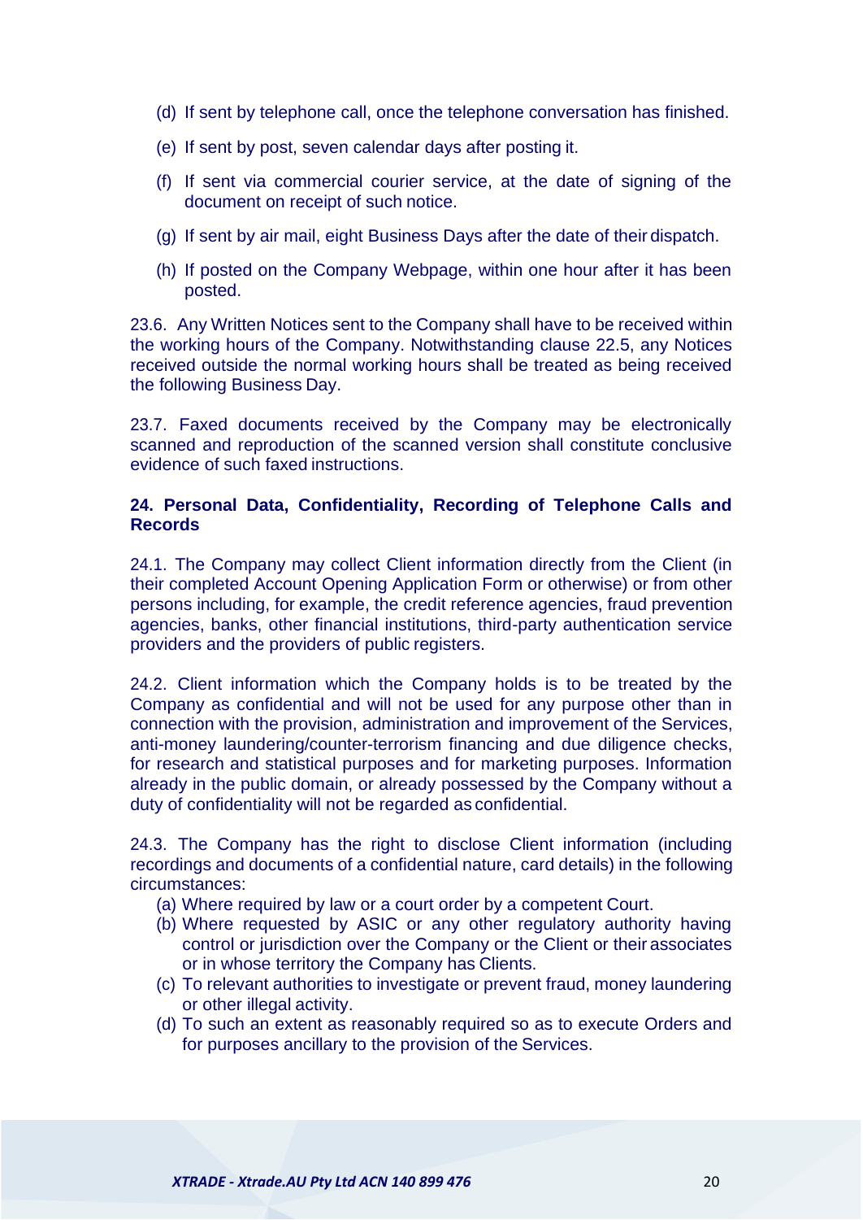(d) If sent by telephone call, once the telephone conversation has finished.

(e) If sent by post, seven calendar days after posting it.

(f) If sent via commercial courier service, at the date of signing of the document on receipt of such notice.

(g) If sent by air mail, eight Business Days after the date of their dispatch.

(h) If posted on the Company Webpage, within one hour after it has been posted.

23.6. Any Written Notices sent to the Company shall have to be received within the working hours of the Company. Notwithstanding clause 22.5, any Notices received outside the normal working hours shall be treated as being received the following Business Day.

23.7. Faxed documents received by the Company may be electronically scanned and reproduction of the scanned version shall constitute conclusive evidence of such faxed instructions.

## 24. Personal Data, Confidentiality, Recording of Telephone Calls and Records

24.1. The Company may collect Client information directly from the Client (in their completed Account Opening Application Form or otherwise) or from other persons including, for example, the credit reference agencies, fraud prevention agencies, banks, other financial institutions, third-party authentication service providers and the providers of public registers.

24.2. Client information which the Company holds is to be treated by the Company as confidential and will not be used for any purpose other than in connection with the provision, administration and improvement of the Services, anti-money laundering/counter-terrorism financing and due diligence checks, for research and statistical purposes and for marketing purposes. Information already in the public domain, or already possessed by the Company without a duty of confidentiality will not be regarded as confidential.

24.3. The Company has the right to disclose Client information (including recordings and documents of a confidential nature, card details) in the following circumstances:

(a) Where required by law or a court order by a competent Court.
(b) Where requested by ASIC or any other regulatory authority having control or jurisdiction over the Company or the Client or their associates or in whose territory the Company has Clients.
(c) To relevant authorities to investigate or prevent fraud, money laundering or other illegal activity.
(d) To such an extent as reasonably required so as to execute Orders and for purposes ancillary to the provision of the Services.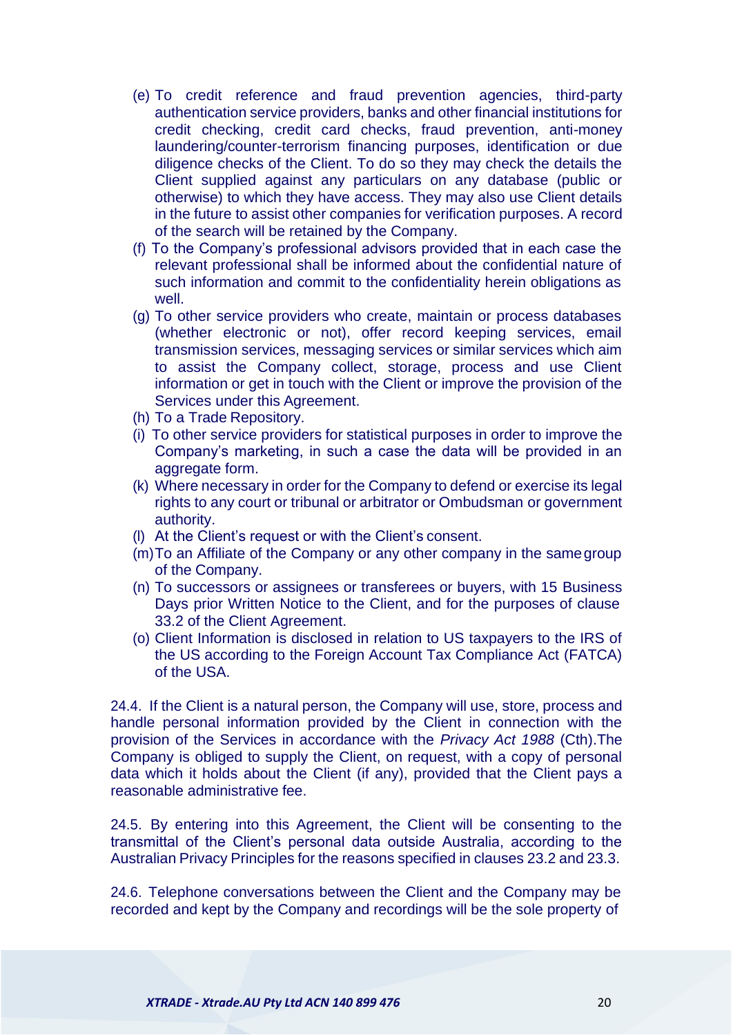(e) To credit reference and fraud prevention agencies, third-party authentication service providers, banks and other financial institutions for credit checking, credit card checks, fraud prevention, anti-money laundering/counter-terrorism financing purposes, identification or due diligence checks of the Client. To do so they may check the details the Client supplied against any particulars on any database (public or otherwise) to which they have access. They may also use Client details in the future to assist other companies for verification purposes. A record of the search will be retained by the Company.

(f) To the Company's professional advisors provided that in each case the relevant professional shall be informed about the confidential nature of such information and commit to the confidentiality herein obligations as well.

(g) To other service providers who create, maintain or process databases (whether electronic or not), offer record keeping services, email transmission services, messaging services or similar services which aim to assist the Company collect, storage, process and use Client information or get in touch with the Client or improve the provision of the Services under this Agreement.

(h) To a Trade Repository.

(i) To other service providers for statistical purposes in order to improve the Company's marketing, in such a case the data will be provided in an aggregate form.

(k) Where necessary in order for the Company to defend or exercise its legal rights to any court or tribunal or arbitrator or Ombudsman or government authority.

(l) At the Client's request or with the Client's consent.

(m) To an Affiliate of the Company or any other company in the same group of the Company.

(n) To successors or assignees or transferees or buyers, with 15 Business Days prior Written Notice to the Client, and for the purposes of clause 33.2 of the Client Agreement.

(o) Client Information is disclosed in relation to US taxpayers to the IRS of the US according to the Foreign Account Tax Compliance Act (FATCA) of the USA.

24.4. If the Client is a natural person, the Company will use, store, process and handle personal information provided by the Client in connection with the provision of the Services in accordance with the *Privacy Act 1988* (Cth).The Company is obliged to supply the Client, on request, with a copy of personal data which it holds about the Client (if any), provided that the Client pays a reasonable administrative fee.

24.5. By entering into this Agreement, the Client will be consenting to the transmittal of the Client's personal data outside Australia, according to the Australian Privacy Principles for the reasons specified in clauses 23.2 and 23.3.

24.6. Telephone conversations between the Client and the Company may be recorded and kept by the Company and recordings will be the sole property of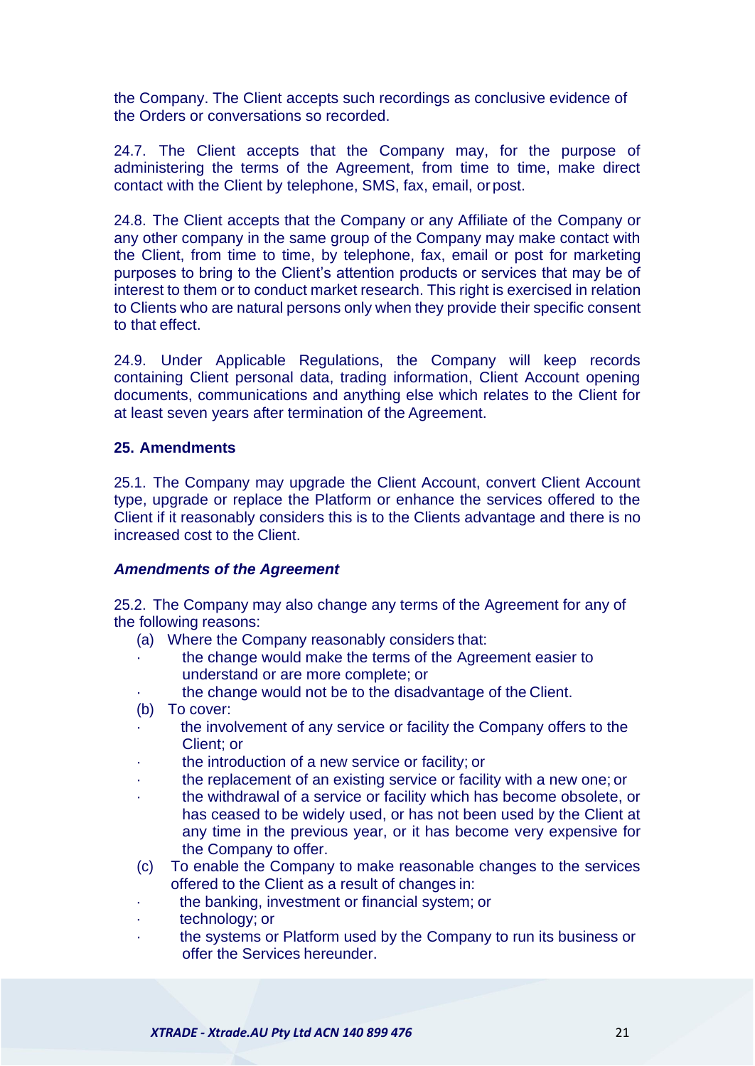the Company. The Client accepts such recordings as conclusive evidence of the Orders or conversations so recorded.

24.7. The Client accepts that the Company may, for the purpose of administering the terms of the Agreement, from time to time, make direct contact with the Client by telephone, SMS, fax, email, or post.

24.8. The Client accepts that the Company or any Affiliate of the Company or any other company in the same group of the Company may make contact with the Client, from time to time, by telephone, fax, email or post for marketing purposes to bring to the Client's attention products or services that may be of interest to them or to conduct market research. This right is exercised in relation to Clients who are natural persons only when they provide their specific consent to that effect.

24.9. Under Applicable Regulations, the Company will keep records containing Client personal data, trading information, Client Account opening documents, communications and anything else which relates to the Client for at least seven years after termination of the Agreement.

**25. Amendments**

25.1. The Company may upgrade the Client Account, convert Client Account type, upgrade or replace the Platform or enhance the services offered to the Client if it reasonably considers this is to the Clients advantage and there is no increased cost to the Client.

***Amendments of the Agreement***

25.2. The Company may also change any terms of the Agreement for any of the following reasons:

(a) Where the Company reasonably considers that:
- the change would make the terms of the Agreement easier to understand or are more complete; or
- the change would not be to the disadvantage of the Client.

(b) To cover:
- the involvement of any service or facility the Company offers to the Client; or
- the introduction of a new service or facility; or
- the replacement of an existing service or facility with a new one; or
- the withdrawal of a service or facility which has become obsolete, or has ceased to be widely used, or has not been used by the Client at any time in the previous year, or it has become very expensive for the Company to offer.

(c) To enable the Company to make reasonable changes to the services offered to the Client as a result of changes in:
- the banking, investment or financial system; or
- technology; or
- the systems or Platform used by the Company to run its business or offer the Services hereunder.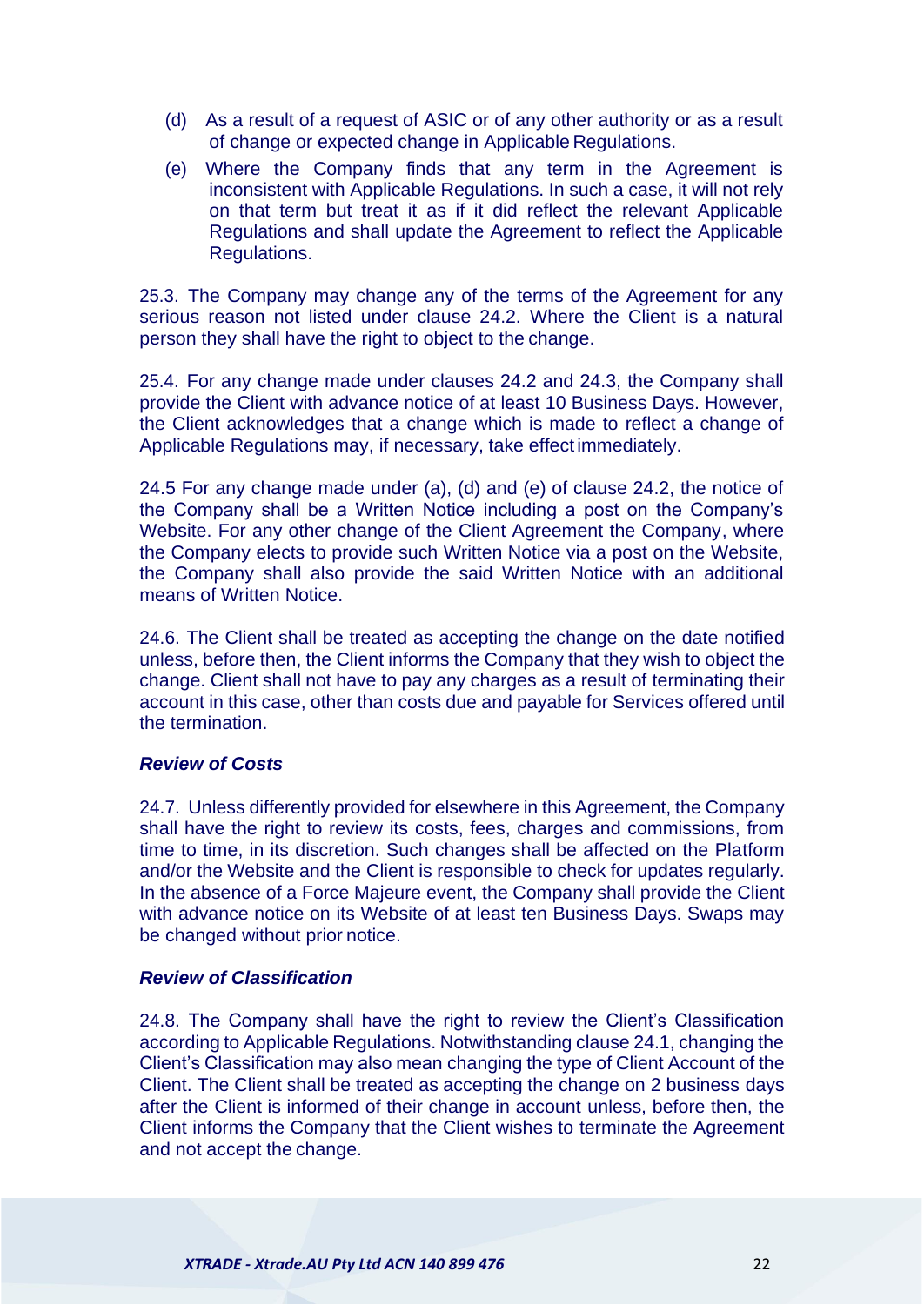(d) As a result of a request of ASIC or of any other authority or as a result of change or expected change in Applicable Regulations.

(e) Where the Company finds that any term in the Agreement is inconsistent with Applicable Regulations. In such a case, it will not rely on that term but treat it as if it did reflect the relevant Applicable Regulations and shall update the Agreement to reflect the Applicable Regulations.

25.3. The Company may change any of the terms of the Agreement for any serious reason not listed under clause 24.2. Where the Client is a natural person they shall have the right to object to the change.

25.4. For any change made under clauses 24.2 and 24.3, the Company shall provide the Client with advance notice of at least 10 Business Days. However, the Client acknowledges that a change which is made to reflect a change of Applicable Regulations may, if necessary, take effect immediately.

24.5 For any change made under (a), (d) and (e) of clause 24.2, the notice of the Company shall be a Written Notice including a post on the Company's Website. For any other change of the Client Agreement the Company, where the Company elects to provide such Written Notice via a post on the Website, the Company shall also provide the said Written Notice with an additional means of Written Notice.

24.6. The Client shall be treated as accepting the change on the date notified unless, before then, the Client informs the Company that they wish to object the change. Client shall not have to pay any charges as a result of terminating their account in this case, other than costs due and payable for Services offered until the termination.

***Review of Costs***

24.7. Unless differently provided for elsewhere in this Agreement, the Company shall have the right to review its costs, fees, charges and commissions, from time to time, in its discretion. Such changes shall be affected on the Platform and/or the Website and the Client is responsible to check for updates regularly. In the absence of a Force Majeure event, the Company shall provide the Client with advance notice on its Website of at least ten Business Days. Swaps may be changed without prior notice.

***Review of Classification***

24.8. The Company shall have the right to review the Client's Classification according to Applicable Regulations. Notwithstanding clause 24.1, changing the Client's Classification may also mean changing the type of Client Account of the Client. The Client shall be treated as accepting the change on 2 business days after the Client is informed of their change in account unless, before then, the Client informs the Company that the Client wishes to terminate the Agreement and not accept the change.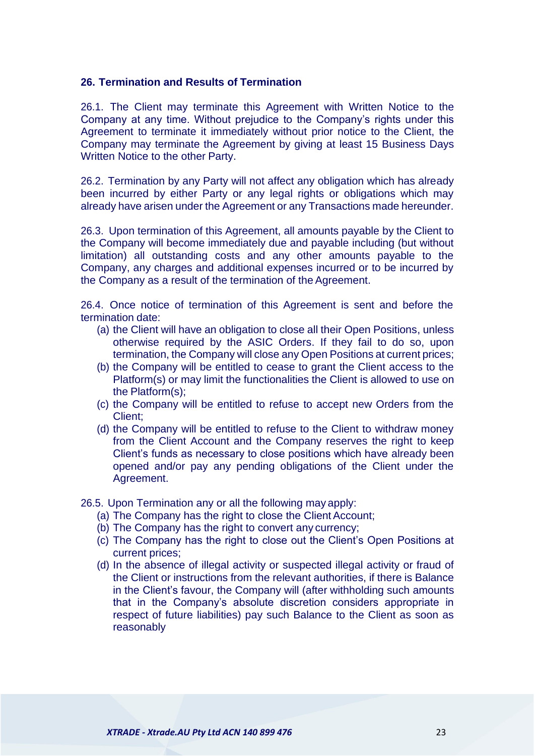## 26. Termination and Results of Termination

26.1. The Client may terminate this Agreement with Written Notice to the Company at any time. Without prejudice to the Company's rights under this Agreement to terminate it immediately without prior notice to the Client, the Company may terminate the Agreement by giving at least 15 Business Days Written Notice to the other Party.

26.2. Termination by any Party will not affect any obligation which has already been incurred by either Party or any legal rights or obligations which may already have arisen under the Agreement or any Transactions made hereunder.

26.3. Upon termination of this Agreement, all amounts payable by the Client to the Company will become immediately due and payable including (but without limitation) all outstanding costs and any other amounts payable to the Company, any charges and additional expenses incurred or to be incurred by the Company as a result of the termination of the Agreement.

26.4. Once notice of termination of this Agreement is sent and before the termination date:

- (a) the Client will have an obligation to close all their Open Positions, unless otherwise required by the ASIC Orders. If they fail to do so, upon termination, the Company will close any Open Positions at current prices;
- (b) the Company will be entitled to cease to grant the Client access to the Platform(s) or may limit the functionalities the Client is allowed to use on the Platform(s);
- (c) the Company will be entitled to refuse to accept new Orders from the Client;
- (d) the Company will be entitled to refuse to the Client to withdraw money from the Client Account and the Company reserves the right to keep Client's funds as necessary to close positions which have already been opened and/or pay any pending obligations of the Client under the Agreement.

26.5. Upon Termination any or all the following may apply:

- (a) The Company has the right to close the Client Account;
- (b) The Company has the right to convert any currency;
- (c) The Company has the right to close out the Client's Open Positions at current prices;
- (d) In the absence of illegal activity or suspected illegal activity or fraud of the Client or instructions from the relevant authorities, if there is Balance in the Client's favour, the Company will (after withholding such amounts that in the Company's absolute discretion considers appropriate in respect of future liabilities) pay such Balance to the Client as soon as reasonably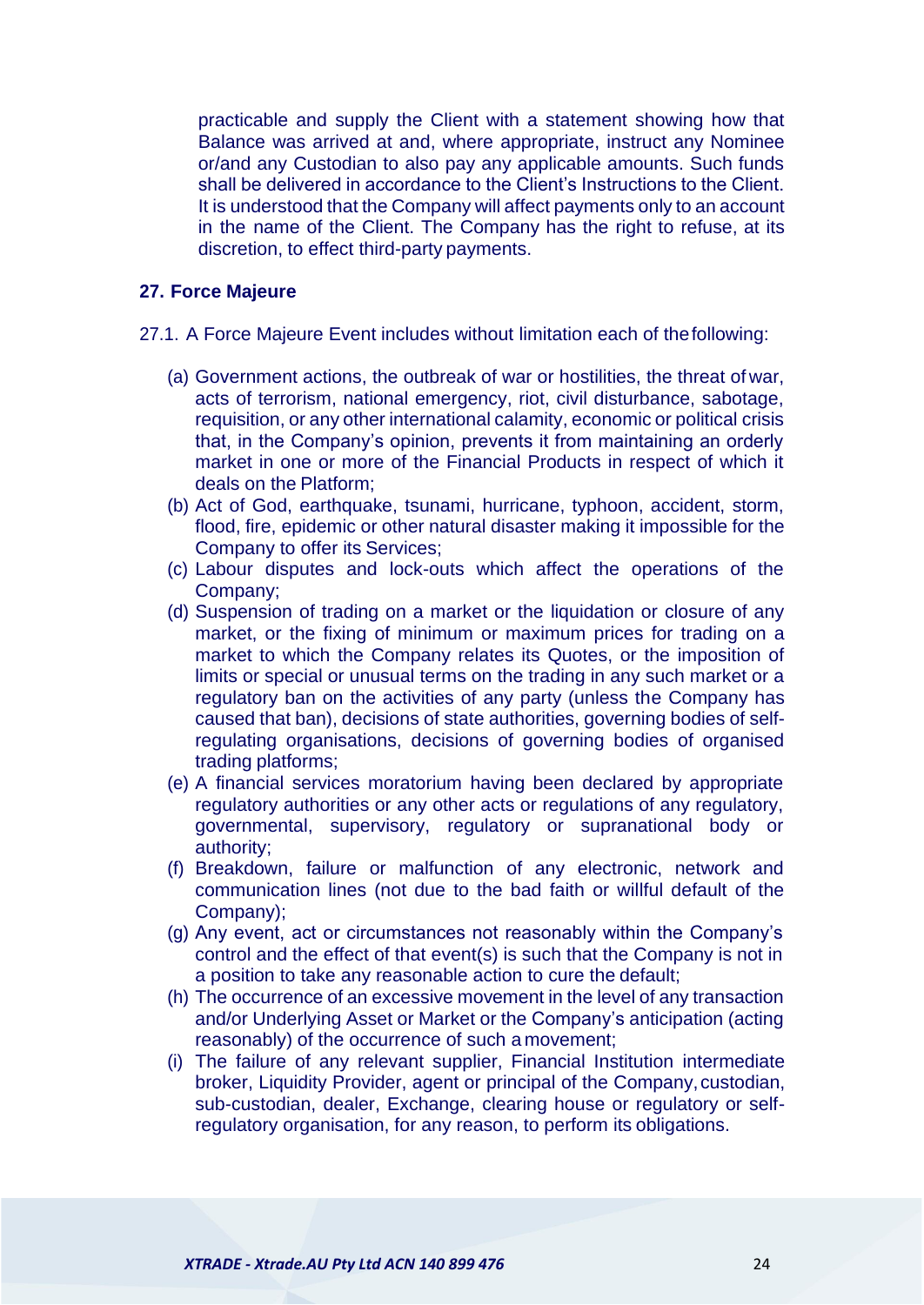practicable and supply the Client with a statement showing how that Balance was arrived at and, where appropriate, instruct any Nominee or/and any Custodian to also pay any applicable amounts. Such funds shall be delivered in accordance to the Client's Instructions to the Client. It is understood that the Company will affect payments only to an account in the name of the Client. The Company has the right to refuse, at its discretion, to effect third-party payments.

## 27. Force Majeure

27.1. A Force Majeure Event includes without limitation each of the following:

(a) Government actions, the outbreak of war or hostilities, the threat of war, acts of terrorism, national emergency, riot, civil disturbance, sabotage, requisition, or any other international calamity, economic or political crisis that, in the Company's opinion, prevents it from maintaining an orderly market in one or more of the Financial Products in respect of which it deals on the Platform;

(b) Act of God, earthquake, tsunami, hurricane, typhoon, accident, storm, flood, fire, epidemic or other natural disaster making it impossible for the Company to offer its Services;

(c) Labour disputes and lock-outs which affect the operations of the Company;

(d) Suspension of trading on a market or the liquidation or closure of any market, or the fixing of minimum or maximum prices for trading on a market to which the Company relates its Quotes, or the imposition of limits or special or unusual terms on the trading in any such market or a regulatory ban on the activities of any party (unless the Company has caused that ban), decisions of state authorities, governing bodies of self-regulating organisations, decisions of governing bodies of organised trading platforms;

(e) A financial services moratorium having been declared by appropriate regulatory authorities or any other acts or regulations of any regulatory, governmental, supervisory, regulatory or supranational body or authority;

(f) Breakdown, failure or malfunction of any electronic, network and communication lines (not due to the bad faith or willful default of the Company);

(g) Any event, act or circumstances not reasonably within the Company's control and the effect of that event(s) is such that the Company is not in a position to take any reasonable action to cure the default;

(h) The occurrence of an excessive movement in the level of any transaction and/or Underlying Asset or Market or the Company's anticipation (acting reasonably) of the occurrence of such a movement;

(i) The failure of any relevant supplier, Financial Institution intermediate broker, Liquidity Provider, agent or principal of the Company, custodian, sub-custodian, dealer, Exchange, clearing house or regulatory or self-regulatory organisation, for any reason, to perform its obligations.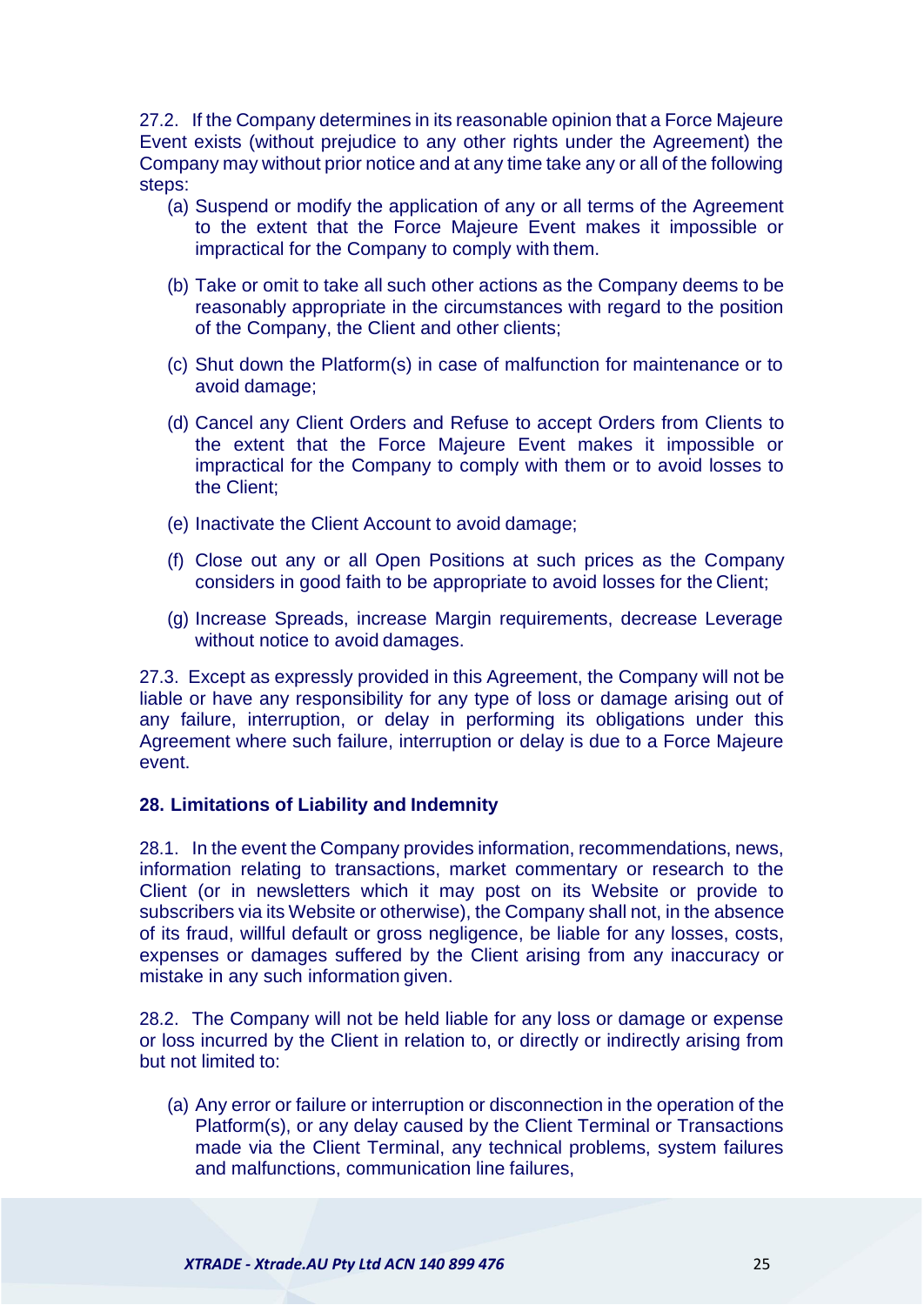27.2. If the Company determines in its reasonable opinion that a Force Majeure Event exists (without prejudice to any other rights under the Agreement) the Company may without prior notice and at any time take any or all of the following steps:

(a) Suspend or modify the application of any or all terms of the Agreement to the extent that the Force Majeure Event makes it impossible or impractical for the Company to comply with them.

(b) Take or omit to take all such other actions as the Company deems to be reasonably appropriate in the circumstances with regard to the position of the Company, the Client and other clients;

(c) Shut down the Platform(s) in case of malfunction for maintenance or to avoid damage;

(d) Cancel any Client Orders and Refuse to accept Orders from Clients to the extent that the Force Majeure Event makes it impossible or impractical for the Company to comply with them or to avoid losses to the Client;

(e) Inactivate the Client Account to avoid damage;

(f) Close out any or all Open Positions at such prices as the Company considers in good faith to be appropriate to avoid losses for the Client;

(g) Increase Spreads, increase Margin requirements, decrease Leverage without notice to avoid damages.

27.3. Except as expressly provided in this Agreement, the Company will not be liable or have any responsibility for any type of loss or damage arising out of any failure, interruption, or delay in performing its obligations under this Agreement where such failure, interruption or delay is due to a Force Majeure event.

## 28. Limitations of Liability and Indemnity

28.1. In the event the Company provides information, recommendations, news, information relating to transactions, market commentary or research to the Client (or in newsletters which it may post on its Website or provide to subscribers via its Website or otherwise), the Company shall not, in the absence of its fraud, willful default or gross negligence, be liable for any losses, costs, expenses or damages suffered by the Client arising from any inaccuracy or mistake in any such information given.

28.2. The Company will not be held liable for any loss or damage or expense or loss incurred by the Client in relation to, or directly or indirectly arising from but not limited to:

(a) Any error or failure or interruption or disconnection in the operation of the Platform(s), or any delay caused by the Client Terminal or Transactions made via the Client Terminal, any technical problems, system failures and malfunctions, communication line failures,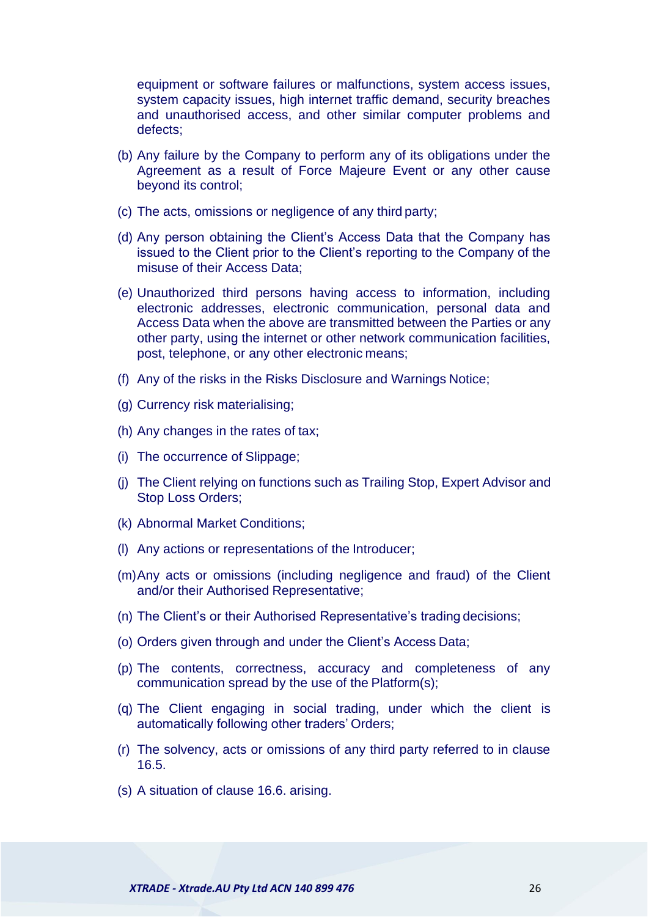equipment or software failures or malfunctions, system access issues, system capacity issues, high internet traffic demand, security breaches and unauthorised access, and other similar computer problems and defects;

(b) Any failure by the Company to perform any of its obligations under the Agreement as a result of Force Majeure Event or any other cause beyond its control;

(c) The acts, omissions or negligence of any third party;

(d) Any person obtaining the Client's Access Data that the Company has issued to the Client prior to the Client's reporting to the Company of the misuse of their Access Data;

(e) Unauthorized third persons having access to information, including electronic addresses, electronic communication, personal data and Access Data when the above are transmitted between the Parties or any other party, using the internet or other network communication facilities, post, telephone, or any other electronic means;

(f) Any of the risks in the Risks Disclosure and Warnings Notice;

(g) Currency risk materialising;

(h) Any changes in the rates of tax;

(i) The occurrence of Slippage;

(j) The Client relying on functions such as Trailing Stop, Expert Advisor and Stop Loss Orders;

(k) Abnormal Market Conditions;

(l) Any actions or representations of the Introducer;

(m) Any acts or omissions (including negligence and fraud) of the Client and/or their Authorised Representative;

(n) The Client's or their Authorised Representative's trading decisions;

(o) Orders given through and under the Client's Access Data;

(p) The contents, correctness, accuracy and completeness of any communication spread by the use of the Platform(s);

(q) The Client engaging in social trading, under which the client is automatically following other traders' Orders;

(r) The solvency, acts or omissions of any third party referred to in clause 16.5.

(s) A situation of clause 16.6. arising.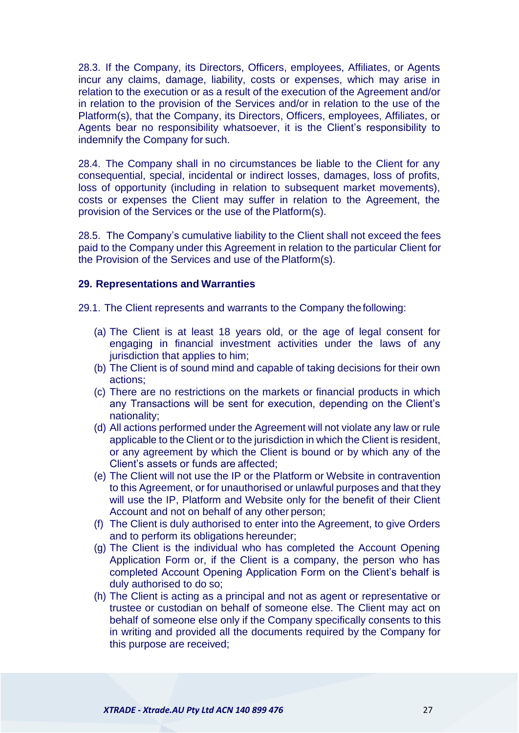28.3. If the Company, its Directors, Officers, employees, Affiliates, or Agents incur any claims, damage, liability, costs or expenses, which may arise in relation to the execution or as a result of the execution of the Agreement and/or in relation to the provision of the Services and/or in relation to the use of the Platform(s), that the Company, its Directors, Officers, employees, Affiliates, or Agents bear no responsibility whatsoever, it is the Client's responsibility to indemnify the Company for such.

28.4. The Company shall in no circumstances be liable to the Client for any consequential, special, incidental or indirect losses, damages, loss of profits, loss of opportunity (including in relation to subsequent market movements), costs or expenses the Client may suffer in relation to the Agreement, the provision of the Services or the use of the Platform(s).

28.5. The Company's cumulative liability to the Client shall not exceed the fees paid to the Company under this Agreement in relation to the particular Client for the Provision of the Services and use of the Platform(s).

## 29. Representations and Warranties

29.1. The Client represents and warrants to the Company the following:

(a) The Client is at least 18 years old, or the age of legal consent for engaging in financial investment activities under the laws of any jurisdiction that applies to him;
(b) The Client is of sound mind and capable of taking decisions for their own actions;
(c) There are no restrictions on the markets or financial products in which any Transactions will be sent for execution, depending on the Client's nationality;
(d) All actions performed under the Agreement will not violate any law or rule applicable to the Client or to the jurisdiction in which the Client is resident, or any agreement by which the Client is bound or by which any of the Client's assets or funds are affected;
(e) The Client will not use the IP or the Platform or Website in contravention to this Agreement, or for unauthorised or unlawful purposes and that they will use the IP, Platform and Website only for the benefit of their Client Account and not on behalf of any other person;
(f) The Client is duly authorised to enter into the Agreement, to give Orders and to perform its obligations hereunder;
(g) The Client is the individual who has completed the Account Opening Application Form or, if the Client is a company, the person who has completed Account Opening Application Form on the Client's behalf is duly authorised to do so;
(h) The Client is acting as a principal and not as agent or representative or trustee or custodian on behalf of someone else. The Client may act on behalf of someone else only if the Company specifically consents to this in writing and provided all the documents required by the Company for this purpose are received;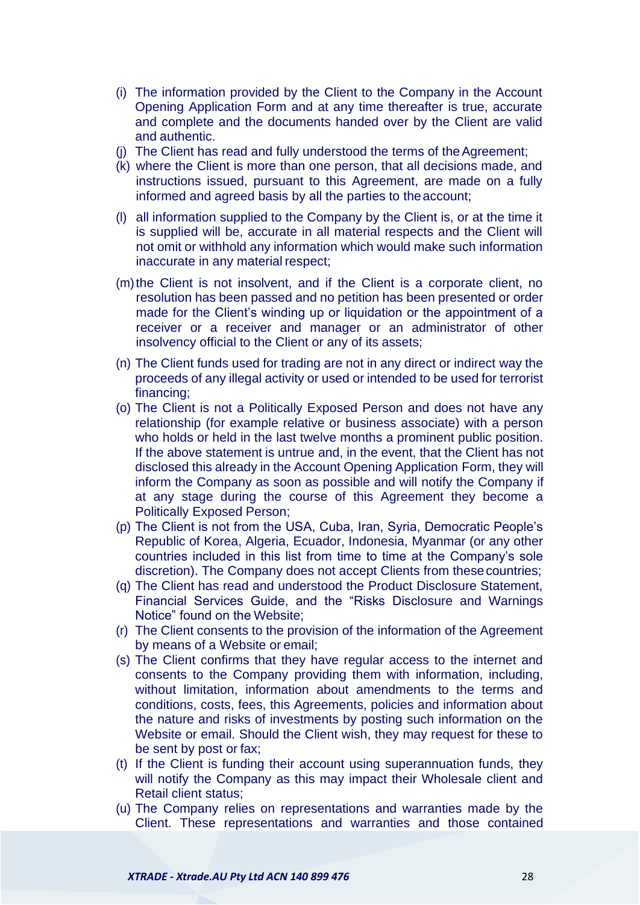(i) The information provided by the Client to the Company in the Account Opening Application Form and at any time thereafter is true, accurate and complete and the documents handed over by the Client are valid and authentic.

(j) The Client has read and fully understood the terms of the Agreement;

(k) where the Client is more than one person, that all decisions made, and instructions issued, pursuant to this Agreement, are made on a fully informed and agreed basis by all the parties to the account;

(l) all information supplied to the Company by the Client is, or at the time it is supplied will be, accurate in all material respects and the Client will not omit or withhold any information which would make such information inaccurate in any material respect;

(m) the Client is not insolvent, and if the Client is a corporate client, no resolution has been passed and no petition has been presented or order made for the Client's winding up or liquidation or the appointment of a receiver or a receiver and manager or an administrator of other insolvency official to the Client or any of its assets;

(n) The Client funds used for trading are not in any direct or indirect way the proceeds of any illegal activity or used or intended to be used for terrorist financing;

(o) The Client is not a Politically Exposed Person and does not have any relationship (for example relative or business associate) with a person who holds or held in the last twelve months a prominent public position. If the above statement is untrue and, in the event, that the Client has not disclosed this already in the Account Opening Application Form, they will inform the Company as soon as possible and will notify the Company if at any stage during the course of this Agreement they become a Politically Exposed Person;

(p) The Client is not from the USA, Cuba, Iran, Syria, Democratic People's Republic of Korea, Algeria, Ecuador, Indonesia, Myanmar (or any other countries included in this list from time to time at the Company's sole discretion). The Company does not accept Clients from these countries;

(q) The Client has read and understood the Product Disclosure Statement, Financial Services Guide, and the "Risks Disclosure and Warnings Notice" found on the Website;

(r) The Client consents to the provision of the information of the Agreement by means of a Website or email;

(s) The Client confirms that they have regular access to the internet and consents to the Company providing them with information, including, without limitation, information about amendments to the terms and conditions, costs, fees, this Agreements, policies and information about the nature and risks of investments by posting such information on the Website or email. Should the Client wish, they may request for these to be sent by post or fax;

(t) If the Client is funding their account using superannuation funds, they will notify the Company as this may impact their Wholesale client and Retail client status;

(u) The Company relies on representations and warranties made by the Client. These representations and warranties and those contained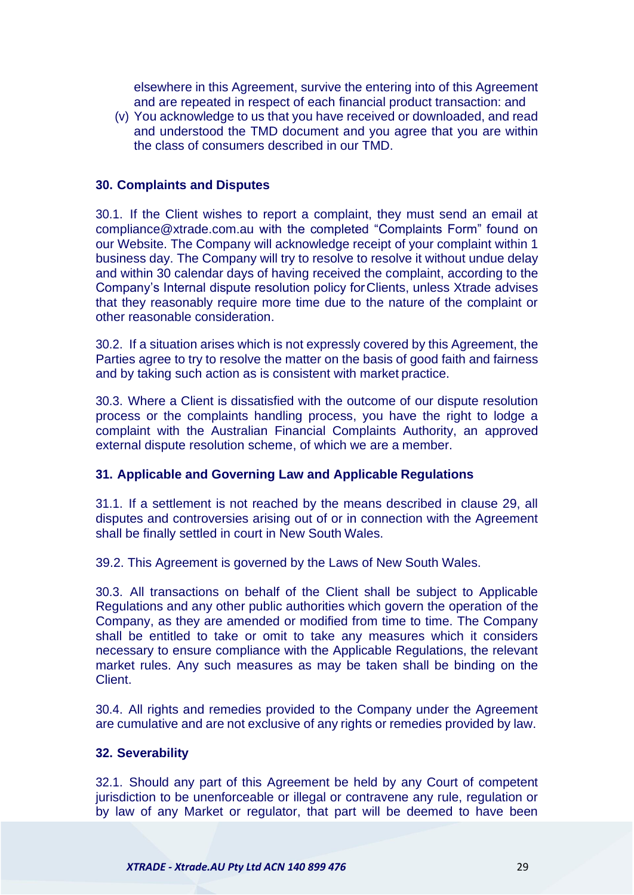elsewhere in this Agreement, survive the entering into of this Agreement and are repeated in respect of each financial product transaction: and

(v) You acknowledge to us that you have received or downloaded, and read and understood the TMD document and you agree that you are within the class of consumers described in our TMD.

**30. Complaints and Disputes**

30.1. If the Client wishes to report a complaint, they must send an email at compliance@xtrade.com.au with the completed "Complaints Form" found on our Website. The Company will acknowledge receipt of your complaint within 1 business day. The Company will try to resolve to resolve it without undue delay and within 30 calendar days of having received the complaint, according to the Company's Internal dispute resolution policy for Clients, unless Xtrade advises that they reasonably require more time due to the nature of the complaint or other reasonable consideration.

30.2. If a situation arises which is not expressly covered by this Agreement, the Parties agree to try to resolve the matter on the basis of good faith and fairness and by taking such action as is consistent with market practice.

30.3. Where a Client is dissatisfied with the outcome of our dispute resolution process or the complaints handling process, you have the right to lodge a complaint with the Australian Financial Complaints Authority, an approved external dispute resolution scheme, of which we are a member.

**31. Applicable and Governing Law and Applicable Regulations**

31.1. If a settlement is not reached by the means described in clause 29, all disputes and controversies arising out of or in connection with the Agreement shall be finally settled in court in New South Wales.

39.2. This Agreement is governed by the Laws of New South Wales.

30.3. All transactions on behalf of the Client shall be subject to Applicable Regulations and any other public authorities which govern the operation of the Company, as they are amended or modified from time to time. The Company shall be entitled to take or omit to take any measures which it considers necessary to ensure compliance with the Applicable Regulations, the relevant market rules. Any such measures as may be taken shall be binding on the Client.

30.4. All rights and remedies provided to the Company under the Agreement are cumulative and are not exclusive of any rights or remedies provided by law.

**32. Severability**

32.1. Should any part of this Agreement be held by any Court of competent jurisdiction to be unenforceable or illegal or contravene any rule, regulation or by law of any Market or regulator, that part will be deemed to have been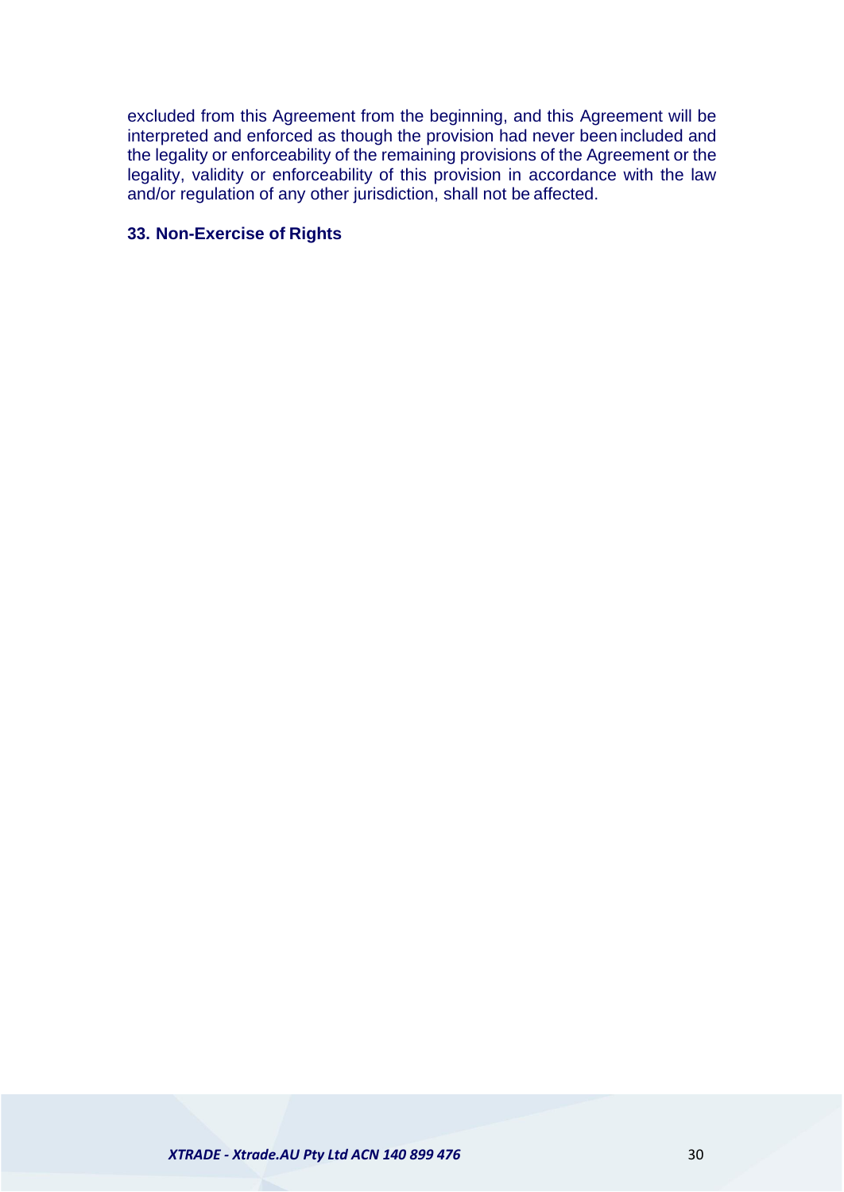excluded from this Agreement from the beginning, and this Agreement will be interpreted and enforced as though the provision had never been included and the legality or enforceability of the remaining provisions of the Agreement or the legality, validity or enforceability of this provision in accordance with the law and/or regulation of any other jurisdiction, shall not be affected.

### 33. Non-Exercise of Rights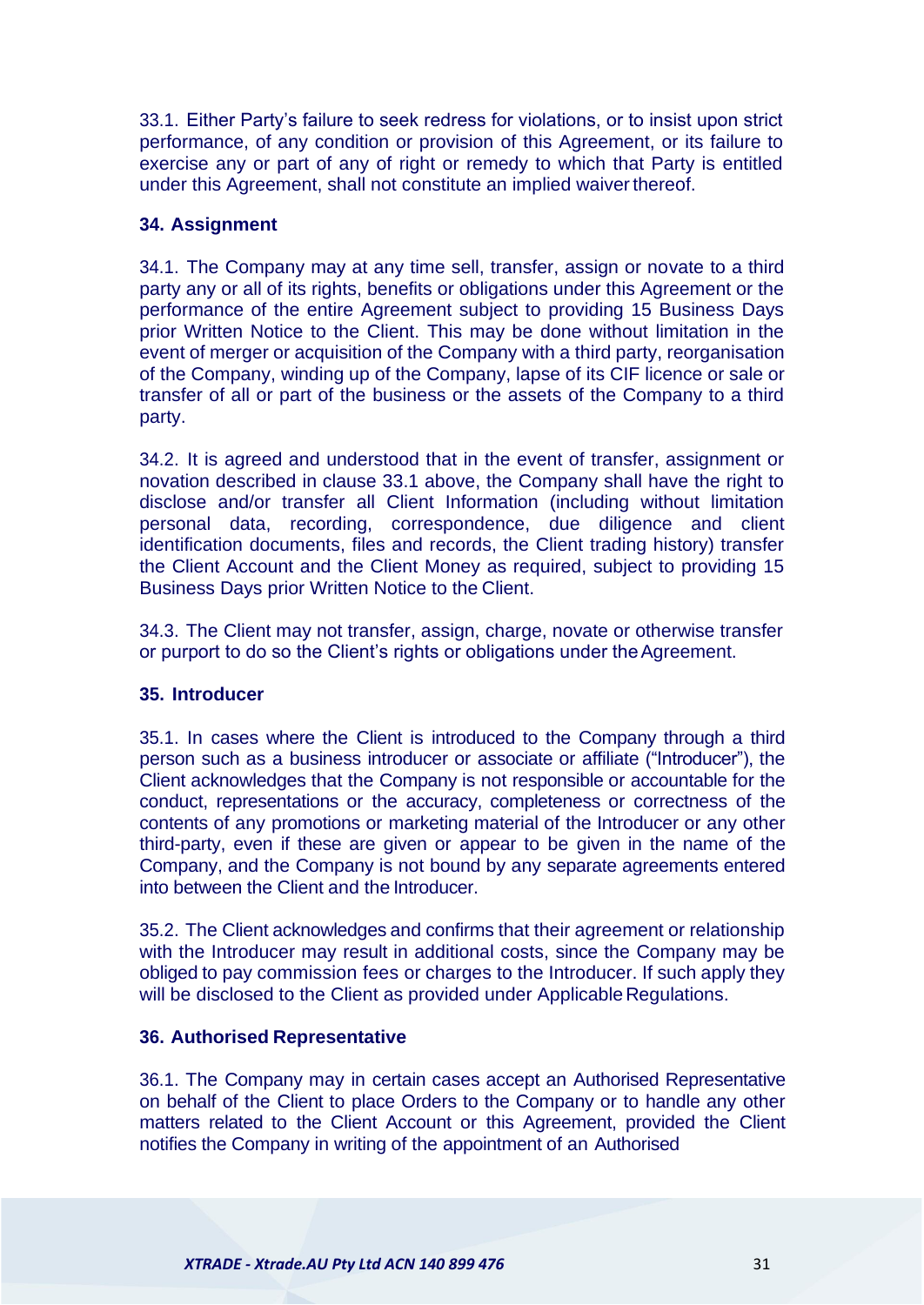33.1. Either Party's failure to seek redress for violations, or to insist upon strict performance, of any condition or provision of this Agreement, or its failure to exercise any or part of any of right or remedy to which that Party is entitled under this Agreement, shall not constitute an implied waiver thereof.

## 34. Assignment

34.1. The Company may at any time sell, transfer, assign or novate to a third party any or all of its rights, benefits or obligations under this Agreement or the performance of the entire Agreement subject to providing 15 Business Days prior Written Notice to the Client. This may be done without limitation in the event of merger or acquisition of the Company with a third party, reorganisation of the Company, winding up of the Company, lapse of its CIF licence or sale or transfer of all or part of the business or the assets of the Company to a third party.

34.2. It is agreed and understood that in the event of transfer, assignment or novation described in clause 33.1 above, the Company shall have the right to disclose and/or transfer all Client Information (including without limitation personal data, recording, correspondence, due diligence and client identification documents, files and records, the Client trading history) transfer the Client Account and the Client Money as required, subject to providing 15 Business Days prior Written Notice to the Client.

34.3. The Client may not transfer, assign, charge, novate or otherwise transfer or purport to do so the Client's rights or obligations under the Agreement.

## 35. Introducer

35.1. In cases where the Client is introduced to the Company through a third person such as a business introducer or associate or affiliate ("Introducer"), the Client acknowledges that the Company is not responsible or accountable for the conduct, representations or the accuracy, completeness or correctness of the contents of any promotions or marketing material of the Introducer or any other third-party, even if these are given or appear to be given in the name of the Company, and the Company is not bound by any separate agreements entered into between the Client and the Introducer.

35.2. The Client acknowledges and confirms that their agreement or relationship with the Introducer may result in additional costs, since the Company may be obliged to pay commission fees or charges to the Introducer. If such apply they will be disclosed to the Client as provided under Applicable Regulations.

## 36. Authorised Representative

36.1. The Company may in certain cases accept an Authorised Representative on behalf of the Client to place Orders to the Company or to handle any other matters related to the Client Account or this Agreement, provided the Client notifies the Company in writing of the appointment of an Authorised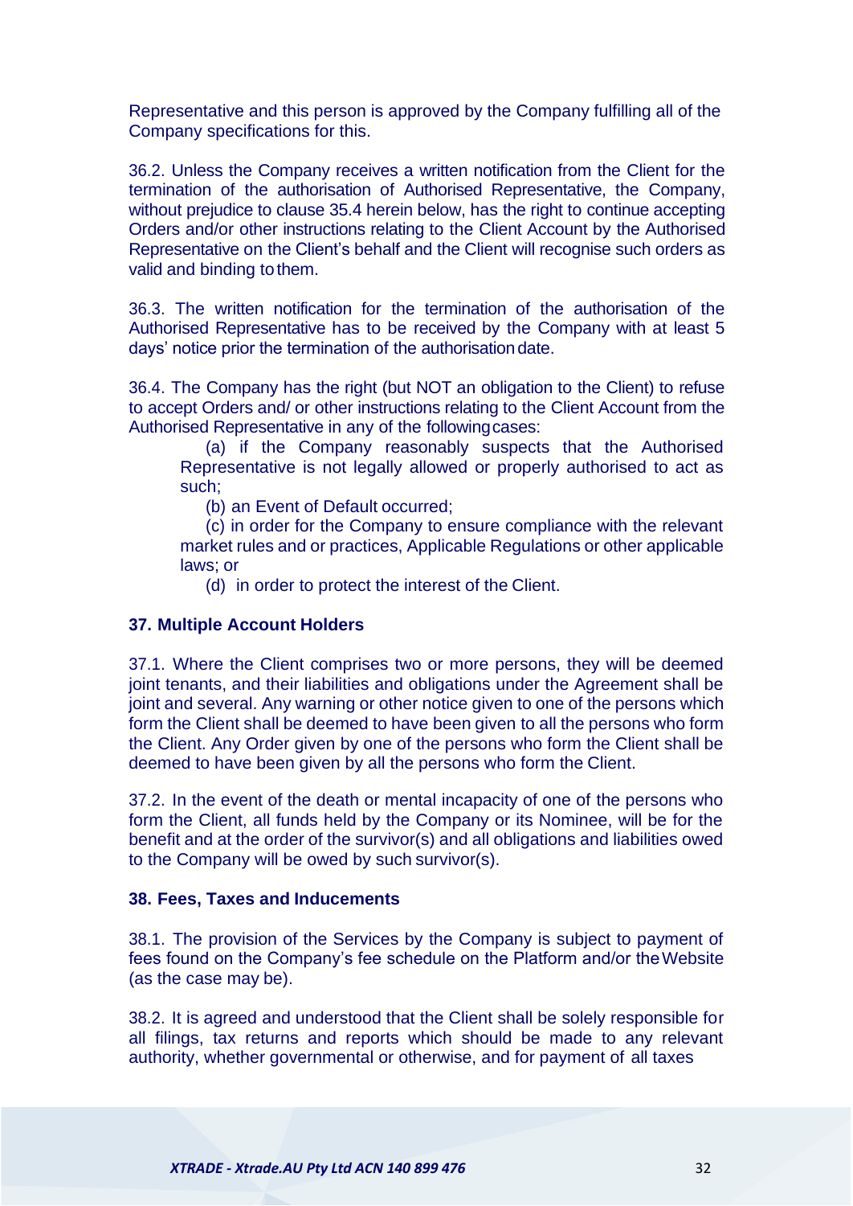Representative and this person is approved by the Company fulfilling all of the Company specifications for this.

36.2. Unless the Company receives a written notification from the Client for the termination of the authorisation of Authorised Representative, the Company, without prejudice to clause 35.4 herein below, has the right to continue accepting Orders and/or other instructions relating to the Client Account by the Authorised Representative on the Client's behalf and the Client will recognise such orders as valid and binding to them.

36.3. The written notification for the termination of the authorisation of the Authorised Representative has to be received by the Company with at least 5 days' notice prior the termination of the authorisation date.

36.4. The Company has the right (but NOT an obligation to the Client) to refuse to accept Orders and/ or other instructions relating to the Client Account from the Authorised Representative in any of the following cases:

(a) if the Company reasonably suspects that the Authorised Representative is not legally allowed or properly authorised to act as such;

(b) an Event of Default occurred;

(c) in order for the Company to ensure compliance with the relevant market rules and or practices, Applicable Regulations or other applicable laws; or

(d) in order to protect the interest of the Client.

**37. Multiple Account Holders**

37.1. Where the Client comprises two or more persons, they will be deemed joint tenants, and their liabilities and obligations under the Agreement shall be joint and several. Any warning or other notice given to one of the persons which form the Client shall be deemed to have been given to all the persons who form the Client. Any Order given by one of the persons who form the Client shall be deemed to have been given by all the persons who form the Client.

37.2. In the event of the death or mental incapacity of one of the persons who form the Client, all funds held by the Company or its Nominee, will be for the benefit and at the order of the survivor(s) and all obligations and liabilities owed to the Company will be owed by such survivor(s).

**38. Fees, Taxes and Inducements**

38.1. The provision of the Services by the Company is subject to payment of fees found on the Company's fee schedule on the Platform and/or the Website (as the case may be).

38.2. It is agreed and understood that the Client shall be solely responsible for all filings, tax returns and reports which should be made to any relevant authority, whether governmental or otherwise, and for payment of all taxes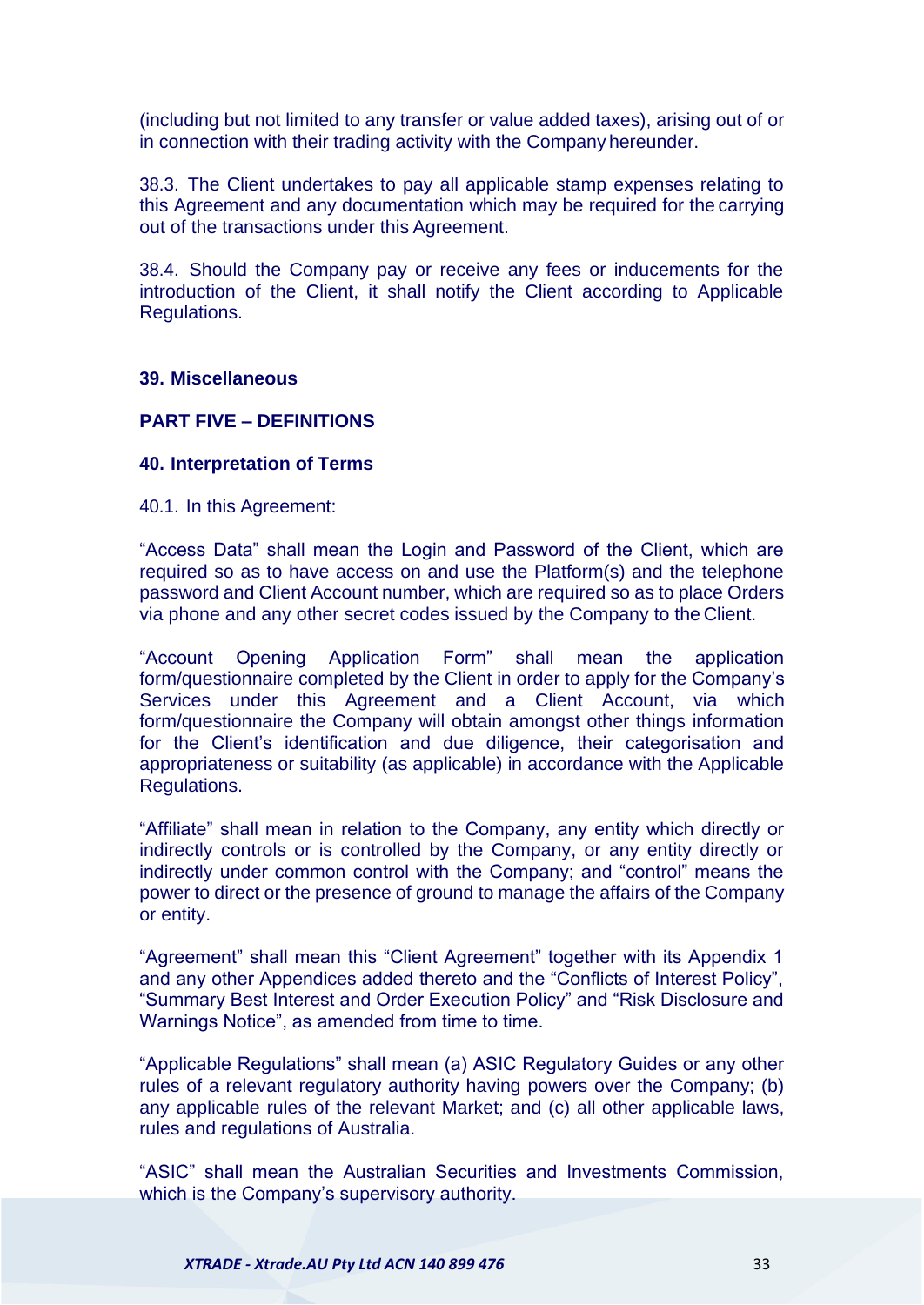(including but not limited to any transfer or value added taxes), arising out of or in connection with their trading activity with the Company hereunder.

38.3. The Client undertakes to pay all applicable stamp expenses relating to this Agreement and any documentation which may be required for the carrying out of the transactions under this Agreement.

38.4. Should the Company pay or receive any fees or inducements for the introduction of the Client, it shall notify the Client according to Applicable Regulations.

## 39. Miscellaneous

# PART FIVE – DEFINITIONS

## 40. Interpretation of Terms

40.1. In this Agreement:

"Access Data" shall mean the Login and Password of the Client, which are required so as to have access on and use the Platform(s) and the telephone password and Client Account number, which are required so as to place Orders via phone and any other secret codes issued by the Company to the Client.

"Account Opening Application Form" shall mean the application form/questionnaire completed by the Client in order to apply for the Company's Services under this Agreement and a Client Account, via which form/questionnaire the Company will obtain amongst other things information for the Client's identification and due diligence, their categorisation and appropriateness or suitability (as applicable) in accordance with the Applicable Regulations.

"Affiliate" shall mean in relation to the Company, any entity which directly or indirectly controls or is controlled by the Company, or any entity directly or indirectly under common control with the Company; and "control" means the power to direct or the presence of ground to manage the affairs of the Company or entity.

"Agreement" shall mean this "Client Agreement" together with its Appendix 1 and any other Appendices added thereto and the "Conflicts of Interest Policy", "Summary Best Interest and Order Execution Policy" and "Risk Disclosure and Warnings Notice", as amended from time to time.

"Applicable Regulations" shall mean (a) ASIC Regulatory Guides or any other rules of a relevant regulatory authority having powers over the Company; (b) any applicable rules of the relevant Market; and (c) all other applicable laws, rules and regulations of Australia.

"ASIC" shall mean the Australian Securities and Investments Commission, which is the Company's supervisory authority.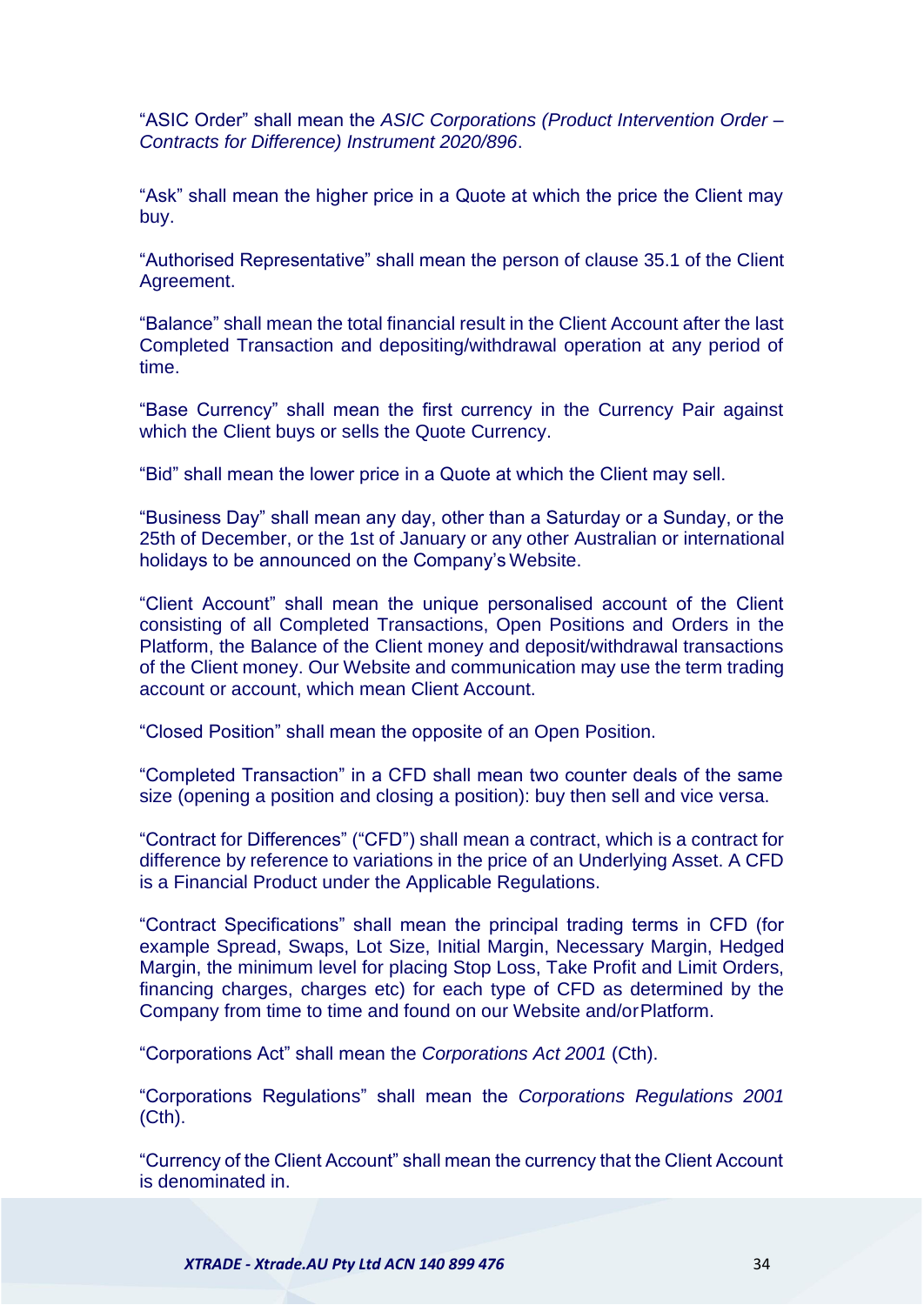"ASIC Order" shall mean the *ASIC Corporations (Product Intervention Order – Contracts for Difference) Instrument 2020/896*.

"Ask" shall mean the higher price in a Quote at which the price the Client may buy.

"Authorised Representative" shall mean the person of clause 35.1 of the Client Agreement.

"Balance" shall mean the total financial result in the Client Account after the last Completed Transaction and depositing/withdrawal operation at any period of time.

"Base Currency" shall mean the first currency in the Currency Pair against which the Client buys or sells the Quote Currency.

"Bid" shall mean the lower price in a Quote at which the Client may sell.

"Business Day" shall mean any day, other than a Saturday or a Sunday, or the 25th of December, or the 1st of January or any other Australian or international holidays to be announced on the Company's Website.

"Client Account" shall mean the unique personalised account of the Client consisting of all Completed Transactions, Open Positions and Orders in the Platform, the Balance of the Client money and deposit/withdrawal transactions of the Client money. Our Website and communication may use the term trading account or account, which mean Client Account.

"Closed Position" shall mean the opposite of an Open Position.

"Completed Transaction" in a CFD shall mean two counter deals of the same size (opening a position and closing a position): buy then sell and vice versa.

"Contract for Differences" ("CFD") shall mean a contract, which is a contract for difference by reference to variations in the price of an Underlying Asset. A CFD is a Financial Product under the Applicable Regulations.

"Contract Specifications" shall mean the principal trading terms in CFD (for example Spread, Swaps, Lot Size, Initial Margin, Necessary Margin, Hedged Margin, the minimum level for placing Stop Loss, Take Profit and Limit Orders, financing charges, charges etc) for each type of CFD as determined by the Company from time to time and found on our Website and/orPlatform.

"Corporations Act" shall mean the *Corporations Act 2001* (Cth).

"Corporations Regulations" shall mean the *Corporations Regulations 2001* (Cth).

"Currency of the Client Account" shall mean the currency that the Client Account is denominated in.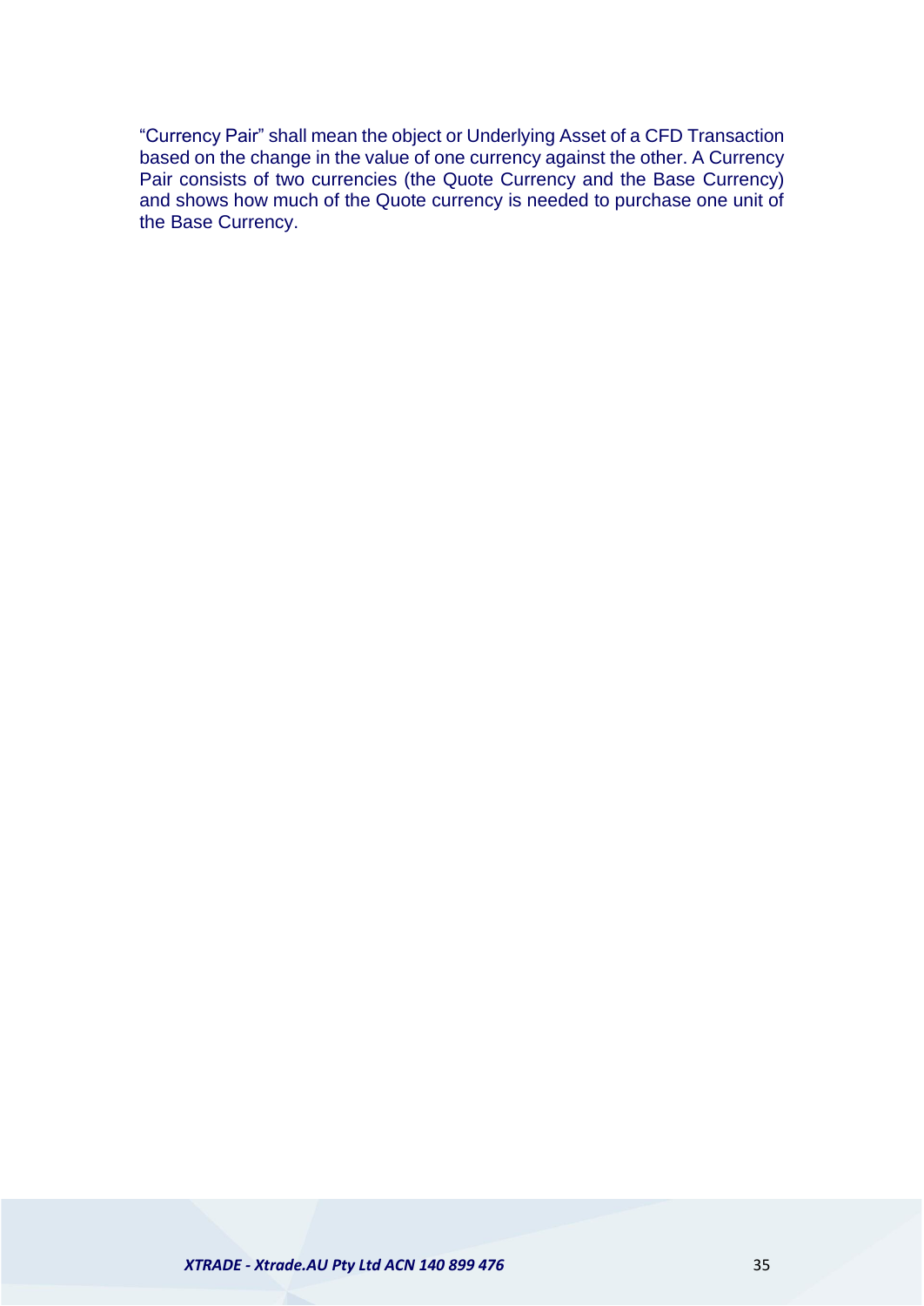"Currency Pair" shall mean the object or Underlying Asset of a CFD Transaction based on the change in the value of one currency against the other. A Currency Pair consists of two currencies (the Quote Currency and the Base Currency) and shows how much of the Quote currency is needed to purchase one unit of the Base Currency.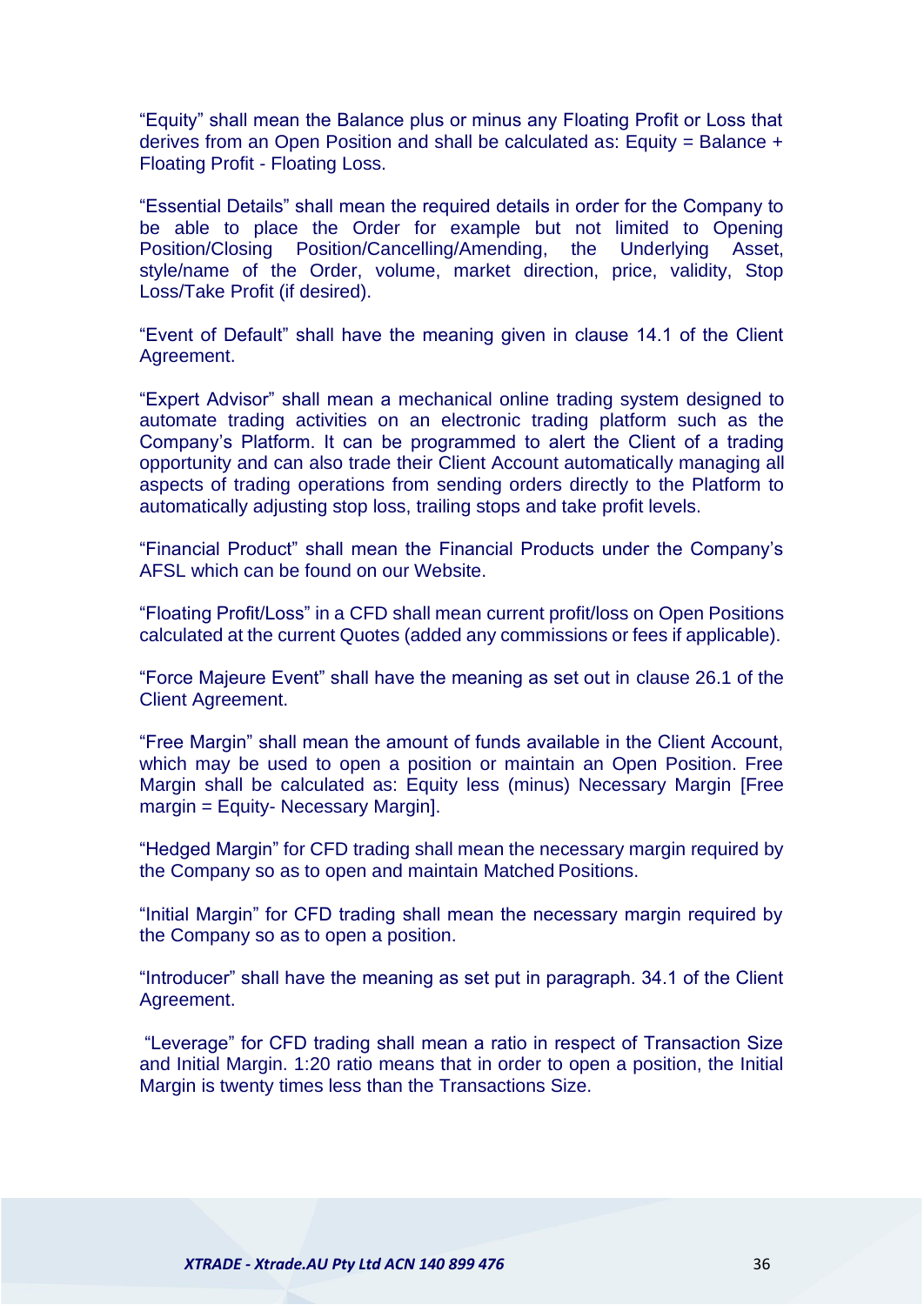“Equity” shall mean the Balance plus or minus any Floating Profit or Loss that derives from an Open Position and shall be calculated as: Equity = Balance + Floating Profit - Floating Loss.

“Essential Details” shall mean the required details in order for the Company to be able to place the Order for example but not limited to Opening Position/Closing Position/Cancelling/Amending, the Underlying Asset, style/name of the Order, volume, market direction, price, validity, Stop Loss/Take Profit (if desired).

“Event of Default” shall have the meaning given in clause 14.1 of the Client Agreement.

“Expert Advisor” shall mean a mechanical online trading system designed to automate trading activities on an electronic trading platform such as the Company’s Platform. It can be programmed to alert the Client of a trading opportunity and can also trade their Client Account automatically managing all aspects of trading operations from sending orders directly to the Platform to automatically adjusting stop loss, trailing stops and take profit levels.

“Financial Product” shall mean the Financial Products under the Company’s AFSL which can be found on our Website.

“Floating Profit/Loss” in a CFD shall mean current profit/loss on Open Positions calculated at the current Quotes (added any commissions or fees if applicable).

“Force Majeure Event” shall have the meaning as set out in clause 26.1 of the Client Agreement.

“Free Margin” shall mean the amount of funds available in the Client Account, which may be used to open a position or maintain an Open Position. Free Margin shall be calculated as: Equity less (minus) Necessary Margin [Free margin = Equity- Necessary Margin].

“Hedged Margin” for CFD trading shall mean the necessary margin required by the Company so as to open and maintain Matched Positions.

“Initial Margin” for CFD trading shall mean the necessary margin required by the Company so as to open a position.

“Introducer” shall have the meaning as set put in paragraph. 34.1 of the Client Agreement.

“Leverage” for CFD trading shall mean a ratio in respect of Transaction Size and Initial Margin. 1:20 ratio means that in order to open a position, the Initial Margin is twenty times less than the Transactions Size.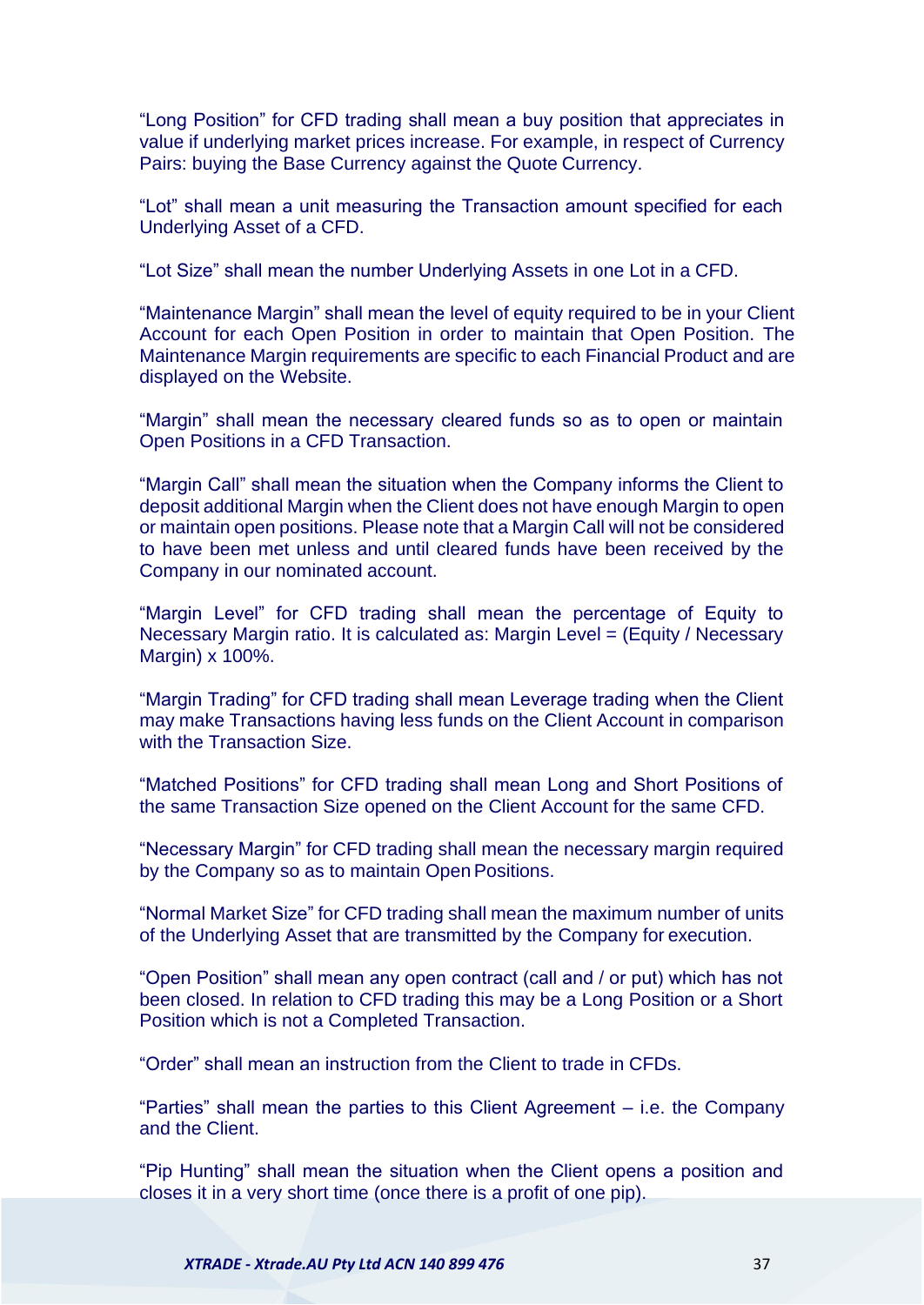"Long Position" for CFD trading shall mean a buy position that appreciates in value if underlying market prices increase. For example, in respect of Currency Pairs: buying the Base Currency against the Quote Currency.

"Lot" shall mean a unit measuring the Transaction amount specified for each Underlying Asset of a CFD.

"Lot Size" shall mean the number Underlying Assets in one Lot in a CFD.

"Maintenance Margin" shall mean the level of equity required to be in your Client Account for each Open Position in order to maintain that Open Position. The Maintenance Margin requirements are specific to each Financial Product and are displayed on the Website.

"Margin" shall mean the necessary cleared funds so as to open or maintain Open Positions in a CFD Transaction.

"Margin Call" shall mean the situation when the Company informs the Client to deposit additional Margin when the Client does not have enough Margin to open or maintain open positions. Please note that a Margin Call will not be considered to have been met unless and until cleared funds have been received by the Company in our nominated account.

"Margin Level" for CFD trading shall mean the percentage of Equity to Necessary Margin ratio. It is calculated as: Margin Level = (Equity / Necessary Margin) x 100%.

"Margin Trading" for CFD trading shall mean Leverage trading when the Client may make Transactions having less funds on the Client Account in comparison with the Transaction Size.

"Matched Positions" for CFD trading shall mean Long and Short Positions of the same Transaction Size opened on the Client Account for the same CFD.

"Necessary Margin" for CFD trading shall mean the necessary margin required by the Company so as to maintain Open Positions.

"Normal Market Size" for CFD trading shall mean the maximum number of units of the Underlying Asset that are transmitted by the Company for execution.

"Open Position" shall mean any open contract (call and / or put) which has not been closed. In relation to CFD trading this may be a Long Position or a Short Position which is not a Completed Transaction.

"Order" shall mean an instruction from the Client to trade in CFDs.

"Parties" shall mean the parties to this Client Agreement – i.e. the Company and the Client.

"Pip Hunting" shall mean the situation when the Client opens a position and closes it in a very short time (once there is a profit of one pip).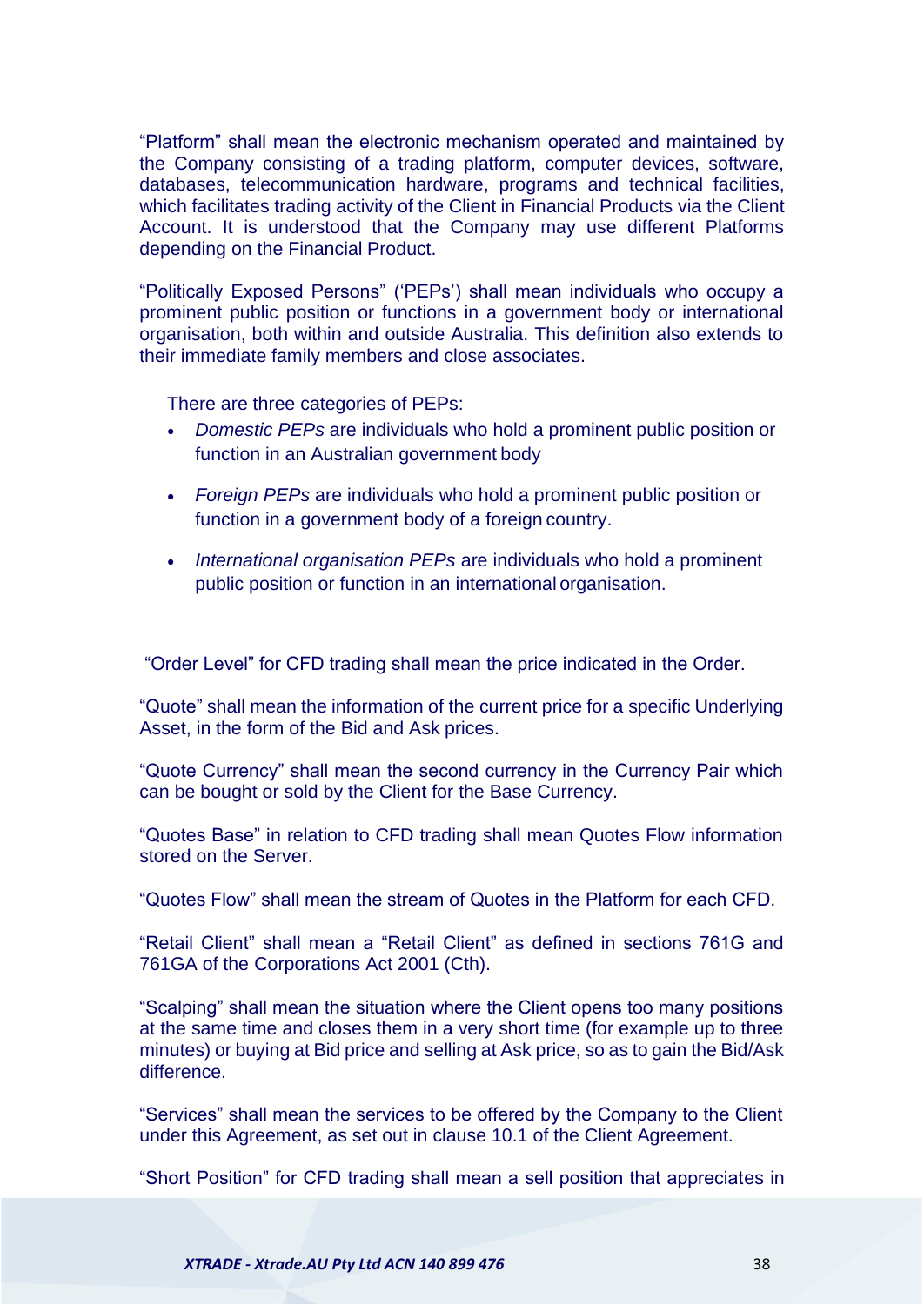“Platform” shall mean the electronic mechanism operated and maintained by the Company consisting of a trading platform, computer devices, software, databases, telecommunication hardware, programs and technical facilities, which facilitates trading activity of the Client in Financial Products via the Client Account. It is understood that the Company may use different Platforms depending on the Financial Product.

“Politically Exposed Persons” (‘PEPs’) shall mean individuals who occupy a prominent public position or functions in a government body or international organisation, both within and outside Australia. This definition also extends to their immediate family members and close associates.

There are three categories of PEPs:

- *Domestic PEPs* are individuals who hold a prominent public position or function in an Australian government body
- *Foreign PEPs* are individuals who hold a prominent public position or function in a government body of a foreign country.
- *International organisation PEPs* are individuals who hold a prominent public position or function in an international organisation.

“Order Level” for CFD trading shall mean the price indicated in the Order.

“Quote” shall mean the information of the current price for a specific Underlying Asset, in the form of the Bid and Ask prices.

“Quote Currency” shall mean the second currency in the Currency Pair which can be bought or sold by the Client for the Base Currency.

“Quotes Base” in relation to CFD trading shall mean Quotes Flow information stored on the Server.

“Quotes Flow” shall mean the stream of Quotes in the Platform for each CFD.

“Retail Client” shall mean a “Retail Client” as defined in sections 761G and 761GA of the Corporations Act 2001 (Cth).

“Scalping” shall mean the situation where the Client opens too many positions at the same time and closes them in a very short time (for example up to three minutes) or buying at Bid price and selling at Ask price, so as to gain the Bid/Ask difference.

“Services” shall mean the services to be offered by the Company to the Client under this Agreement, as set out in clause 10.1 of the Client Agreement.

“Short Position” for CFD trading shall mean a sell position that appreciates in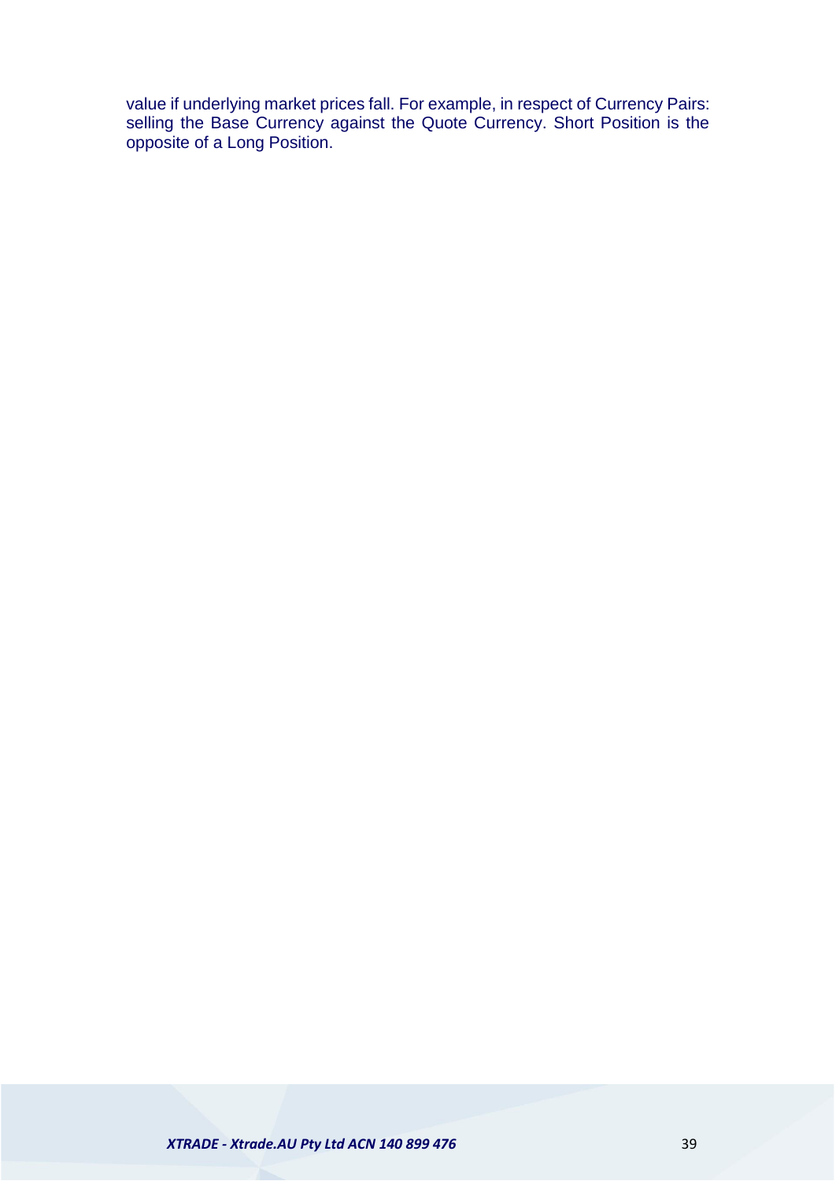value if underlying market prices fall. For example, in respect of Currency Pairs: selling the Base Currency against the Quote Currency. Short Position is the opposite of a Long Position.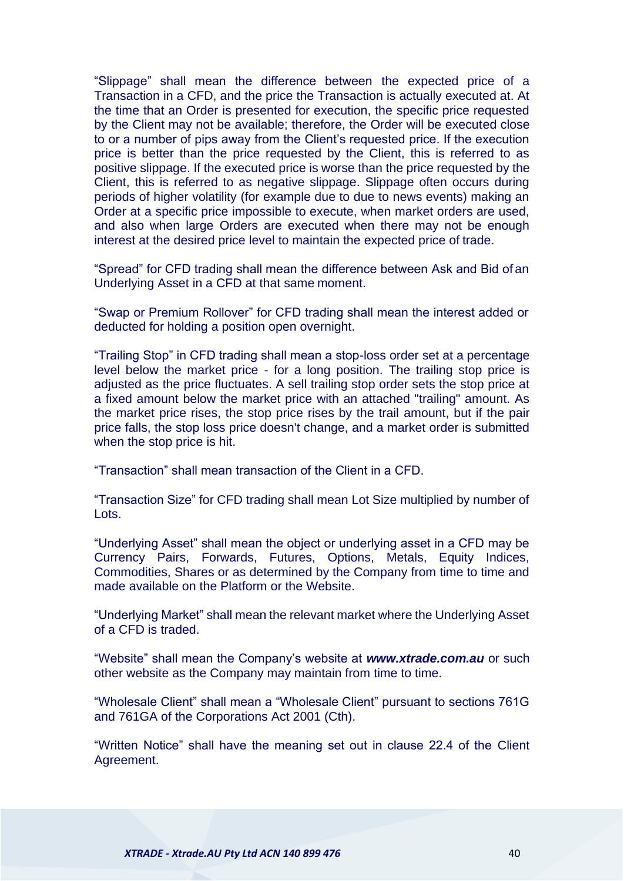"Slippage" shall mean the difference between the expected price of a Transaction in a CFD, and the price the Transaction is actually executed at. At the time that an Order is presented for execution, the specific price requested by the Client may not be available; therefore, the Order will be executed close to or a number of pips away from the Client's requested price. If the execution price is better than the price requested by the Client, this is referred to as positive slippage. If the executed price is worse than the price requested by the Client, this is referred to as negative slippage. Slippage often occurs during periods of higher volatility (for example due to due to news events) making an Order at a specific price impossible to execute, when market orders are used, and also when large Orders are executed when there may not be enough interest at the desired price level to maintain the expected price of trade.

"Spread" for CFD trading shall mean the difference between Ask and Bid of an Underlying Asset in a CFD at that same moment.

"Swap or Premium Rollover" for CFD trading shall mean the interest added or deducted for holding a position open overnight.

"Trailing Stop" in CFD trading shall mean a stop-loss order set at a percentage level below the market price - for a long position. The trailing stop price is adjusted as the price fluctuates. A sell trailing stop order sets the stop price at a fixed amount below the market price with an attached "trailing" amount. As the market price rises, the stop price rises by the trail amount, but if the pair price falls, the stop loss price doesn't change, and a market order is submitted when the stop price is hit.

"Transaction" shall mean transaction of the Client in a CFD.

"Transaction Size" for CFD trading shall mean Lot Size multiplied by number of Lots.

"Underlying Asset" shall mean the object or underlying asset in a CFD may be Currency Pairs, Forwards, Futures, Options, Metals, Equity Indices, Commodities, Shares or as determined by the Company from time to time and made available on the Platform or the Website.

"Underlying Market" shall mean the relevant market where the Underlying Asset of a CFD is traded.

"Website" shall mean the Company's website at ***www.xtrade.com.au*** or such other website as the Company may maintain from time to time.

"Wholesale Client" shall mean a "Wholesale Client" pursuant to sections 761G and 761GA of the Corporations Act 2001 (Cth).

"Written Notice" shall have the meaning set out in clause 22.4 of the Client Agreement.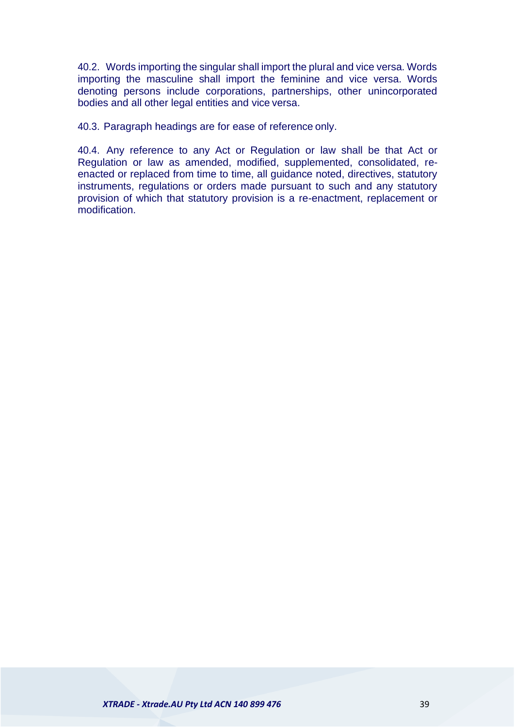40.2. Words importing the singular shall import the plural and vice versa. Words importing the masculine shall import the feminine and vice versa. Words denoting persons include corporations, partnerships, other unincorporated bodies and all other legal entities and vice versa.

40.3. Paragraph headings are for ease of reference only.

40.4. Any reference to any Act or Regulation or law shall be that Act or Regulation or law as amended, modified, supplemented, consolidated, re-enacted or replaced from time to time, all guidance noted, directives, statutory instruments, regulations or orders made pursuant to such and any statutory provision of which that statutory provision is a re-enactment, replacement or modification.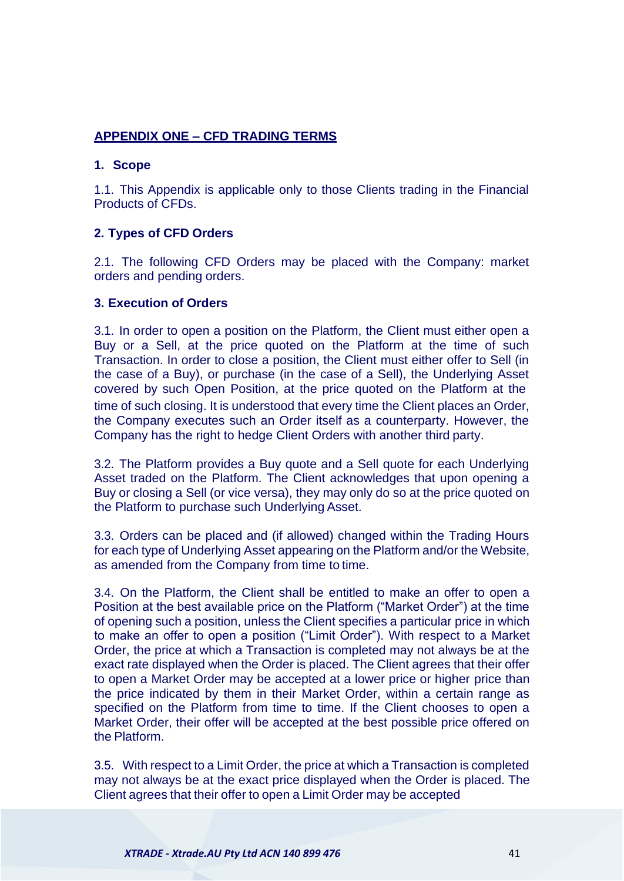## APPENDIX ONE – CFD TRADING TERMS

### 1. Scope

1.1. This Appendix is applicable only to those Clients trading in the Financial Products of CFDs.

### 2. Types of CFD Orders

2.1. The following CFD Orders may be placed with the Company: market orders and pending orders.

### 3. Execution of Orders

3.1. In order to open a position on the Platform, the Client must either open a Buy or a Sell, at the price quoted on the Platform at the time of such Transaction. In order to close a position, the Client must either offer to Sell (in the case of a Buy), or purchase (in the case of a Sell), the Underlying Asset covered by such Open Position, at the price quoted on the Platform at the time of such closing. It is understood that every time the Client places an Order, the Company executes such an Order itself as a counterparty. However, the Company has the right to hedge Client Orders with another third party.

3.2. The Platform provides a Buy quote and a Sell quote for each Underlying Asset traded on the Platform. The Client acknowledges that upon opening a Buy or closing a Sell (or vice versa), they may only do so at the price quoted on the Platform to purchase such Underlying Asset.

3.3. Orders can be placed and (if allowed) changed within the Trading Hours for each type of Underlying Asset appearing on the Platform and/or the Website, as amended from the Company from time to time.

3.4. On the Platform, the Client shall be entitled to make an offer to open a Position at the best available price on the Platform ("Market Order") at the time of opening such a position, unless the Client specifies a particular price in which to make an offer to open a position ("Limit Order"). With respect to a Market Order, the price at which a Transaction is completed may not always be at the exact rate displayed when the Order is placed. The Client agrees that their offer to open a Market Order may be accepted at a lower price or higher price than the price indicated by them in their Market Order, within a certain range as specified on the Platform from time to time. If the Client chooses to open a Market Order, their offer will be accepted at the best possible price offered on the Platform.

3.5. With respect to a Limit Order, the price at which a Transaction is completed may not always be at the exact price displayed when the Order is placed. The Client agrees that their offer to open a Limit Order may be accepted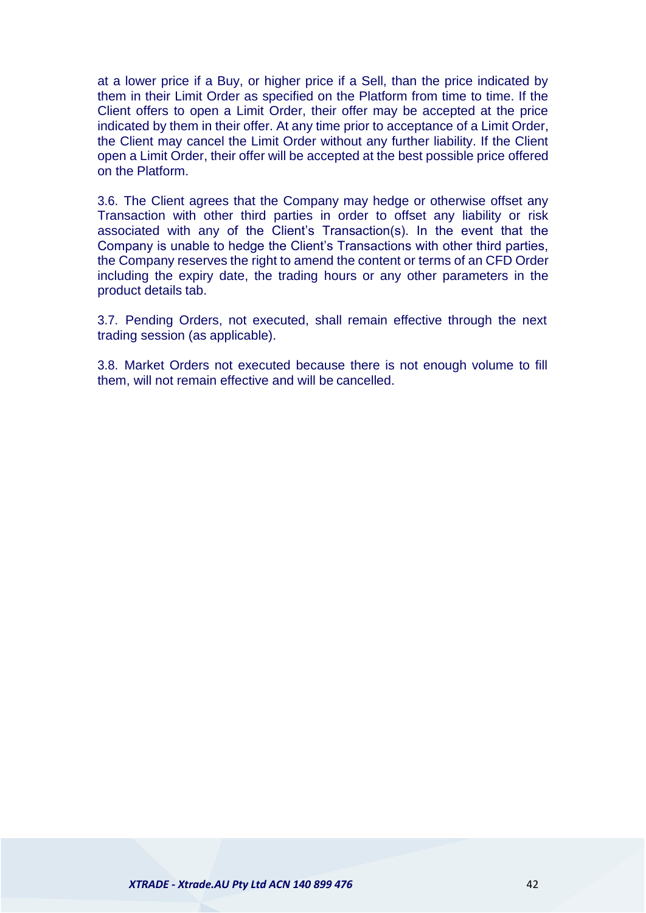at a lower price if a Buy, or higher price if a Sell, than the price indicated by them in their Limit Order as specified on the Platform from time to time. If the Client offers to open a Limit Order, their offer may be accepted at the price indicated by them in their offer. At any time prior to acceptance of a Limit Order, the Client may cancel the Limit Order without any further liability. If the Client open a Limit Order, their offer will be accepted at the best possible price offered on the Platform.

3.6. The Client agrees that the Company may hedge or otherwise offset any Transaction with other third parties in order to offset any liability or risk associated with any of the Client's Transaction(s). In the event that the Company is unable to hedge the Client's Transactions with other third parties, the Company reserves the right to amend the content or terms of an CFD Order including the expiry date, the trading hours or any other parameters in the product details tab.

3.7. Pending Orders, not executed, shall remain effective through the next trading session (as applicable).

3.8. Market Orders not executed because there is not enough volume to fill them, will not remain effective and will be cancelled.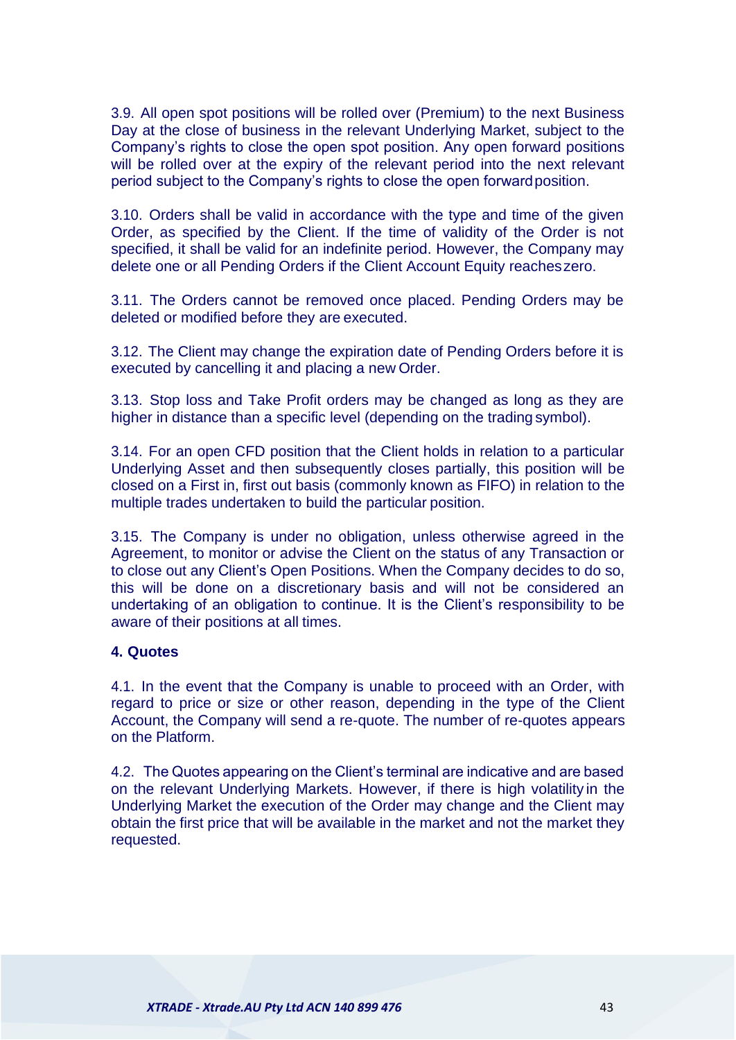3.9. All open spot positions will be rolled over (Premium) to the next Business Day at the close of business in the relevant Underlying Market, subject to the Company's rights to close the open spot position. Any open forward positions will be rolled over at the expiry of the relevant period into the next relevant period subject to the Company's rights to close the open forward position.

3.10. Orders shall be valid in accordance with the type and time of the given Order, as specified by the Client. If the time of validity of the Order is not specified, it shall be valid for an indefinite period. However, the Company may delete one or all Pending Orders if the Client Account Equity reaches zero.

3.11. The Orders cannot be removed once placed. Pending Orders may be deleted or modified before they are executed.

3.12. The Client may change the expiration date of Pending Orders before it is executed by cancelling it and placing a new Order.

3.13. Stop loss and Take Profit orders may be changed as long as they are higher in distance than a specific level (depending on the trading symbol).

3.14. For an open CFD position that the Client holds in relation to a particular Underlying Asset and then subsequently closes partially, this position will be closed on a First in, first out basis (commonly known as FIFO) in relation to the multiple trades undertaken to build the particular position.

3.15. The Company is under no obligation, unless otherwise agreed in the Agreement, to monitor or advise the Client on the status of any Transaction or to close out any Client's Open Positions. When the Company decides to do so, this will be done on a discretionary basis and will not be considered an undertaking of an obligation to continue. It is the Client's responsibility to be aware of their positions at all times.

**4. Quotes**

4.1. In the event that the Company is unable to proceed with an Order, with regard to price or size or other reason, depending in the type of the Client Account, the Company will send a re-quote. The number of re-quotes appears on the Platform.

4.2. The Quotes appearing on the Client's terminal are indicative and are based on the relevant Underlying Markets. However, if there is high volatility in the Underlying Market the execution of the Order may change and the Client may obtain the first price that will be available in the market and not the market they requested.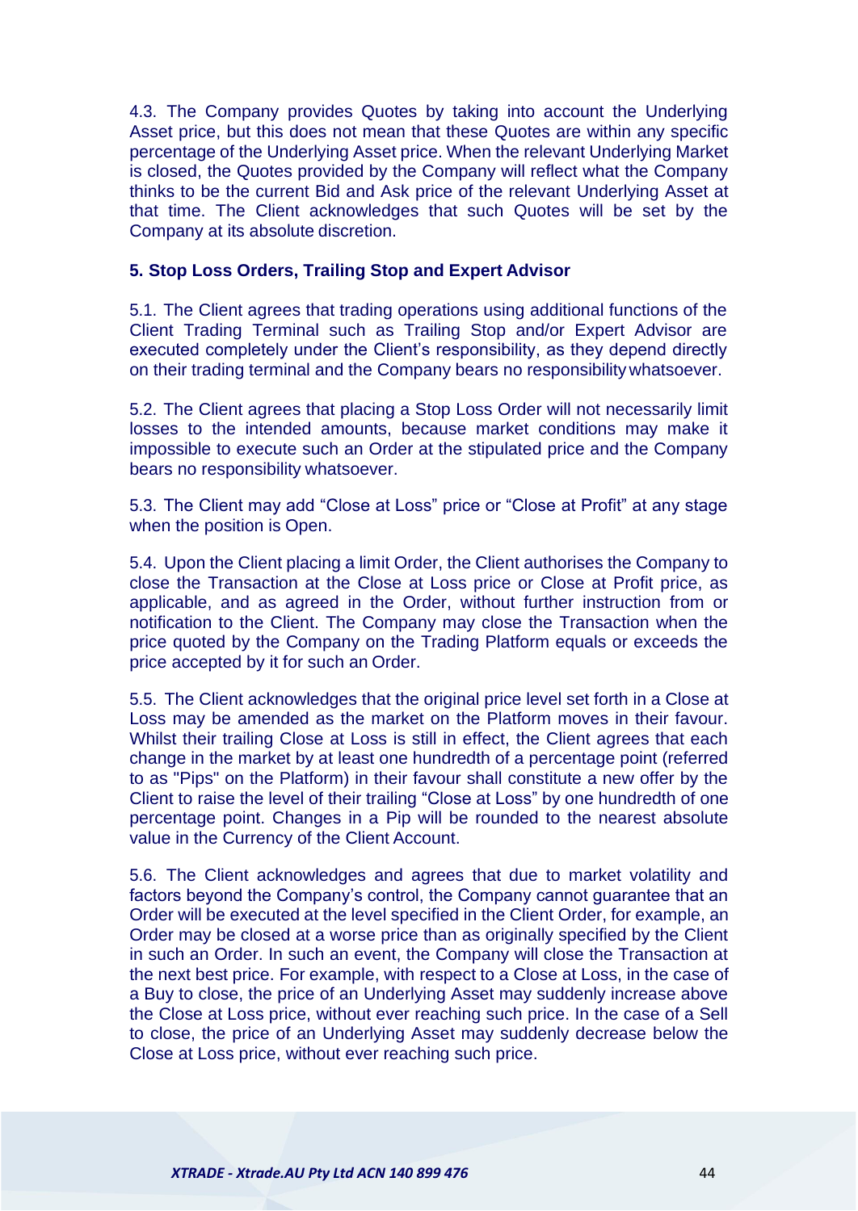4.3. The Company provides Quotes by taking into account the Underlying Asset price, but this does not mean that these Quotes are within any specific percentage of the Underlying Asset price. When the relevant Underlying Market is closed, the Quotes provided by the Company will reflect what the Company thinks to be the current Bid and Ask price of the relevant Underlying Asset at that time. The Client acknowledges that such Quotes will be set by the Company at its absolute discretion.

**5. Stop Loss Orders, Trailing Stop and Expert Advisor**

5.1. The Client agrees that trading operations using additional functions of the Client Trading Terminal such as Trailing Stop and/or Expert Advisor are executed completely under the Client's responsibility, as they depend directly on their trading terminal and the Company bears no responsibility whatsoever.

5.2. The Client agrees that placing a Stop Loss Order will not necessarily limit losses to the intended amounts, because market conditions may make it impossible to execute such an Order at the stipulated price and the Company bears no responsibility whatsoever.

5.3. The Client may add "Close at Loss" price or "Close at Profit" at any stage when the position is Open.

5.4. Upon the Client placing a limit Order, the Client authorises the Company to close the Transaction at the Close at Loss price or Close at Profit price, as applicable, and as agreed in the Order, without further instruction from or notification to the Client. The Company may close the Transaction when the price quoted by the Company on the Trading Platform equals or exceeds the price accepted by it for such an Order.

5.5. The Client acknowledges that the original price level set forth in a Close at Loss may be amended as the market on the Platform moves in their favour. Whilst their trailing Close at Loss is still in effect, the Client agrees that each change in the market by at least one hundredth of a percentage point (referred to as "Pips" on the Platform) in their favour shall constitute a new offer by the Client to raise the level of their trailing "Close at Loss" by one hundredth of one percentage point. Changes in a Pip will be rounded to the nearest absolute value in the Currency of the Client Account.

5.6. The Client acknowledges and agrees that due to market volatility and factors beyond the Company's control, the Company cannot guarantee that an Order will be executed at the level specified in the Client Order, for example, an Order may be closed at a worse price than as originally specified by the Client in such an Order. In such an event, the Company will close the Transaction at the next best price. For example, with respect to a Close at Loss, in the case of a Buy to close, the price of an Underlying Asset may suddenly increase above the Close at Loss price, without ever reaching such price. In the case of a Sell to close, the price of an Underlying Asset may suddenly decrease below the Close at Loss price, without ever reaching such price.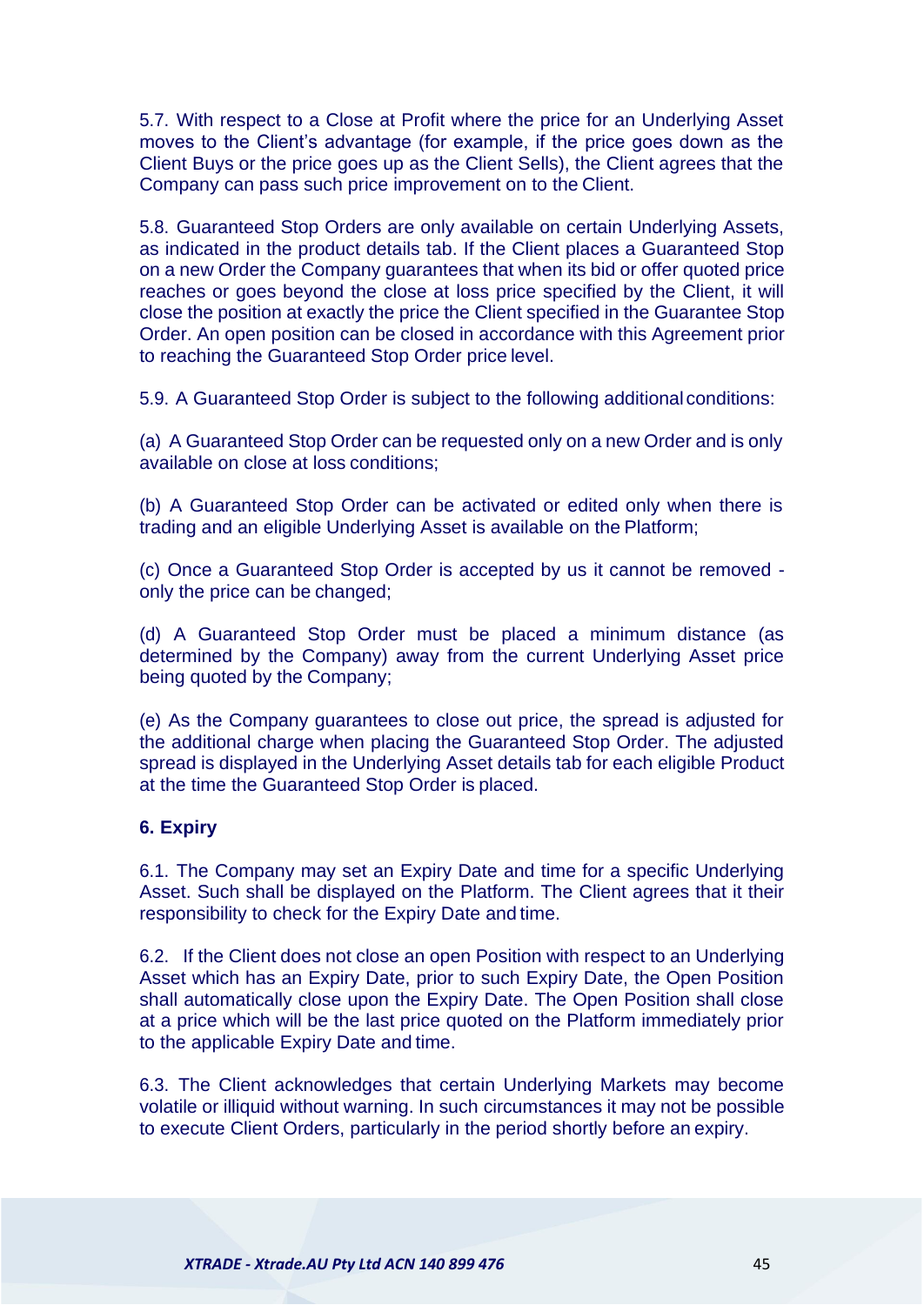5.7. With respect to a Close at Profit where the price for an Underlying Asset moves to the Client's advantage (for example, if the price goes down as the Client Buys or the price goes up as the Client Sells), the Client agrees that the Company can pass such price improvement on to the Client.

5.8. Guaranteed Stop Orders are only available on certain Underlying Assets, as indicated in the product details tab. If the Client places a Guaranteed Stop on a new Order the Company guarantees that when its bid or offer quoted price reaches or goes beyond the close at loss price specified by the Client, it will close the position at exactly the price the Client specified in the Guarantee Stop Order. An open position can be closed in accordance with this Agreement prior to reaching the Guaranteed Stop Order price level.

5.9. A Guaranteed Stop Order is subject to the following additional conditions:

(a) A Guaranteed Stop Order can be requested only on a new Order and is only available on close at loss conditions;

(b) A Guaranteed Stop Order can be activated or edited only when there is trading and an eligible Underlying Asset is available on the Platform;

(c) Once a Guaranteed Stop Order is accepted by us it cannot be removed - only the price can be changed;

(d) A Guaranteed Stop Order must be placed a minimum distance (as determined by the Company) away from the current Underlying Asset price being quoted by the Company;

(e) As the Company guarantees to close out price, the spread is adjusted for the additional charge when placing the Guaranteed Stop Order. The adjusted spread is displayed in the Underlying Asset details tab for each eligible Product at the time the Guaranteed Stop Order is placed.

**6. Expiry**

6.1. The Company may set an Expiry Date and time for a specific Underlying Asset. Such shall be displayed on the Platform. The Client agrees that it their responsibility to check for the Expiry Date and time.

6.2. If the Client does not close an open Position with respect to an Underlying Asset which has an Expiry Date, prior to such Expiry Date, the Open Position shall automatically close upon the Expiry Date. The Open Position shall close at a price which will be the last price quoted on the Platform immediately prior to the applicable Expiry Date and time.

6.3. The Client acknowledges that certain Underlying Markets may become volatile or illiquid without warning. In such circumstances it may not be possible to execute Client Orders, particularly in the period shortly before an expiry.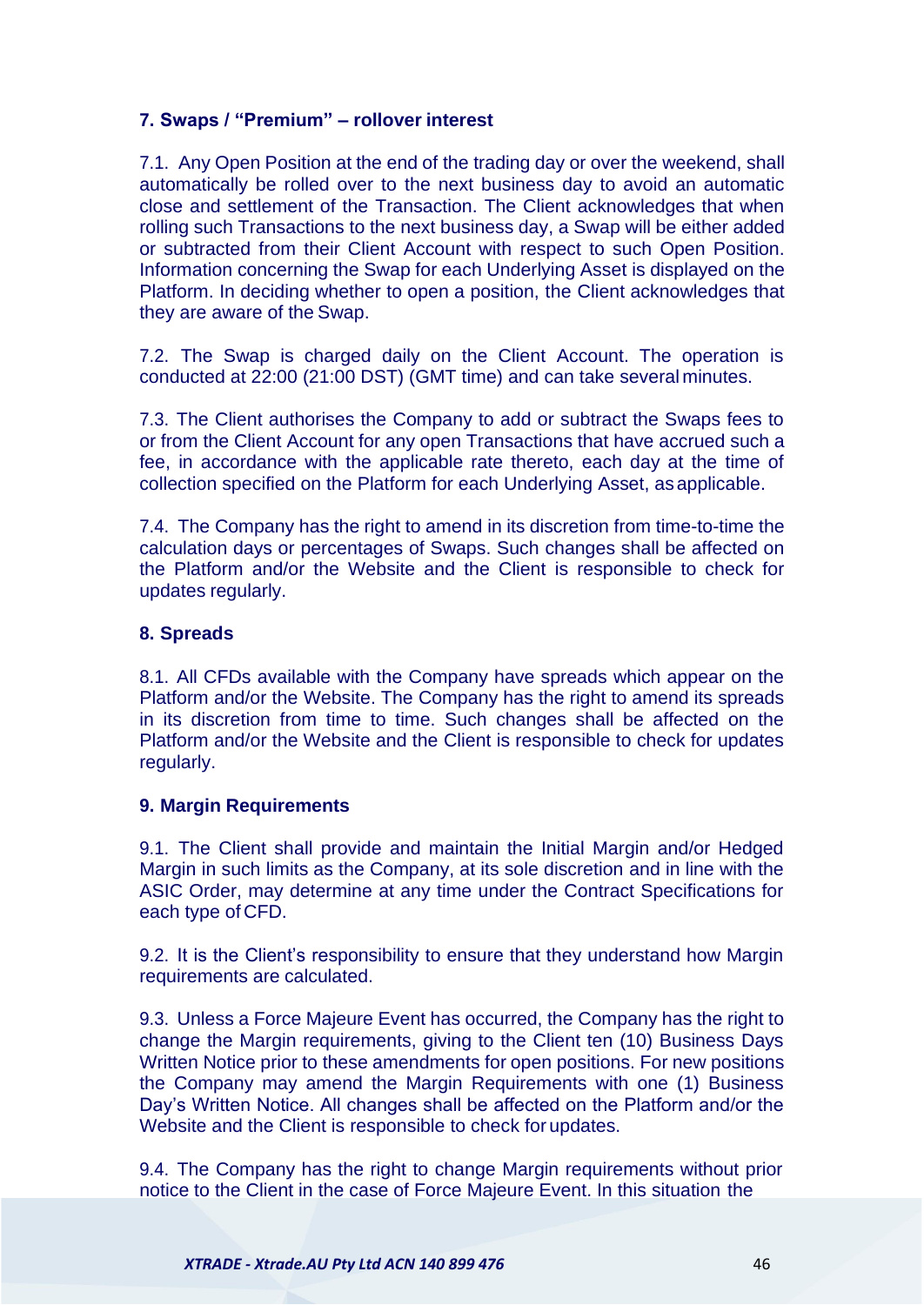**7. Swaps / "Premium" – rollover interest**

7.1. Any Open Position at the end of the trading day or over the weekend, shall automatically be rolled over to the next business day to avoid an automatic close and settlement of the Transaction. The Client acknowledges that when rolling such Transactions to the next business day, a Swap will be either added or subtracted from their Client Account with respect to such Open Position. Information concerning the Swap for each Underlying Asset is displayed on the Platform. In deciding whether to open a position, the Client acknowledges that they are aware of the Swap.

7.2. The Swap is charged daily on the Client Account. The operation is conducted at 22:00 (21:00 DST) (GMT time) and can take several minutes.

7.3. The Client authorises the Company to add or subtract the Swaps fees to or from the Client Account for any open Transactions that have accrued such a fee, in accordance with the applicable rate thereto, each day at the time of collection specified on the Platform for each Underlying Asset, as applicable.

7.4. The Company has the right to amend in its discretion from time-to-time the calculation days or percentages of Swaps. Such changes shall be affected on the Platform and/or the Website and the Client is responsible to check for updates regularly.

**8. Spreads**

8.1. All CFDs available with the Company have spreads which appear on the Platform and/or the Website. The Company has the right to amend its spreads in its discretion from time to time. Such changes shall be affected on the Platform and/or the Website and the Client is responsible to check for updates regularly.

**9. Margin Requirements**

9.1. The Client shall provide and maintain the Initial Margin and/or Hedged Margin in such limits as the Company, at its sole discretion and in line with the ASIC Order, may determine at any time under the Contract Specifications for each type of CFD.

9.2. It is the Client's responsibility to ensure that they understand how Margin requirements are calculated.

9.3. Unless a Force Majeure Event has occurred, the Company has the right to change the Margin requirements, giving to the Client ten (10) Business Days Written Notice prior to these amendments for open positions. For new positions the Company may amend the Margin Requirements with one (1) Business Day's Written Notice. All changes shall be affected on the Platform and/or the Website and the Client is responsible to check for updates.

9.4. The Company has the right to change Margin requirements without prior notice to the Client in the case of Force Majeure Event. In this situation the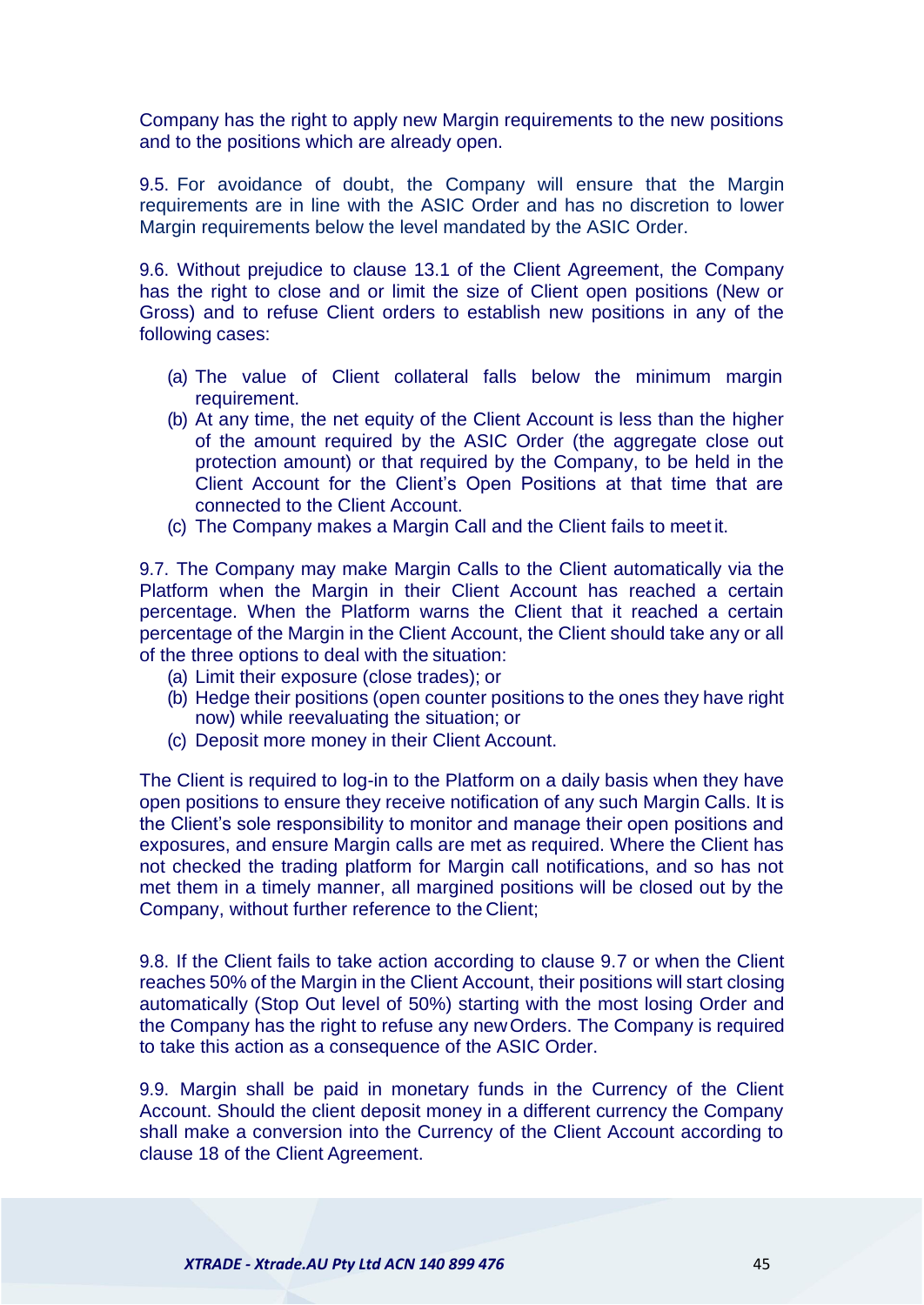Company has the right to apply new Margin requirements to the new positions and to the positions which are already open.

9.5. For avoidance of doubt, the Company will ensure that the Margin requirements are in line with the ASIC Order and has no discretion to lower Margin requirements below the level mandated by the ASIC Order.

9.6. Without prejudice to clause 13.1 of the Client Agreement, the Company has the right to close and or limit the size of Client open positions (New or Gross) and to refuse Client orders to establish new positions in any of the following cases:

- (a) The value of Client collateral falls below the minimum margin requirement.
- (b) At any time, the net equity of the Client Account is less than the higher of the amount required by the ASIC Order (the aggregate close out protection amount) or that required by the Company, to be held in the Client Account for the Client's Open Positions at that time that are connected to the Client Account.
- (c) The Company makes a Margin Call and the Client fails to meet it.

9.7. The Company may make Margin Calls to the Client automatically via the Platform when the Margin in their Client Account has reached a certain percentage. When the Platform warns the Client that it reached a certain percentage of the Margin in the Client Account, the Client should take any or all of the three options to deal with the situation:

- (a) Limit their exposure (close trades); or
- (b) Hedge their positions (open counter positions to the ones they have right now) while reevaluating the situation; or
- (c) Deposit more money in their Client Account.

The Client is required to log-in to the Platform on a daily basis when they have open positions to ensure they receive notification of any such Margin Calls. It is the Client's sole responsibility to monitor and manage their open positions and exposures, and ensure Margin calls are met as required. Where the Client has not checked the trading platform for Margin call notifications, and so has not met them in a timely manner, all margined positions will be closed out by the Company, without further reference to the Client;

9.8. If the Client fails to take action according to clause 9.7 or when the Client reaches 50% of the Margin in the Client Account, their positions will start closing automatically (Stop Out level of 50%) starting with the most losing Order and the Company has the right to refuse any new Orders. The Company is required to take this action as a consequence of the ASIC Order.

9.9. Margin shall be paid in monetary funds in the Currency of the Client Account. Should the client deposit money in a different currency the Company shall make a conversion into the Currency of the Client Account according to clause 18 of the Client Agreement.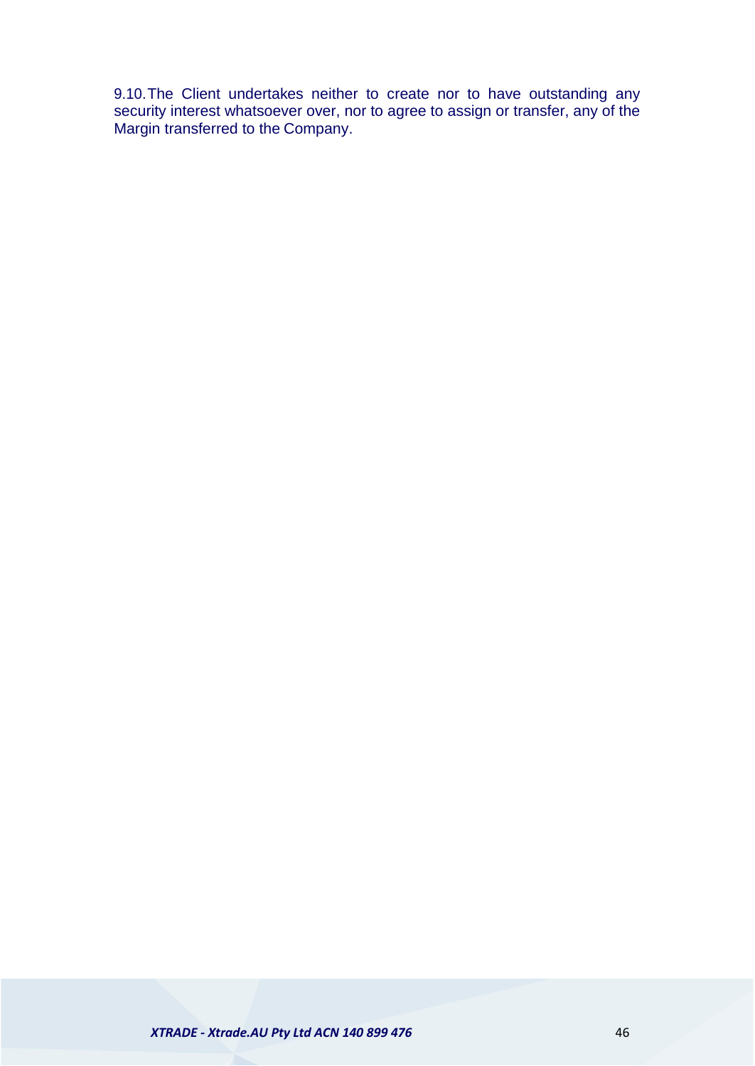9.10. The Client undertakes neither to create nor to have outstanding any security interest whatsoever over, nor to agree to assign or transfer, any of the Margin transferred to the Company.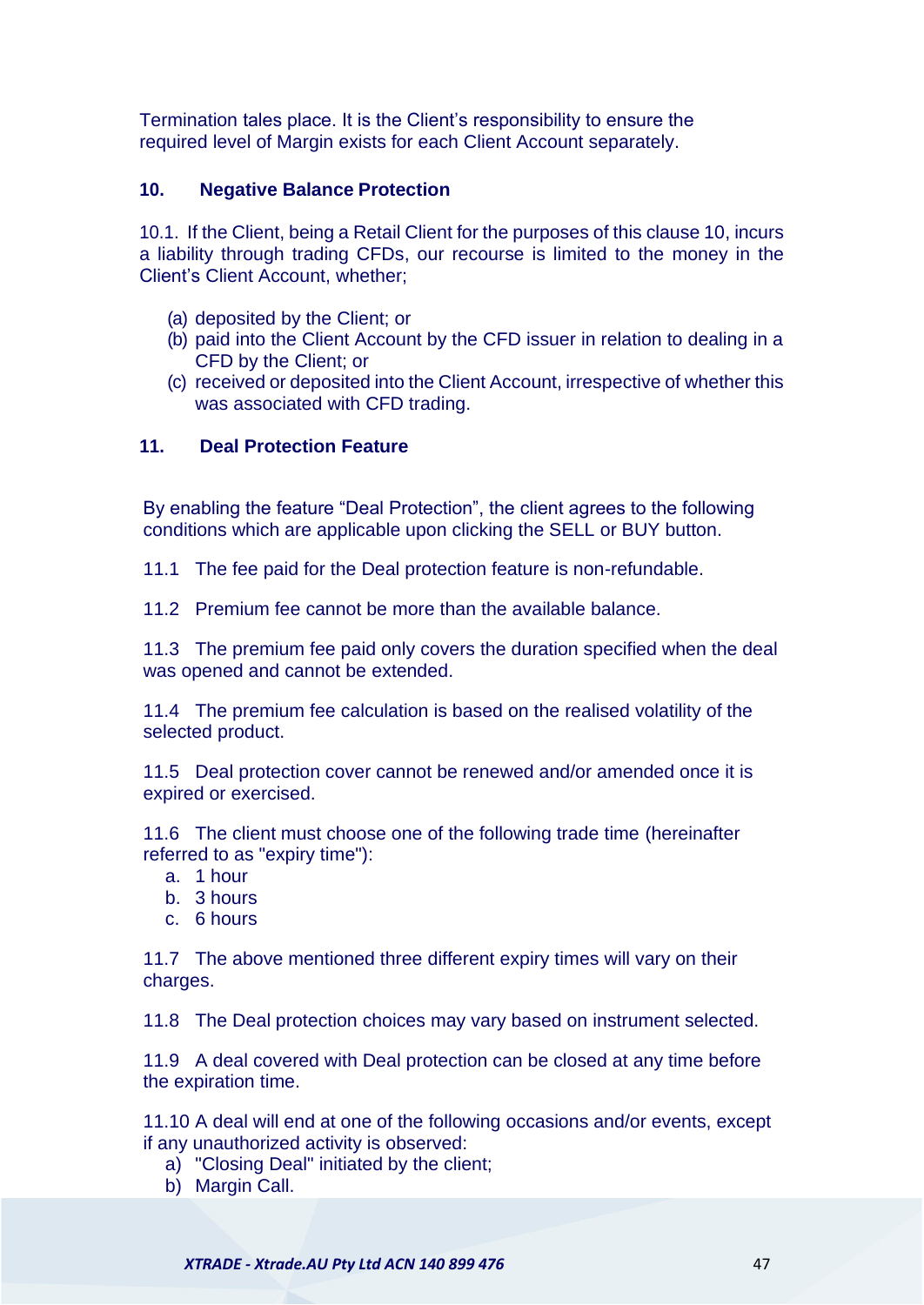Termination tales place. It is the Client's responsibility to ensure the required level of Margin exists for each Client Account separately.

## 10. Negative Balance Protection

10.1. If the Client, being a Retail Client for the purposes of this clause 10, incurs a liability through trading CFDs, our recourse is limited to the money in the Client's Client Account, whether;

(a) deposited by the Client; or
(b) paid into the Client Account by the CFD issuer in relation to dealing in a CFD by the Client; or
(c) received or deposited into the Client Account, irrespective of whether this was associated with CFD trading.

## 11. Deal Protection Feature

By enabling the feature "Deal Protection", the client agrees to the following conditions which are applicable upon clicking the SELL or BUY button.

11.1 The fee paid for the Deal protection feature is non-refundable.

11.2 Premium fee cannot be more than the available balance.

11.3 The premium fee paid only covers the duration specified when the deal was opened and cannot be extended.

11.4 The premium fee calculation is based on the realised volatility of the selected product.

11.5 Deal protection cover cannot be renewed and/or amended once it is expired or exercised.

11.6 The client must choose one of the following trade time (hereinafter referred to as "expiry time"):

a. 1 hour
b. 3 hours
c. 6 hours

11.7 The above mentioned three different expiry times will vary on their charges.

11.8 The Deal protection choices may vary based on instrument selected.

11.9 A deal covered with Deal protection can be closed at any time before the expiration time.

11.10 A deal will end at one of the following occasions and/or events, except if any unauthorized activity is observed:

a) "Closing Deal" initiated by the client;
b) Margin Call.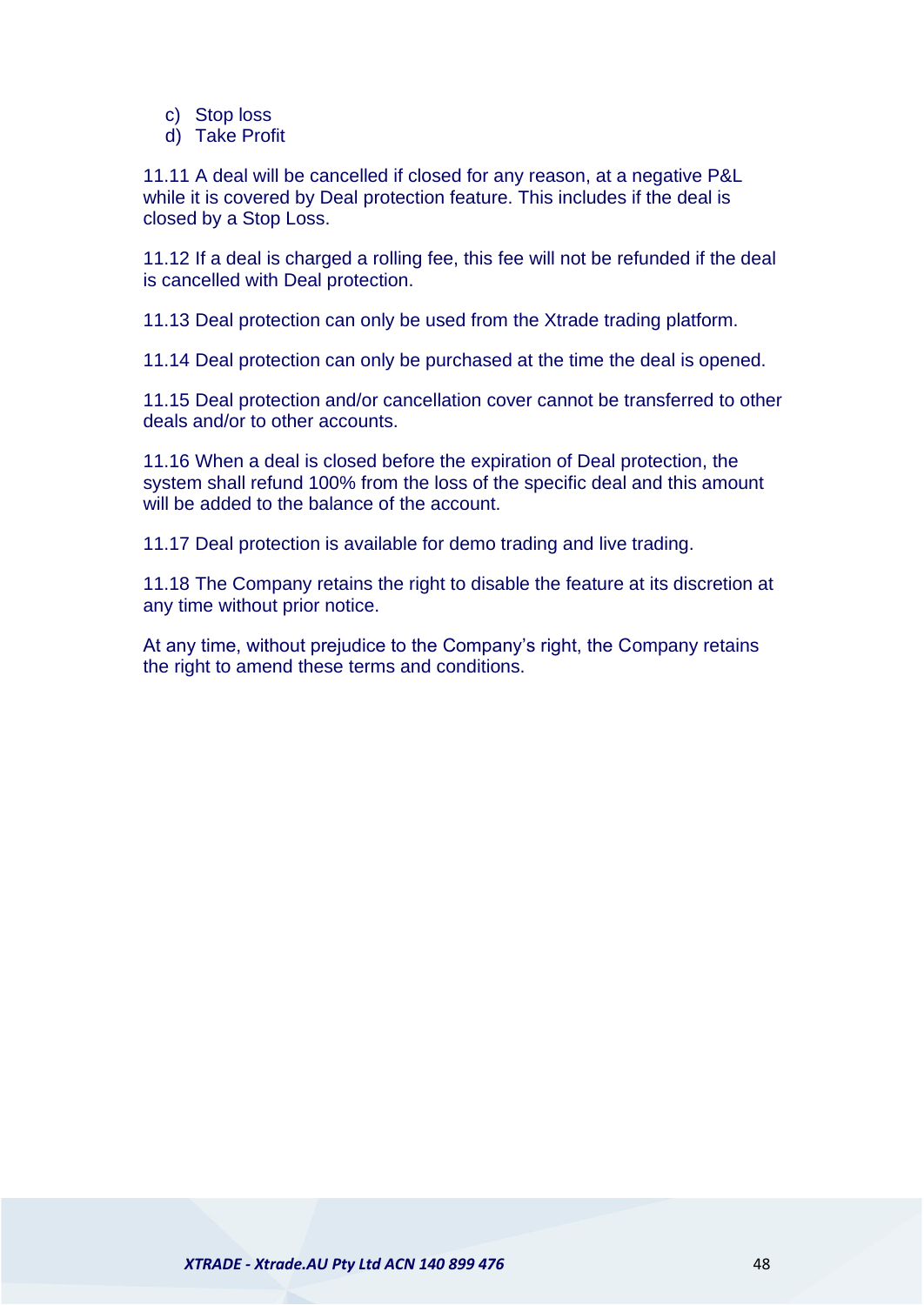c) Stop loss
d) Take Profit

11.11 A deal will be cancelled if closed for any reason, at a negative P&L while it is covered by Deal protection feature. This includes if the deal is closed by a Stop Loss.

11.12 If a deal is charged a rolling fee, this fee will not be refunded if the deal is cancelled with Deal protection.

11.13 Deal protection can only be used from the Xtrade trading platform.

11.14 Deal protection can only be purchased at the time the deal is opened.

11.15 Deal protection and/or cancellation cover cannot be transferred to other deals and/or to other accounts.

11.16 When a deal is closed before the expiration of Deal protection, the system shall refund 100% from the loss of the specific deal and this amount will be added to the balance of the account.

11.17 Deal protection is available for demo trading and live trading.

11.18 The Company retains the right to disable the feature at its discretion at any time without prior notice.

At any time, without prejudice to the Company's right, the Company retains the right to amend these terms and conditions.